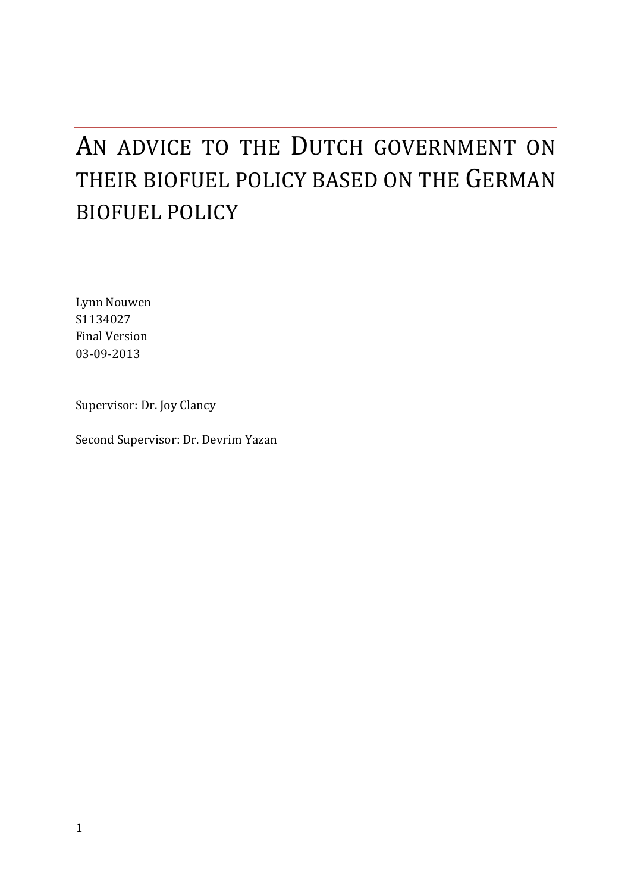# An advice to the Dutch government on their biofuel policy based on the German biofuel policy

Lynn Nouwen
S1134027
Final Version
03-09-2013

Supervisor: Dr. Joy Clancy

Second Supervisor: Dr. Devrim Yazan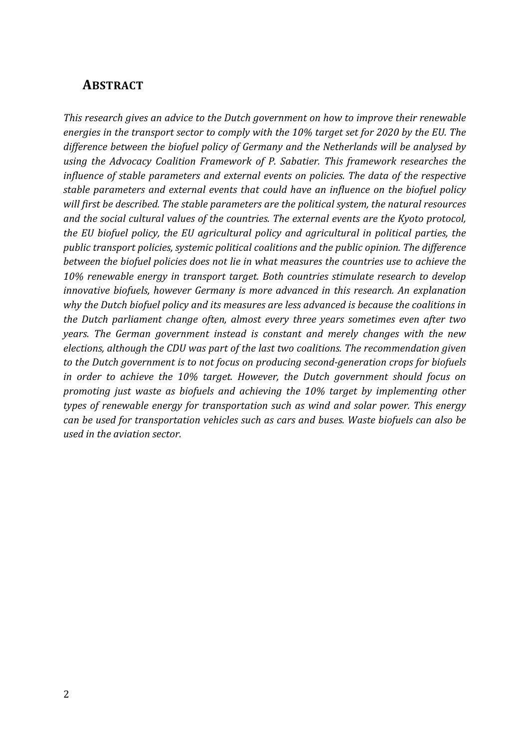## ABSTRACT

*This research gives an advice to the Dutch government on how to improve their renewable energies in the transport sector to comply with the 10% target set for 2020 by the EU. The difference between the biofuel policy of Germany and the Netherlands will be analysed by using the Advocacy Coalition Framework of P. Sabatier. This framework researches the influence of stable parameters and external events on policies. The data of the respective stable parameters and external events that could have an influence on the biofuel policy will first be described. The stable parameters are the political system, the natural resources and the social cultural values of the countries. The external events are the Kyoto protocol, the EU biofuel policy, the EU agricultural policy and agricultural in political parties, the public transport policies, systemic political coalitions and the public opinion. The difference between the biofuel policies does not lie in what measures the countries use to achieve the 10% renewable energy in transport target. Both countries stimulate research to develop innovative biofuels, however Germany is more advanced in this research. An explanation why the Dutch biofuel policy and its measures are less advanced is because the coalitions in the Dutch parliament change often, almost every three years sometimes even after two years. The German government instead is constant and merely changes with the new elections, although the CDU was part of the last two coalitions. The recommendation given to the Dutch government is to not focus on producing second-generation crops for biofuels in order to achieve the 10% target. However, the Dutch government should focus on promoting just waste as biofuels and achieving the 10% target by implementing other types of renewable energy for transportation such as wind and solar power. This energy can be used for transportation vehicles such as cars and buses. Waste biofuels can also be used in the aviation sector.*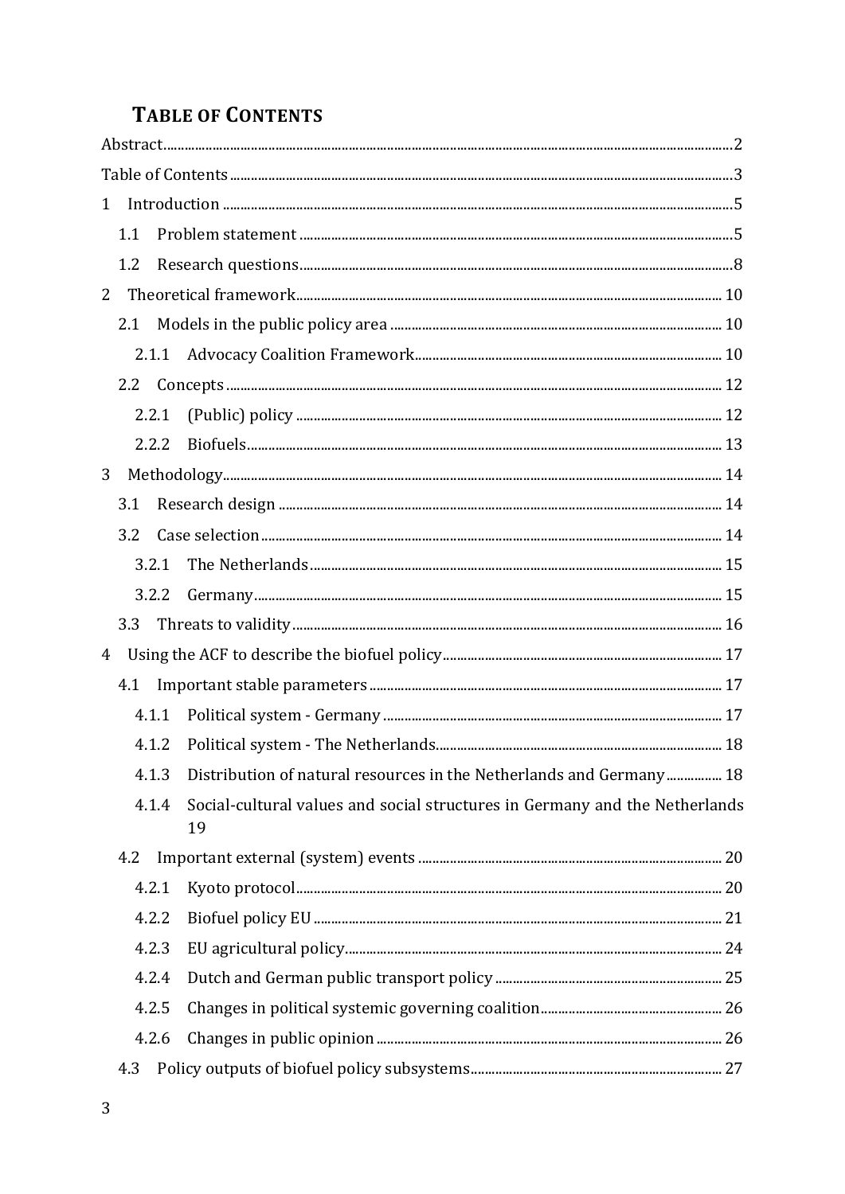# TABLE OF CONTENTS

Abstract ..... 2

Table of Contents ..... 3

1 Introduction ..... 5

1.1 Problem statement ..... 5

1.2 Research questions ..... 8

2 Theoretical framework ..... 10

2.1 Models in the public policy area ..... 10

2.1.1 Advocacy Coalition Framework ..... 10

2.2 Concepts ..... 12

2.2.1 (Public) policy ..... 12

2.2.2 Biofuels ..... 13

3 Methodology ..... 14

3.1 Research design ..... 14

3.2 Case selection ..... 14

3.2.1 The Netherlands ..... 15

3.2.2 Germany ..... 15

3.3 Threats to validity ..... 16

4 Using the ACF to describe the biofuel policy ..... 17

4.1 Important stable parameters ..... 17

4.1.1 Political system - Germany ..... 17

4.1.2 Political system - The Netherlands ..... 18

4.1.3 Distribution of natural resources in the Netherlands and Germany ..... 18

4.1.4 Social-cultural values and social structures in Germany and the Netherlands 19

4.2 Important external (system) events ..... 20

4.2.1 Kyoto protocol ..... 20

4.2.2 Biofuel policy EU ..... 21

4.2.3 EU agricultural policy ..... 24

4.2.4 Dutch and German public transport policy ..... 25

4.2.5 Changes in political systemic governing coalition ..... 26

4.2.6 Changes in public opinion ..... 26

4.3 Policy outputs of biofuel policy subsystems ..... 27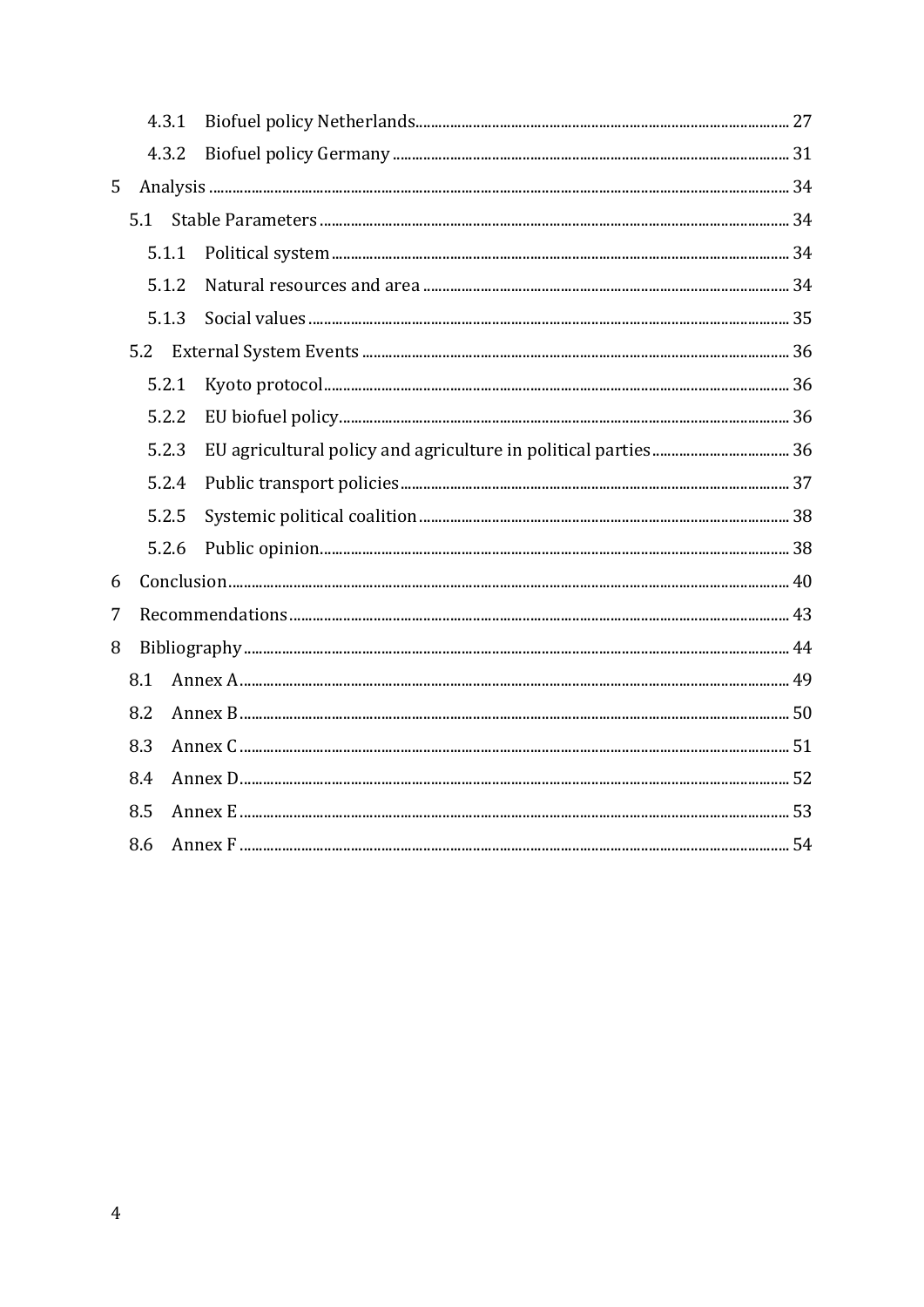4.3.1 Biofuel policy Netherlands ..... 27
4.3.2 Biofuel policy Germany ..... 31
5 Analysis ..... 34
5.1 Stable Parameters ..... 34
5.1.1 Political system ..... 34
5.1.2 Natural resources and area ..... 34
5.1.3 Social values ..... 35
5.2 External System Events ..... 36
5.2.1 Kyoto protocol ..... 36
5.2.2 EU biofuel policy ..... 36
5.2.3 EU agricultural policy and agriculture in political parties ..... 36
5.2.4 Public transport policies ..... 37
5.2.5 Systemic political coalition ..... 38
5.2.6 Public opinion ..... 38
6 Conclusion ..... 40
7 Recommendations ..... 43
8 Bibliography ..... 44
8.1 Annex A ..... 49
8.2 Annex B ..... 50
8.3 Annex C ..... 51
8.4 Annex D ..... 52
8.5 Annex E ..... 53
8.6 Annex F ..... 54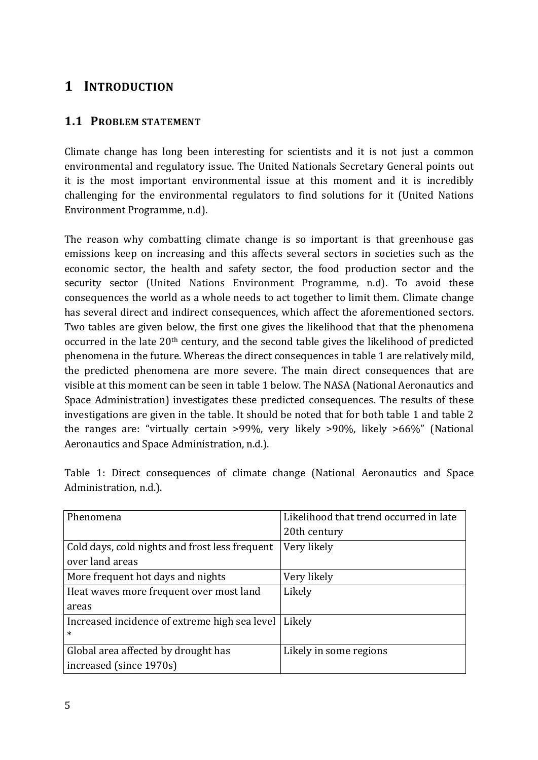# 1 INTRODUCTION

## 1.1 PROBLEM STATEMENT

Climate change has long been interesting for scientists and it is not just a common environmental and regulatory issue. The United Nationals Secretary General points out it is the most important environmental issue at this moment and it is incredibly challenging for the environmental regulators to find solutions for it (United Nations Environment Programme, n.d).

The reason why combatting climate change is so important is that greenhouse gas emissions keep on increasing and this affects several sectors in societies such as the economic sector, the health and safety sector, the food production sector and the security sector (United Nations Environment Programme, n.d). To avoid these consequences the world as a whole needs to act together to limit them. Climate change has several direct and indirect consequences, which affect the aforementioned sectors. Two tables are given below, the first one gives the likelihood that that the phenomena occurred in the late 20th century, and the second table gives the likelihood of predicted phenomena in the future. Whereas the direct consequences in table 1 are relatively mild, the predicted phenomena are more severe. The main direct consequences that are visible at this moment can be seen in table 1 below. The NASA (National Aeronautics and Space Administration) investigates these predicted consequences. The results of these investigations are given in the table. It should be noted that for both table 1 and table 2 the ranges are: "virtually certain >99%, very likely >90%, likely >66%" (National Aeronautics and Space Administration, n.d.).

Table 1: Direct consequences of climate change (National Aeronautics and Space Administration, n.d.).

| Phenomena | Likelihood that trend occurred in late 20th century |
|---|---|
| Cold days, cold nights and frost less frequent over land areas | Very likely |
| More frequent hot days and nights | Very likely |
| Heat waves more frequent over most land areas | Likely |
| Increased incidence of extreme high sea level * | Likely |
| Global area affected by drought has increased (since 1970s) | Likely in some regions |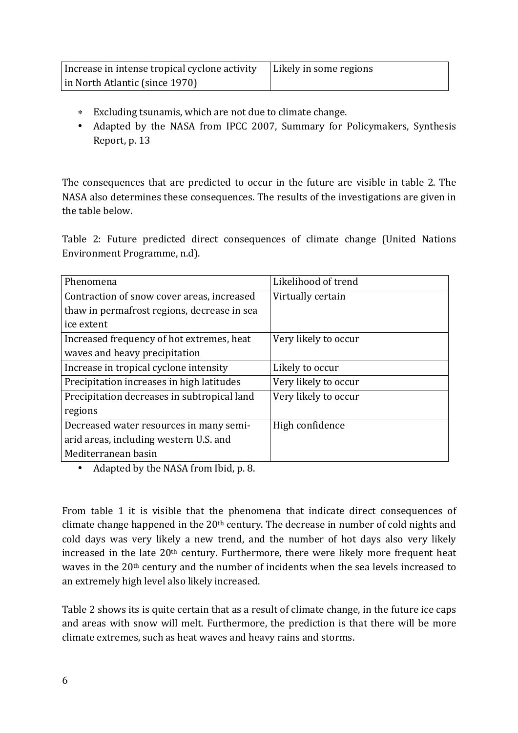| Increase in intense tropical cyclone activity in North Atlantic (since 1970) | Likely in some regions |
|---|---|

- Excluding tsunamis, which are not due to climate change.
- Adapted by the NASA from IPCC 2007, Summary for Policymakers, Synthesis Report, p. 13

The consequences that are predicted to occur in the future are visible in table 2. The NASA also determines these consequences. The results of the investigations are given in the table below.

Table 2: Future predicted direct consequences of climate change (United Nations Environment Programme, n.d).

| Phenomena | Likelihood of trend |
|---|---|
| Contraction of snow cover areas, increased thaw in permafrost regions, decrease in sea ice extent | Virtually certain |
| Increased frequency of hot extremes, heat waves and heavy precipitation | Very likely to occur |
| Increase in tropical cyclone intensity | Likely to occur |
| Precipitation increases in high latitudes | Very likely to occur |
| Precipitation decreases in subtropical land regions | Very likely to occur |
| Decreased water resources in many semi-arid areas, including western U.S. and Mediterranean basin | High confidence |

- Adapted by the NASA from Ibid, p. 8.

From table 1 it is visible that the phenomena that indicate direct consequences of climate change happened in the 20th century. The decrease in number of cold nights and cold days was very likely a new trend, and the number of hot days also very likely increased in the late 20th century. Furthermore, there were likely more frequent heat waves in the 20th century and the number of incidents when the sea levels increased to an extremely high level also likely increased.

Table 2 shows its is quite certain that as a result of climate change, in the future ice caps and areas with snow will melt. Furthermore, the prediction is that there will be more climate extremes, such as heat waves and heavy rains and storms.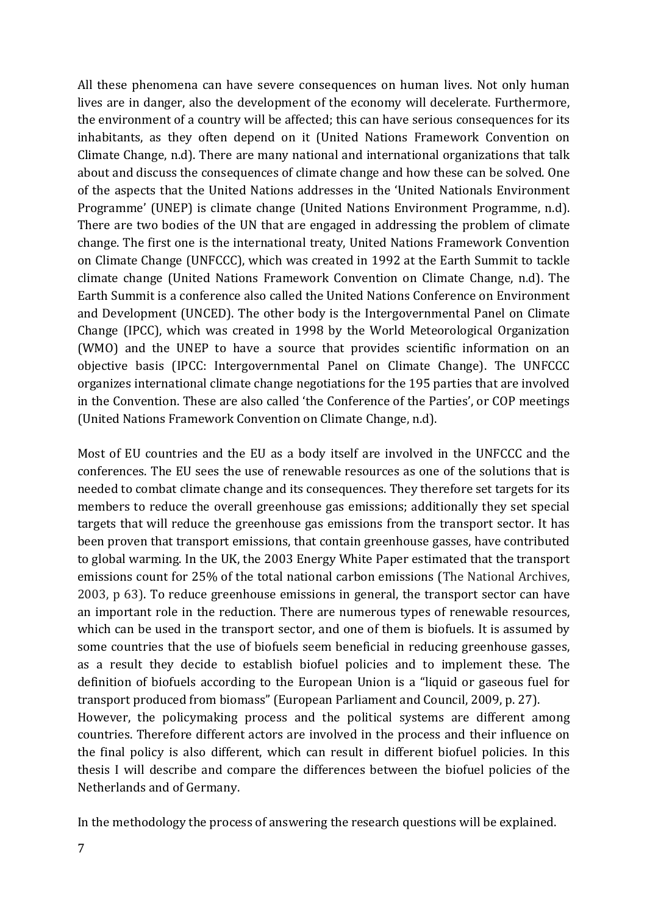All these phenomena can have severe consequences on human lives. Not only human lives are in danger, also the development of the economy will decelerate. Furthermore, the environment of a country will be affected; this can have serious consequences for its inhabitants, as they often depend on it (United Nations Framework Convention on Climate Change, n.d). There are many national and international organizations that talk about and discuss the consequences of climate change and how these can be solved. One of the aspects that the United Nations addresses in the 'United Nationals Environment Programme' (UNEP) is climate change (United Nations Environment Programme, n.d). There are two bodies of the UN that are engaged in addressing the problem of climate change. The first one is the international treaty, United Nations Framework Convention on Climate Change (UNFCCC), which was created in 1992 at the Earth Summit to tackle climate change (United Nations Framework Convention on Climate Change, n.d). The Earth Summit is a conference also called the United Nations Conference on Environment and Development (UNCED). The other body is the Intergovernmental Panel on Climate Change (IPCC), which was created in 1998 by the World Meteorological Organization (WMO) and the UNEP to have a source that provides scientific information on an objective basis (IPCC: Intergovernmental Panel on Climate Change). The UNFCCC organizes international climate change negotiations for the 195 parties that are involved in the Convention. These are also called 'the Conference of the Parties', or COP meetings (United Nations Framework Convention on Climate Change, n.d).

Most of EU countries and the EU as a body itself are involved in the UNFCCC and the conferences. The EU sees the use of renewable resources as one of the solutions that is needed to combat climate change and its consequences. They therefore set targets for its members to reduce the overall greenhouse gas emissions; additionally they set special targets that will reduce the greenhouse gas emissions from the transport sector. It has been proven that transport emissions, that contain greenhouse gasses, have contributed to global warming. In the UK, the 2003 Energy White Paper estimated that the transport emissions count for 25% of the total national carbon emissions (The National Archives, 2003, p 63). To reduce greenhouse emissions in general, the transport sector can have an important role in the reduction. There are numerous types of renewable resources, which can be used in the transport sector, and one of them is biofuels. It is assumed by some countries that the use of biofuels seem beneficial in reducing greenhouse gasses, as a result they decide to establish biofuel policies and to implement these. The definition of biofuels according to the European Union is a "liquid or gaseous fuel for transport produced from biomass" (European Parliament and Council, 2009, p. 27).
However, the policymaking process and the political systems are different among countries. Therefore different actors are involved in the process and their influence on the final policy is also different, which can result in different biofuel policies. In this thesis I will describe and compare the differences between the biofuel policies of the Netherlands and of Germany.

In the methodology the process of answering the research questions will be explained.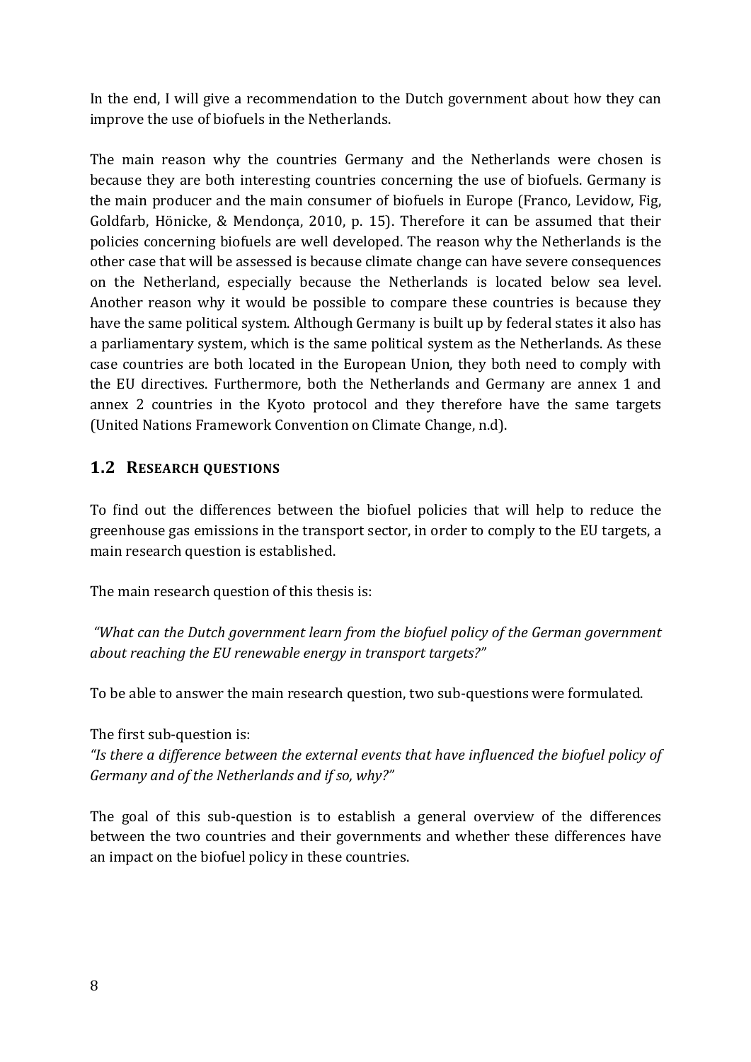In the end, I will give a recommendation to the Dutch government about how they can improve the use of biofuels in the Netherlands.

The main reason why the countries Germany and the Netherlands were chosen is because they are both interesting countries concerning the use of biofuels. Germany is the main producer and the main consumer of biofuels in Europe (Franco, Levidow, Fig, Goldfarb, Hönicke, & Mendonça, 2010, p. 15). Therefore it can be assumed that their policies concerning biofuels are well developed. The reason why the Netherlands is the other case that will be assessed is because climate change can have severe consequences on the Netherland, especially because the Netherlands is located below sea level. Another reason why it would be possible to compare these countries is because they have the same political system. Although Germany is built up by federal states it also has a parliamentary system, which is the same political system as the Netherlands. As these case countries are both located in the European Union, they both need to comply with the EU directives. Furthermore, both the Netherlands and Germany are annex 1 and annex 2 countries in the Kyoto protocol and they therefore have the same targets (United Nations Framework Convention on Climate Change, n.d).

## 1.2 RESEARCH QUESTIONS

To find out the differences between the biofuel policies that will help to reduce the greenhouse gas emissions in the transport sector, in order to comply to the EU targets, a main research question is established.

The main research question of this thesis is:

*"What can the Dutch government learn from the biofuel policy of the German government about reaching the EU renewable energy in transport targets?"*

To be able to answer the main research question, two sub-questions were formulated.

The first sub-question is:
*"Is there a difference between the external events that have influenced the biofuel policy of Germany and of the Netherlands and if so, why?"*

The goal of this sub-question is to establish a general overview of the differences between the two countries and their governments and whether these differences have an impact on the biofuel policy in these countries.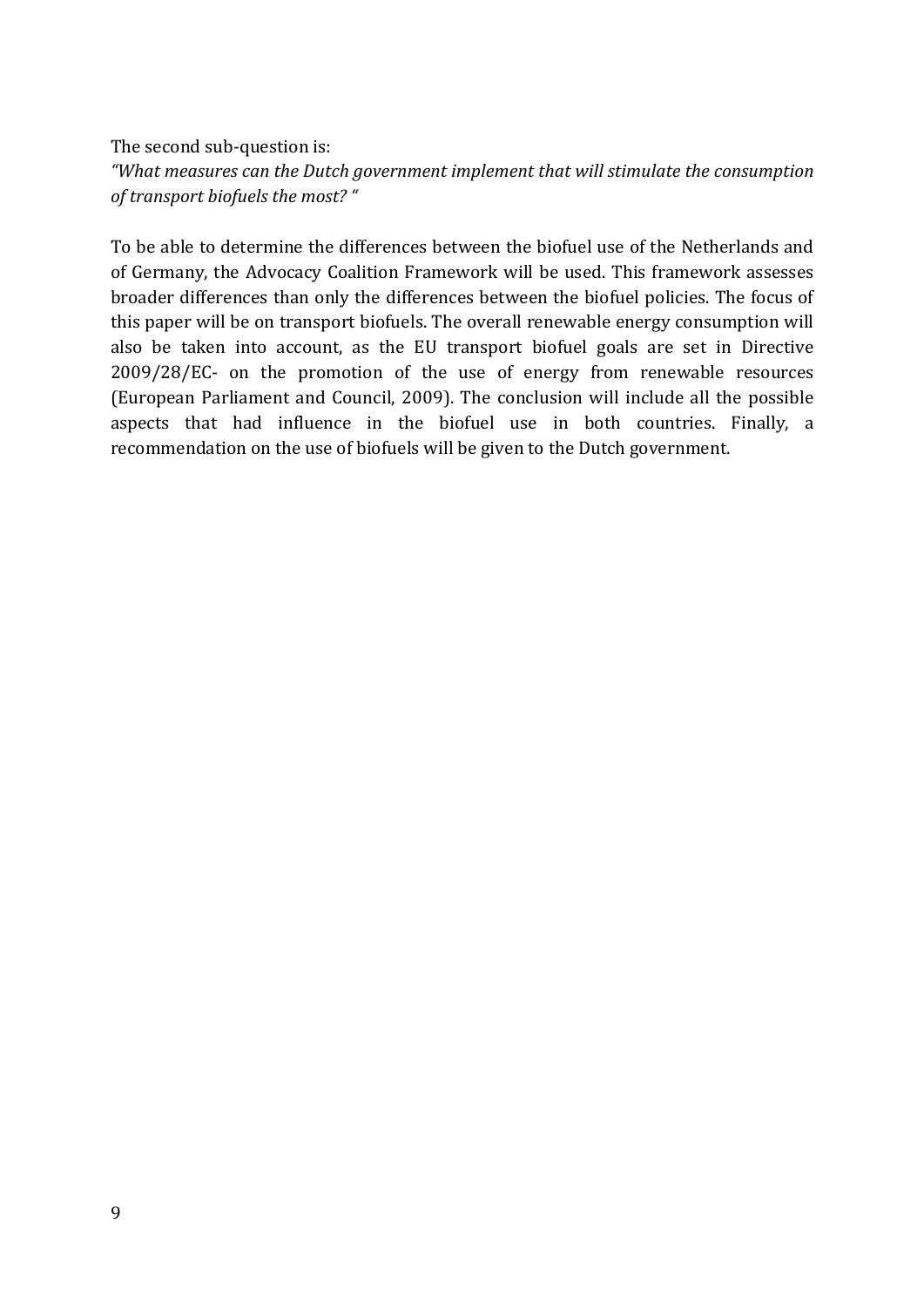The second sub-question is:

*"What measures can the Dutch government implement that will stimulate the consumption of transport biofuels the most? "*

To be able to determine the differences between the biofuel use of the Netherlands and of Germany, the Advocacy Coalition Framework will be used. This framework assesses broader differences than only the differences between the biofuel policies. The focus of this paper will be on transport biofuels. The overall renewable energy consumption will also be taken into account, as the EU transport biofuel goals are set in Directive 2009/28/EC- on the promotion of the use of energy from renewable resources (European Parliament and Council, 2009). The conclusion will include all the possible aspects that had influence in the biofuel use in both countries. Finally, a recommendation on the use of biofuels will be given to the Dutch government.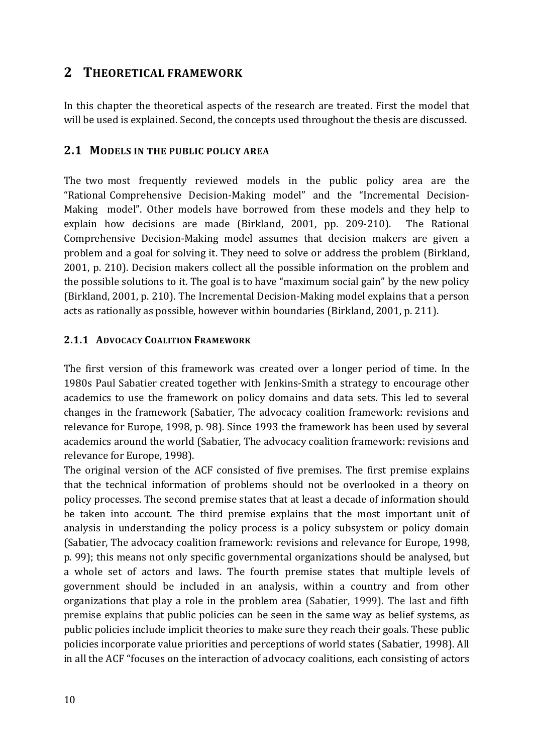# 2 THEORETICAL FRAMEWORK

In this chapter the theoretical aspects of the research are treated. First the model that will be used is explained. Second, the concepts used throughout the thesis are discussed.

## 2.1 MODELS IN THE PUBLIC POLICY AREA

The two most frequently reviewed models in the public policy area are the "Rational Comprehensive Decision-Making model" and the "Incremental Decision-Making model". Other models have borrowed from these models and they help to explain how decisions are made (Birkland, 2001, pp. 209-210). The Rational Comprehensive Decision-Making model assumes that decision makers are given a problem and a goal for solving it. They need to solve or address the problem (Birkland, 2001, p. 210). Decision makers collect all the possible information on the problem and the possible solutions to it. The goal is to have "maximum social gain" by the new policy (Birkland, 2001, p. 210). The Incremental Decision-Making model explains that a person acts as rationally as possible, however within boundaries (Birkland, 2001, p. 211).

### 2.1.1 ADVOCACY COALITION FRAMEWORK

The first version of this framework was created over a longer period of time. In the 1980s Paul Sabatier created together with Jenkins-Smith a strategy to encourage other academics to use the framework on policy domains and data sets. This led to several changes in the framework (Sabatier, The advocacy coalition framework: revisions and relevance for Europe, 1998, p. 98). Since 1993 the framework has been used by several academics around the world (Sabatier, The advocacy coalition framework: revisions and relevance for Europe, 1998).

The original version of the ACF consisted of five premises. The first premise explains that the technical information of problems should not be overlooked in a theory on policy processes. The second premise states that at least a decade of information should be taken into account. The third premise explains that the most important unit of analysis in understanding the policy process is a policy subsystem or policy domain (Sabatier, The advocacy coalition framework: revisions and relevance for Europe, 1998, p. 99); this means not only specific governmental organizations should be analysed, but a whole set of actors and laws. The fourth premise states that multiple levels of government should be included in an analysis, within a country and from other organizations that play a role in the problem area (Sabatier, 1999). The last and fifth premise explains that public policies can be seen in the same way as belief systems, as public policies include implicit theories to make sure they reach their goals. These public policies incorporate value priorities and perceptions of world states (Sabatier, 1998). All in all the ACF "focuses on the interaction of advocacy coalitions, each consisting of actors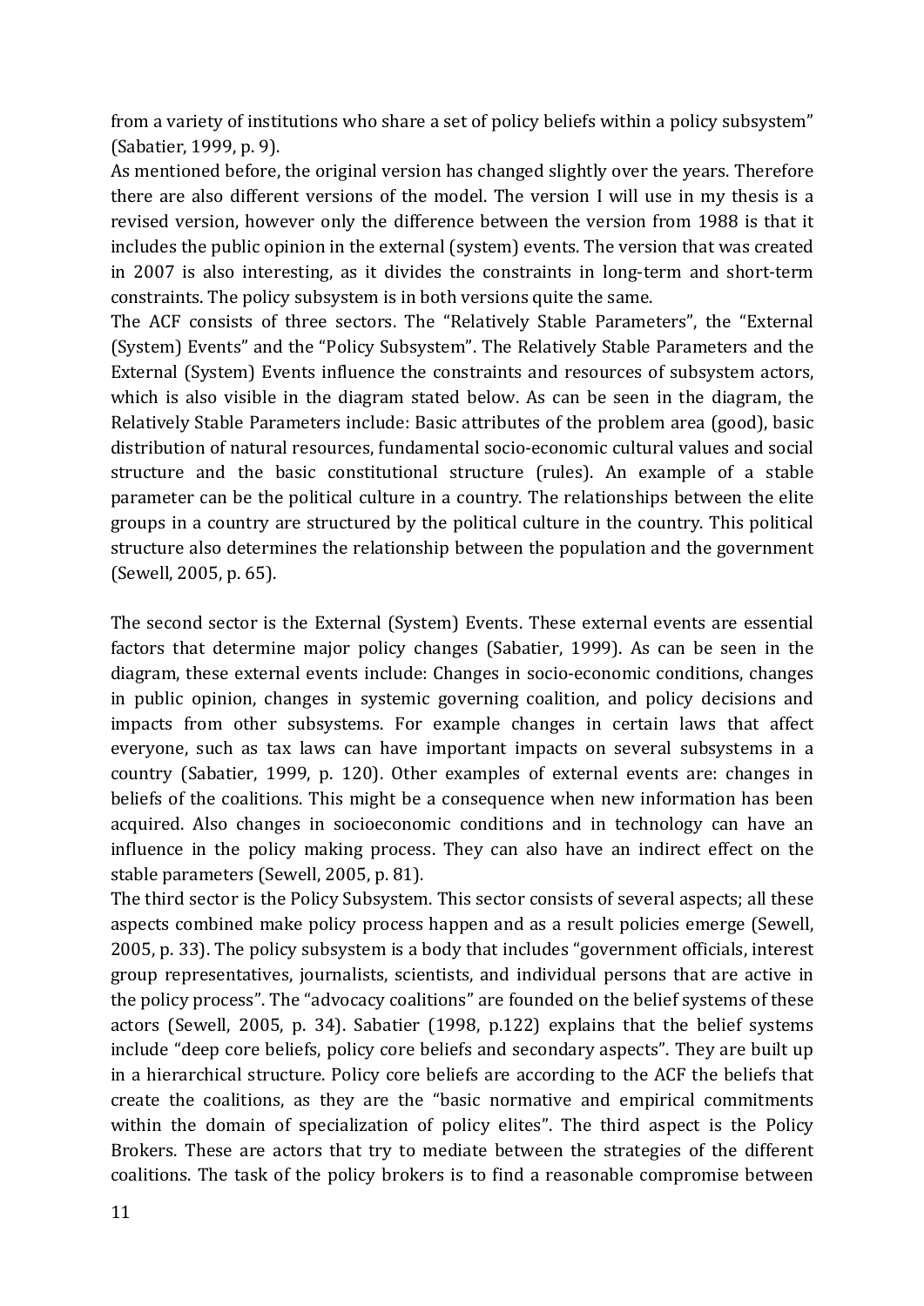from a variety of institutions who share a set of policy beliefs within a policy subsystem" (Sabatier, 1999, p. 9).

As mentioned before, the original version has changed slightly over the years. Therefore there are also different versions of the model. The version I will use in my thesis is a revised version, however only the difference between the version from 1988 is that it includes the public opinion in the external (system) events. The version that was created in 2007 is also interesting, as it divides the constraints in long-term and short-term constraints. The policy subsystem is in both versions quite the same.

The ACF consists of three sectors. The "Relatively Stable Parameters", the "External (System) Events" and the "Policy Subsystem". The Relatively Stable Parameters and the External (System) Events influence the constraints and resources of subsystem actors, which is also visible in the diagram stated below. As can be seen in the diagram, the Relatively Stable Parameters include: Basic attributes of the problem area (good), basic distribution of natural resources, fundamental socio-economic cultural values and social structure and the basic constitutional structure (rules). An example of a stable parameter can be the political culture in a country. The relationships between the elite groups in a country are structured by the political culture in the country. This political structure also determines the relationship between the population and the government (Sewell, 2005, p. 65).

The second sector is the External (System) Events. These external events are essential factors that determine major policy changes (Sabatier, 1999). As can be seen in the diagram, these external events include: Changes in socio-economic conditions, changes in public opinion, changes in systemic governing coalition, and policy decisions and impacts from other subsystems. For example changes in certain laws that affect everyone, such as tax laws can have important impacts on several subsystems in a country (Sabatier, 1999, p. 120). Other examples of external events are: changes in beliefs of the coalitions. This might be a consequence when new information has been acquired. Also changes in socioeconomic conditions and in technology can have an influence in the policy making process. They can also have an indirect effect on the stable parameters (Sewell, 2005, p. 81).

The third sector is the Policy Subsystem. This sector consists of several aspects; all these aspects combined make policy process happen and as a result policies emerge (Sewell, 2005, p. 33). The policy subsystem is a body that includes "government officials, interest group representatives, journalists, scientists, and individual persons that are active in the policy process". The "advocacy coalitions" are founded on the belief systems of these actors (Sewell, 2005, p. 34). Sabatier (1998, p.122) explains that the belief systems include "deep core beliefs, policy core beliefs and secondary aspects". They are built up in a hierarchical structure. Policy core beliefs are according to the ACF the beliefs that create the coalitions, as they are the "basic normative and empirical commitments within the domain of specialization of policy elites". The third aspect is the Policy Brokers. These are actors that try to mediate between the strategies of the different coalitions. The task of the policy brokers is to find a reasonable compromise between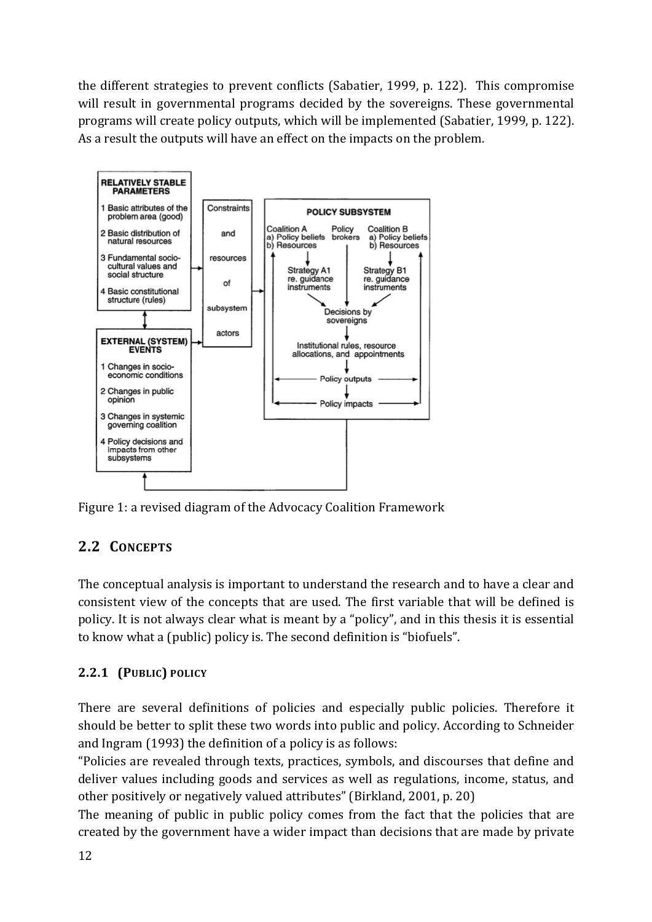the different strategies to prevent conflicts (Sabatier, 1999, p. 122). This compromise will result in governmental programs decided by the sovereigns. These governmental programs will create policy outputs, which will be implemented (Sabatier, 1999, p. 122). As a result the outputs will have an effect on the impacts on the problem.

Figure 1: a revised diagram of the Advocacy Coalition Framework

## 2.2 Concepts

The conceptual analysis is important to understand the research and to have a clear and consistent view of the concepts that are used. The first variable that will be defined is policy. It is not always clear what is meant by a "policy", and in this thesis it is essential to know what a (public) policy is. The second definition is "biofuels".

### 2.2.1 (Public) policy

There are several definitions of policies and especially public policies. Therefore it should be better to split these two words into public and policy. According to Schneider and Ingram (1993) the definition of a policy is as follows:

"Policies are revealed through texts, practices, symbols, and discourses that define and deliver values including goods and services as well as regulations, income, status, and other positively or negatively valued attributes" (Birkland, 2001, p. 20)

The meaning of public in public policy comes from the fact that the policies that are created by the government have a wider impact than decisions that are made by private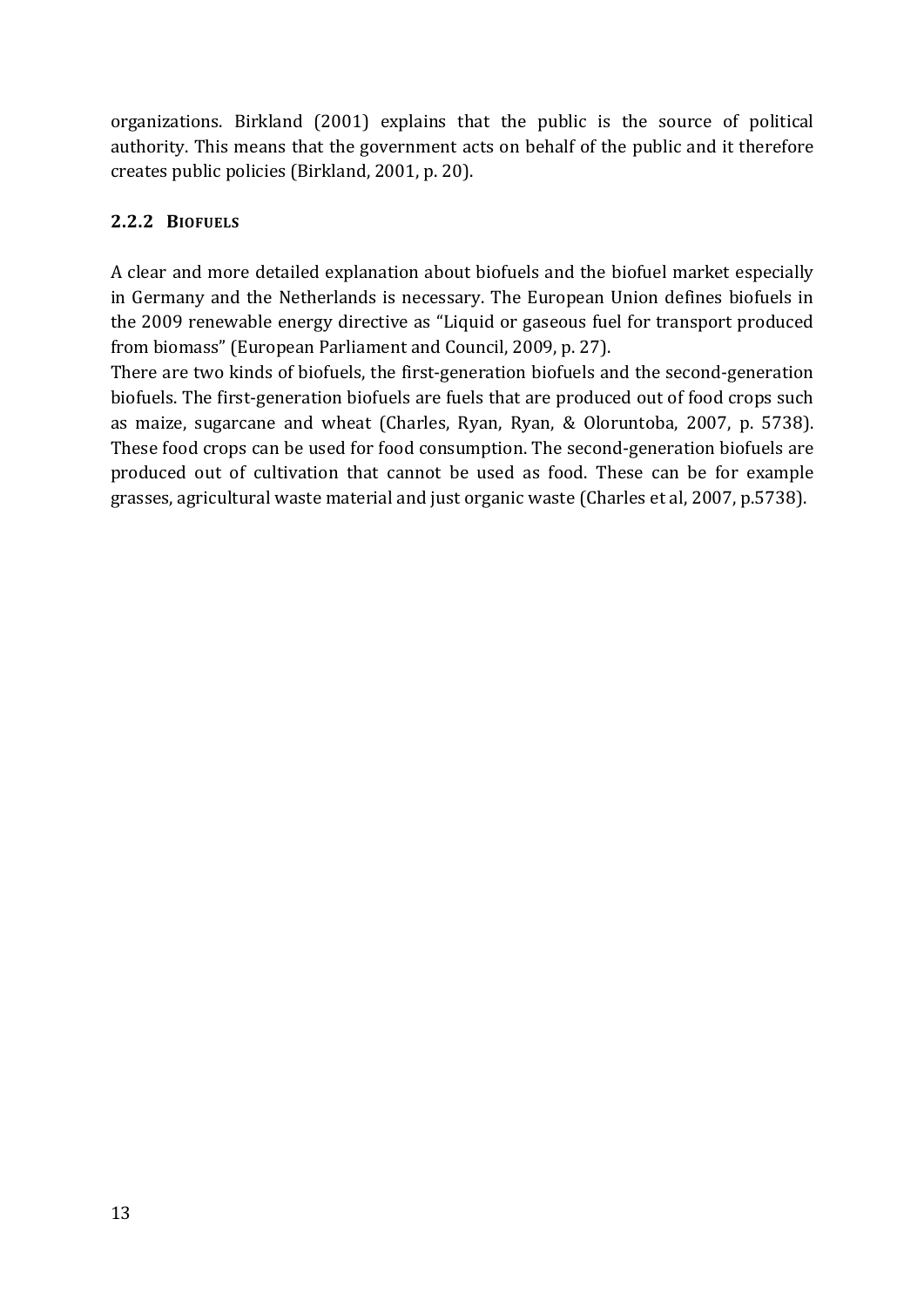organizations. Birkland (2001) explains that the public is the source of political authority. This means that the government acts on behalf of the public and it therefore creates public policies (Birkland, 2001, p. 20).

### 2.2.2 BIOFUELS

A clear and more detailed explanation about biofuels and the biofuel market especially in Germany and the Netherlands is necessary. The European Union defines biofuels in the 2009 renewable energy directive as "Liquid or gaseous fuel for transport produced from biomass" (European Parliament and Council, 2009, p. 27).

There are two kinds of biofuels, the first-generation biofuels and the second-generation biofuels. The first-generation biofuels are fuels that are produced out of food crops such as maize, sugarcane and wheat (Charles, Ryan, Ryan, & Oloruntoba, 2007, p. 5738). These food crops can be used for food consumption. The second-generation biofuels are produced out of cultivation that cannot be used as food. These can be for example grasses, agricultural waste material and just organic waste (Charles et al, 2007, p.5738).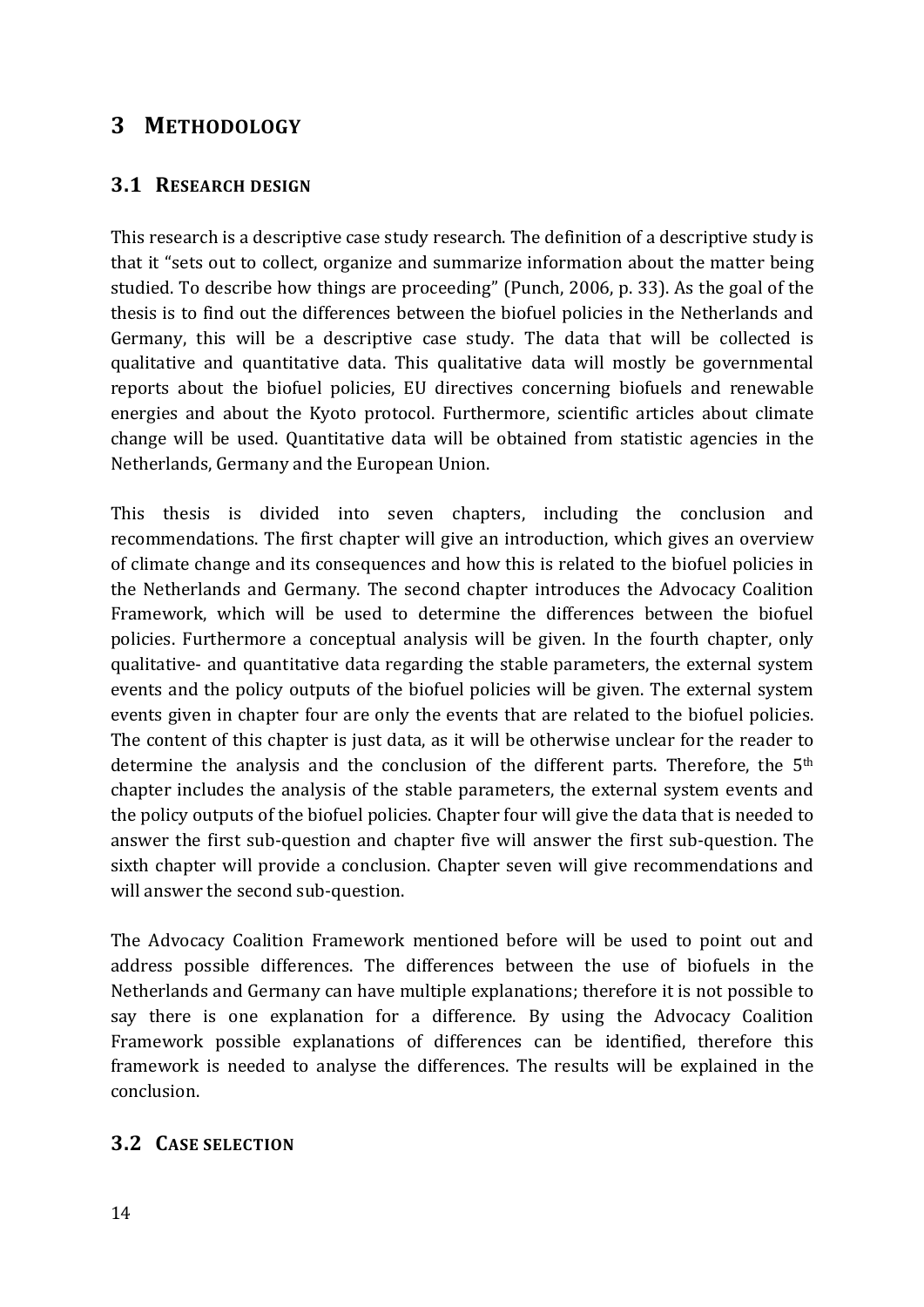# 3 METHODOLOGY

## 3.1 RESEARCH DESIGN

This research is a descriptive case study research. The definition of a descriptive study is that it "sets out to collect, organize and summarize information about the matter being studied. To describe how things are proceeding" (Punch, 2006, p. 33). As the goal of the thesis is to find out the differences between the biofuel policies in the Netherlands and Germany, this will be a descriptive case study. The data that will be collected is qualitative and quantitative data. This qualitative data will mostly be governmental reports about the biofuel policies, EU directives concerning biofuels and renewable energies and about the Kyoto protocol. Furthermore, scientific articles about climate change will be used. Quantitative data will be obtained from statistic agencies in the Netherlands, Germany and the European Union.

This thesis is divided into seven chapters, including the conclusion and recommendations. The first chapter will give an introduction, which gives an overview of climate change and its consequences and how this is related to the biofuel policies in the Netherlands and Germany. The second chapter introduces the Advocacy Coalition Framework, which will be used to determine the differences between the biofuel policies. Furthermore a conceptual analysis will be given. In the fourth chapter, only qualitative- and quantitative data regarding the stable parameters, the external system events and the policy outputs of the biofuel policies will be given. The external system events given in chapter four are only the events that are related to the biofuel policies. The content of this chapter is just data, as it will be otherwise unclear for the reader to determine the analysis and the conclusion of the different parts. Therefore, the 5th chapter includes the analysis of the stable parameters, the external system events and the policy outputs of the biofuel policies. Chapter four will give the data that is needed to answer the first sub-question and chapter five will answer the first sub-question. The sixth chapter will provide a conclusion. Chapter seven will give recommendations and will answer the second sub-question.

The Advocacy Coalition Framework mentioned before will be used to point out and address possible differences. The differences between the use of biofuels in the Netherlands and Germany can have multiple explanations; therefore it is not possible to say there is one explanation for a difference. By using the Advocacy Coalition Framework possible explanations of differences can be identified, therefore this framework is needed to analyse the differences. The results will be explained in the conclusion.

## 3.2 CASE SELECTION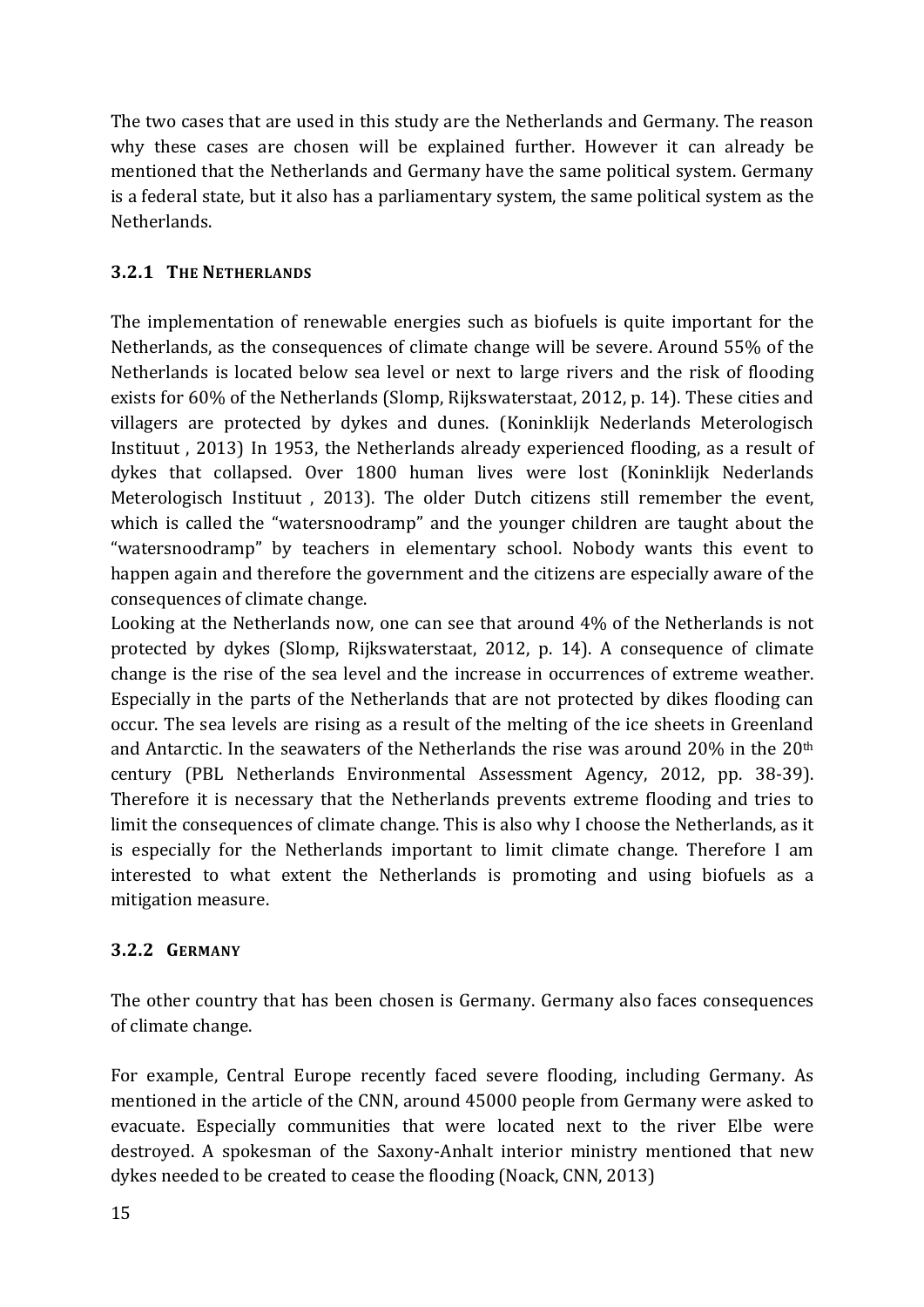The two cases that are used in this study are the Netherlands and Germany. The reason why these cases are chosen will be explained further. However it can already be mentioned that the Netherlands and Germany have the same political system. Germany is a federal state, but it also has a parliamentary system, the same political system as the Netherlands.

### 3.2.1 THE NETHERLANDS

The implementation of renewable energies such as biofuels is quite important for the Netherlands, as the consequences of climate change will be severe. Around 55% of the Netherlands is located below sea level or next to large rivers and the risk of flooding exists for 60% of the Netherlands (Slomp, Rijkswaterstaat, 2012, p. 14). These cities and villagers are protected by dykes and dunes. (Koninklijk Nederlands Meterologisch Instituut , 2013) In 1953, the Netherlands already experienced flooding, as a result of dykes that collapsed. Over 1800 human lives were lost (Koninklijk Nederlands Meterologisch Instituut , 2013). The older Dutch citizens still remember the event, which is called the "watersnoodramp" and the younger children are taught about the "watersnoodramp" by teachers in elementary school. Nobody wants this event to happen again and therefore the government and the citizens are especially aware of the consequences of climate change.

Looking at the Netherlands now, one can see that around 4% of the Netherlands is not protected by dykes (Slomp, Rijkswaterstaat, 2012, p. 14). A consequence of climate change is the rise of the sea level and the increase in occurrences of extreme weather. Especially in the parts of the Netherlands that are not protected by dikes flooding can occur. The sea levels are rising as a result of the melting of the ice sheets in Greenland and Antarctic. In the seawaters of the Netherlands the rise was around 20% in the 20th century (PBL Netherlands Environmental Assessment Agency, 2012, pp. 38-39). Therefore it is necessary that the Netherlands prevents extreme flooding and tries to limit the consequences of climate change. This is also why I choose the Netherlands, as it is especially for the Netherlands important to limit climate change. Therefore I am interested to what extent the Netherlands is promoting and using biofuels as a mitigation measure.

### 3.2.2 GERMANY

The other country that has been chosen is Germany. Germany also faces consequences of climate change.

For example, Central Europe recently faced severe flooding, including Germany. As mentioned in the article of the CNN, around 45000 people from Germany were asked to evacuate. Especially communities that were located next to the river Elbe were destroyed. A spokesman of the Saxony-Anhalt interior ministry mentioned that new dykes needed to be created to cease the flooding (Noack, CNN, 2013)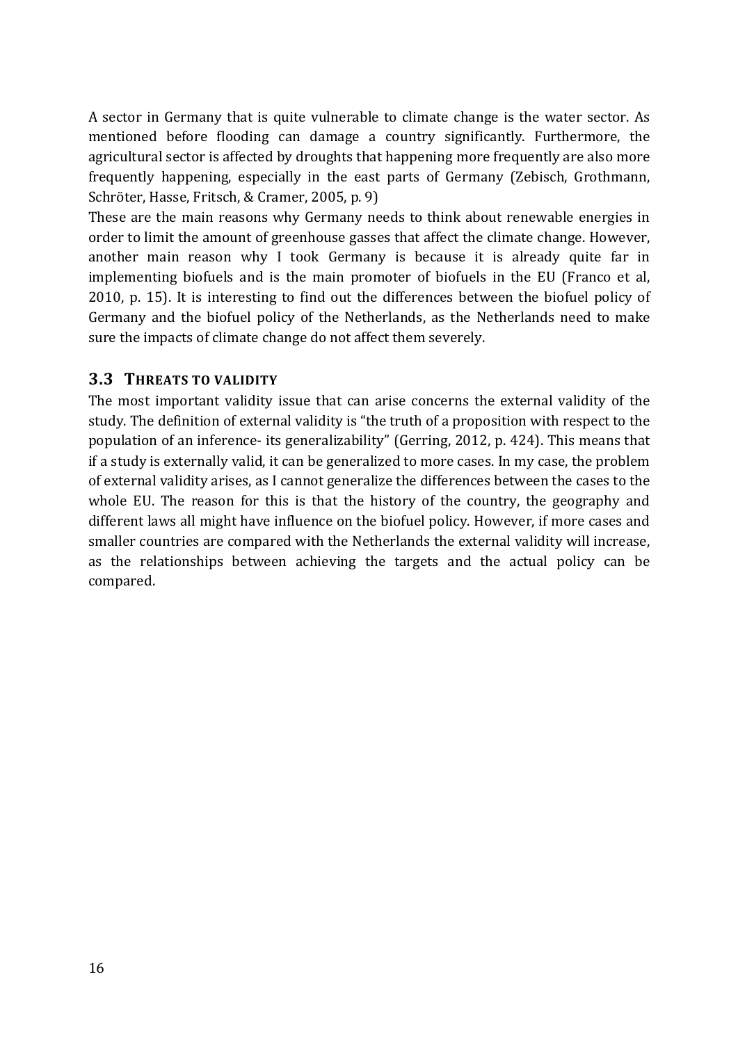A sector in Germany that is quite vulnerable to climate change is the water sector. As mentioned before flooding can damage a country significantly. Furthermore, the agricultural sector is affected by droughts that happening more frequently are also more frequently happening, especially in the east parts of Germany (Zebisch, Grothmann, Schröter, Hasse, Fritsch, & Cramer, 2005, p. 9)

These are the main reasons why Germany needs to think about renewable energies in order to limit the amount of greenhouse gasses that affect the climate change. However, another main reason why I took Germany is because it is already quite far in implementing biofuels and is the main promoter of biofuels in the EU (Franco et al, 2010, p. 15). It is interesting to find out the differences between the biofuel policy of Germany and the biofuel policy of the Netherlands, as the Netherlands need to make sure the impacts of climate change do not affect them severely.

### 3.3 Threats to validity

The most important validity issue that can arise concerns the external validity of the study. The definition of external validity is "the truth of a proposition with respect to the population of an inference- its generalizability" (Gerring, 2012, p. 424). This means that if a study is externally valid, it can be generalized to more cases. In my case, the problem of external validity arises, as I cannot generalize the differences between the cases to the whole EU. The reason for this is that the history of the country, the geography and different laws all might have influence on the biofuel policy. However, if more cases and smaller countries are compared with the Netherlands the external validity will increase, as the relationships between achieving the targets and the actual policy can be compared.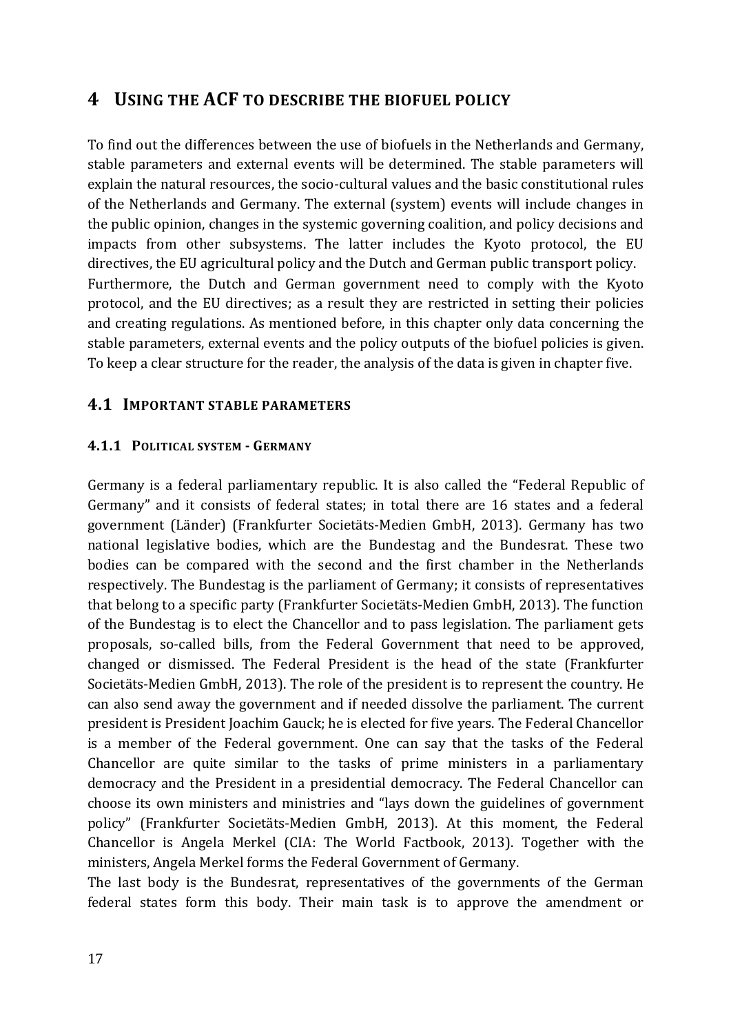# 4 USING THE ACF TO DESCRIBE THE BIOFUEL POLICY

To find out the differences between the use of biofuels in the Netherlands and Germany, stable parameters and external events will be determined. The stable parameters will explain the natural resources, the socio-cultural values and the basic constitutional rules of the Netherlands and Germany. The external (system) events will include changes in the public opinion, changes in the systemic governing coalition, and policy decisions and impacts from other subsystems. The latter includes the Kyoto protocol, the EU directives, the EU agricultural policy and the Dutch and German public transport policy. Furthermore, the Dutch and German government need to comply with the Kyoto protocol, and the EU directives; as a result they are restricted in setting their policies and creating regulations. As mentioned before, in this chapter only data concerning the stable parameters, external events and the policy outputs of the biofuel policies is given. To keep a clear structure for the reader, the analysis of the data is given in chapter five.

## 4.1 IMPORTANT STABLE PARAMETERS

### 4.1.1 POLITICAL SYSTEM - GERMANY

Germany is a federal parliamentary republic. It is also called the "Federal Republic of Germany" and it consists of federal states; in total there are 16 states and a federal government (Länder) (Frankfurter Societäts-Medien GmbH, 2013). Germany has two national legislative bodies, which are the Bundestag and the Bundesrat. These two bodies can be compared with the second and the first chamber in the Netherlands respectively. The Bundestag is the parliament of Germany; it consists of representatives that belong to a specific party (Frankfurter Societäts-Medien GmbH, 2013). The function of the Bundestag is to elect the Chancellor and to pass legislation. The parliament gets proposals, so-called bills, from the Federal Government that need to be approved, changed or dismissed. The Federal President is the head of the state (Frankfurter Societäts-Medien GmbH, 2013). The role of the president is to represent the country. He can also send away the government and if needed dissolve the parliament. The current president is President Joachim Gauck; he is elected for five years. The Federal Chancellor is a member of the Federal government. One can say that the tasks of the Federal Chancellor are quite similar to the tasks of prime ministers in a parliamentary democracy and the President in a presidential democracy. The Federal Chancellor can choose its own ministers and ministries and "lays down the guidelines of government policy" (Frankfurter Societäts-Medien GmbH, 2013). At this moment, the Federal Chancellor is Angela Merkel (CIA: The World Factbook, 2013). Together with the ministers, Angela Merkel forms the Federal Government of Germany.

The last body is the Bundesrat, representatives of the governments of the German federal states form this body. Their main task is to approve the amendment or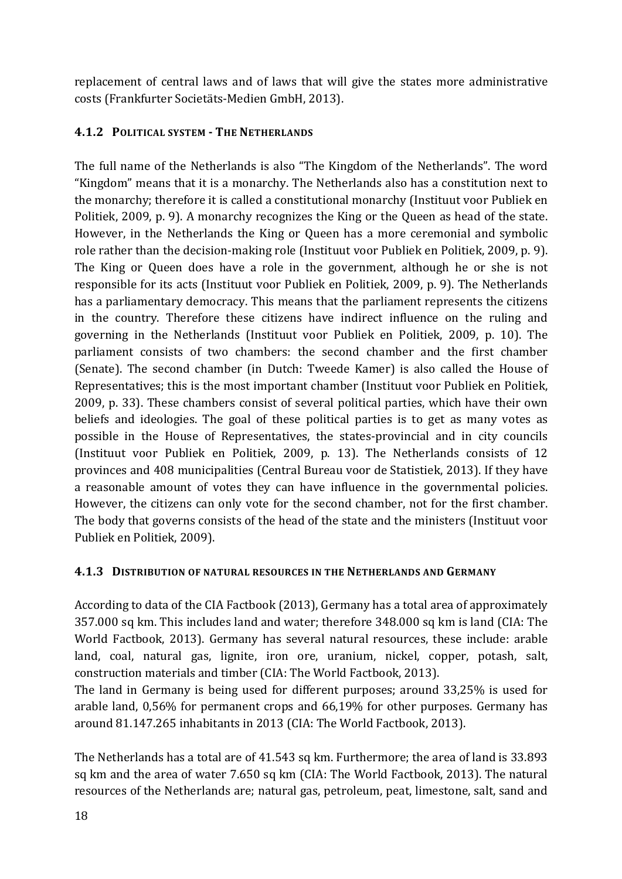replacement of central laws and of laws that will give the states more administrative costs (Frankfurter Societäts-Medien GmbH, 2013).

### 4.1.2 Political system - The Netherlands

The full name of the Netherlands is also "The Kingdom of the Netherlands". The word "Kingdom" means that it is a monarchy. The Netherlands also has a constitution next to the monarchy; therefore it is called a constitutional monarchy (Instituut voor Publiek en Politiek, 2009, p. 9). A monarchy recognizes the King or the Queen as head of the state. However, in the Netherlands the King or Queen has a more ceremonial and symbolic role rather than the decision-making role (Instituut voor Publiek en Politiek, 2009, p. 9). The King or Queen does have a role in the government, although he or she is not responsible for its acts (Instituut voor Publiek en Politiek, 2009, p. 9). The Netherlands has a parliamentary democracy. This means that the parliament represents the citizens in the country. Therefore these citizens have indirect influence on the ruling and governing in the Netherlands (Instituut voor Publiek en Politiek, 2009, p. 10). The parliament consists of two chambers: the second chamber and the first chamber (Senate). The second chamber (in Dutch: Tweede Kamer) is also called the House of Representatives; this is the most important chamber (Instituut voor Publiek en Politiek, 2009, p. 33). These chambers consist of several political parties, which have their own beliefs and ideologies. The goal of these political parties is to get as many votes as possible in the House of Representatives, the states-provincial and in city councils (Instituut voor Publiek en Politiek, 2009, p. 13). The Netherlands consists of 12 provinces and 408 municipalities (Central Bureau voor de Statistiek, 2013). If they have a reasonable amount of votes they can have influence in the governmental policies. However, the citizens can only vote for the second chamber, not for the first chamber. The body that governs consists of the head of the state and the ministers (Instituut voor Publiek en Politiek, 2009).

### 4.1.3 Distribution of natural resources in the Netherlands and Germany

According to data of the CIA Factbook (2013), Germany has a total area of approximately 357.000 sq km. This includes land and water; therefore 348.000 sq km is land (CIA: The World Factbook, 2013). Germany has several natural resources, these include: arable land, coal, natural gas, lignite, iron ore, uranium, nickel, copper, potash, salt, construction materials and timber (CIA: The World Factbook, 2013).
The land in Germany is being used for different purposes; around 33,25% is used for arable land, 0,56% for permanent crops and 66,19% for other purposes. Germany has around 81.147.265 inhabitants in 2013 (CIA: The World Factbook, 2013).

The Netherlands has a total are of 41.543 sq km. Furthermore; the area of land is 33.893 sq km and the area of water 7.650 sq km (CIA: The World Factbook, 2013). The natural resources of the Netherlands are; natural gas, petroleum, peat, limestone, salt, sand and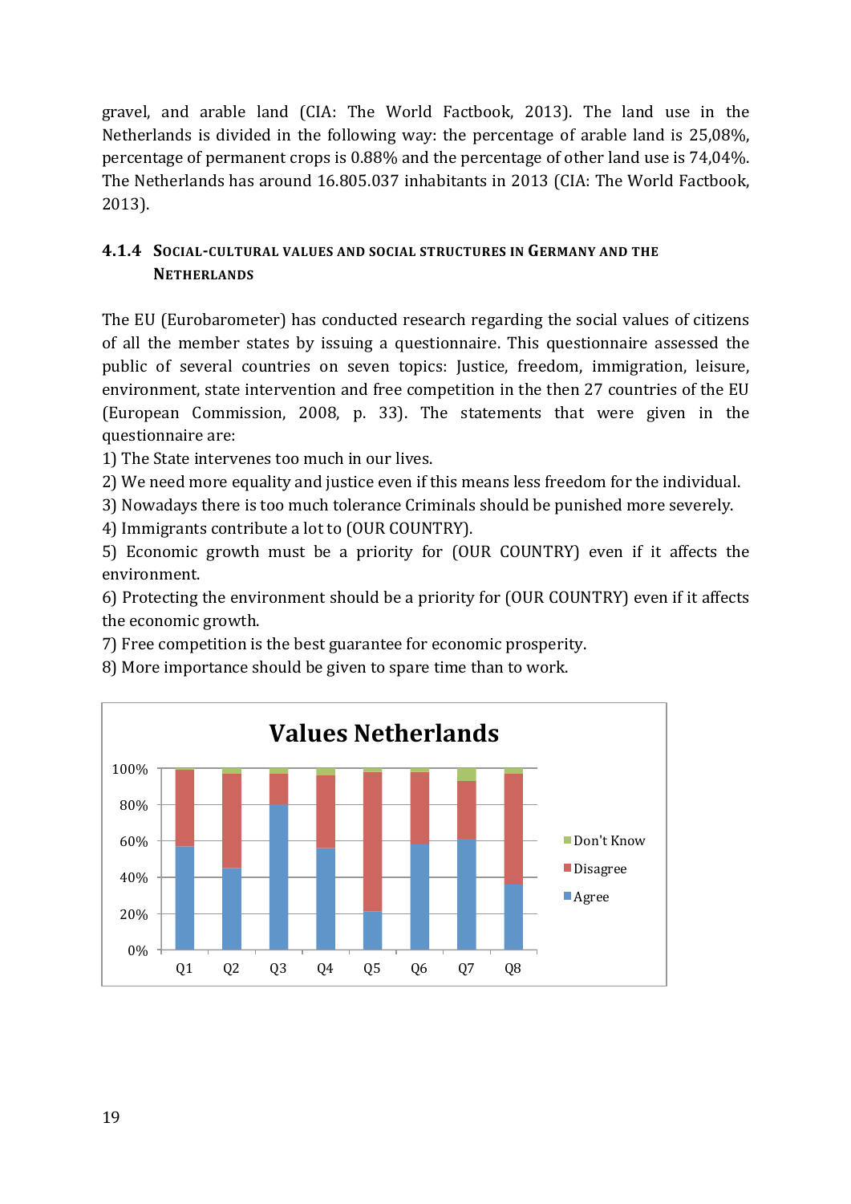gravel, and arable land (CIA: The World Factbook, 2013). The land use in the Netherlands is divided in the following way: the percentage of arable land is 25,08%, percentage of permanent crops is 0.88% and the percentage of other land use is 74,04%. The Netherlands has around 16.805.037 inhabitants in 2013 (CIA: The World Factbook, 2013).

### 4.1.4 Social-cultural values and social structures in Germany and the Netherlands

The EU (Eurobarometer) has conducted research regarding the social values of citizens of all the member states by issuing a questionnaire. This questionnaire assessed the public of several countries on seven topics: Justice, freedom, immigration, leisure, environment, state intervention and free competition in the then 27 countries of the EU (European Commission, 2008, p. 33). The statements that were given in the questionnaire are:

1) The State intervenes too much in our lives.
2) We need more equality and justice even if this means less freedom for the individual.
3) Nowadays there is too much tolerance Criminals should be punished more severely.
4) Immigrants contribute a lot to (OUR COUNTRY).
5) Economic growth must be a priority for (OUR COUNTRY) even if it affects the environment.
6) Protecting the environment should be a priority for (OUR COUNTRY) even if it affects the economic growth.
7) Free competition is the best guarantee for economic prosperity.
8) More importance should be given to spare time than to work.

**Values Netherlands**

(Stacked bar chart, Q1–Q8, 0%–100%; legend: Don't Know, Disagree, Agree)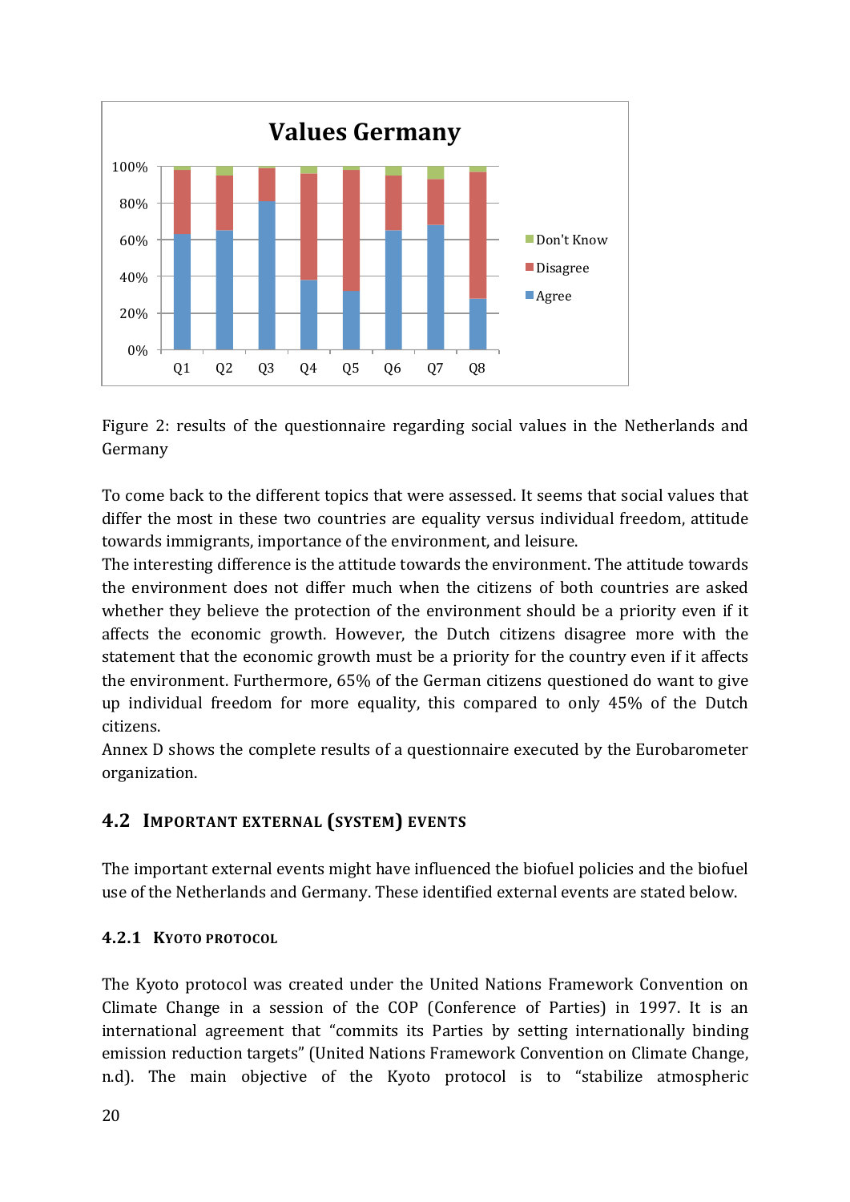Figure 2: results of the questionnaire regarding social values in the Netherlands and Germany

To come back to the different topics that were assessed. It seems that social values that differ the most in these two countries are equality versus individual freedom, attitude towards immigrants, importance of the environment, and leisure.

The interesting difference is the attitude towards the environment. The attitude towards the environment does not differ much when the citizens of both countries are asked whether they believe the protection of the environment should be a priority even if it affects the economic growth. However, the Dutch citizens disagree more with the statement that the economic growth must be a priority for the country even if it affects the environment. Furthermore, 65% of the German citizens questioned do want to give up individual freedom for more equality, this compared to only 45% of the Dutch citizens.

Annex D shows the complete results of a questionnaire executed by the Eurobarometer organization.

## 4.2 Important external (system) events

The important external events might have influenced the biofuel policies and the biofuel use of the Netherlands and Germany. These identified external events are stated below.

### 4.2.1 Kyoto protocol

The Kyoto protocol was created under the United Nations Framework Convention on Climate Change in a session of the COP (Conference of Parties) in 1997. It is an international agreement that "commits its Parties by setting internationally binding emission reduction targets" (United Nations Framework Convention on Climate Change, n.d). The main objective of the Kyoto protocol is to "stabilize atmospheric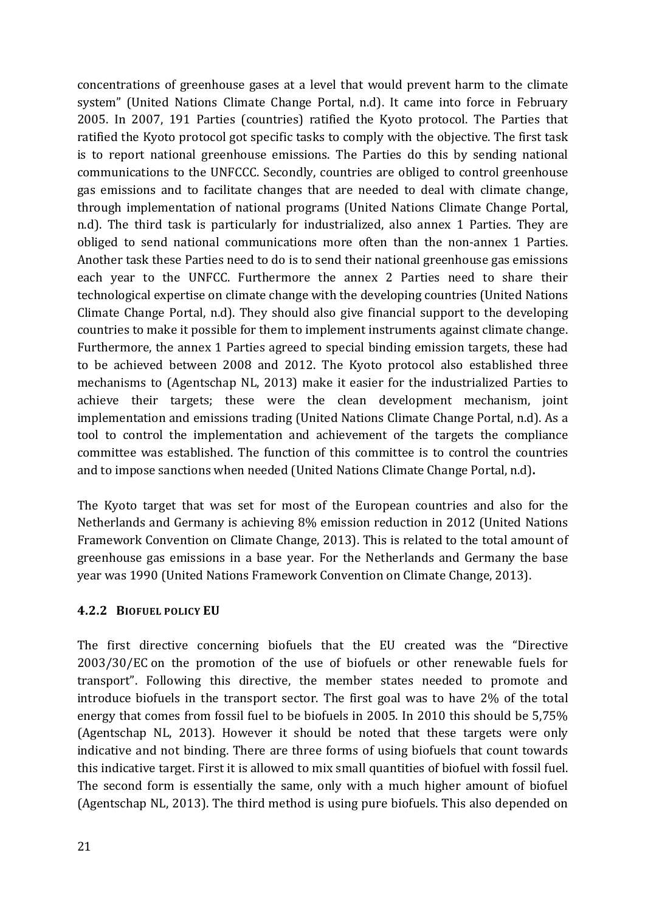concentrations of greenhouse gases at a level that would prevent harm to the climate system" (United Nations Climate Change Portal, n.d). It came into force in February 2005. In 2007, 191 Parties (countries) ratified the Kyoto protocol. The Parties that ratified the Kyoto protocol got specific tasks to comply with the objective. The first task is to report national greenhouse emissions. The Parties do this by sending national communications to the UNFCCC. Secondly, countries are obliged to control greenhouse gas emissions and to facilitate changes that are needed to deal with climate change, through implementation of national programs (United Nations Climate Change Portal, n.d). The third task is particularly for industrialized, also annex 1 Parties. They are obliged to send national communications more often than the non-annex 1 Parties. Another task these Parties need to do is to send their national greenhouse gas emissions each year to the UNFCC. Furthermore the annex 2 Parties need to share their technological expertise on climate change with the developing countries (United Nations Climate Change Portal, n.d). They should also give financial support to the developing countries to make it possible for them to implement instruments against climate change. Furthermore, the annex 1 Parties agreed to special binding emission targets, these had to be achieved between 2008 and 2012. The Kyoto protocol also established three mechanisms to (Agentschap NL, 2013) make it easier for the industrialized Parties to achieve their targets; these were the clean development mechanism, joint implementation and emissions trading (United Nations Climate Change Portal, n.d). As a tool to control the implementation and achievement of the targets the compliance committee was established. The function of this committee is to control the countries and to impose sanctions when needed (United Nations Climate Change Portal, n.d).

The Kyoto target that was set for most of the European countries and also for the Netherlands and Germany is achieving 8% emission reduction in 2012 (United Nations Framework Convention on Climate Change, 2013). This is related to the total amount of greenhouse gas emissions in a base year. For the Netherlands and Germany the base year was 1990 (United Nations Framework Convention on Climate Change, 2013).

### 4.2.2 Biofuel policy EU

The first directive concerning biofuels that the EU created was the "Directive 2003/30/EC on the promotion of the use of biofuels or other renewable fuels for transport". Following this directive, the member states needed to promote and introduce biofuels in the transport sector. The first goal was to have 2% of the total energy that comes from fossil fuel to be biofuels in 2005. In 2010 this should be 5,75% (Agentschap NL, 2013). However it should be noted that these targets were only indicative and not binding. There are three forms of using biofuels that count towards this indicative target. First it is allowed to mix small quantities of biofuel with fossil fuel. The second form is essentially the same, only with a much higher amount of biofuel (Agentschap NL, 2013). The third method is using pure biofuels. This also depended on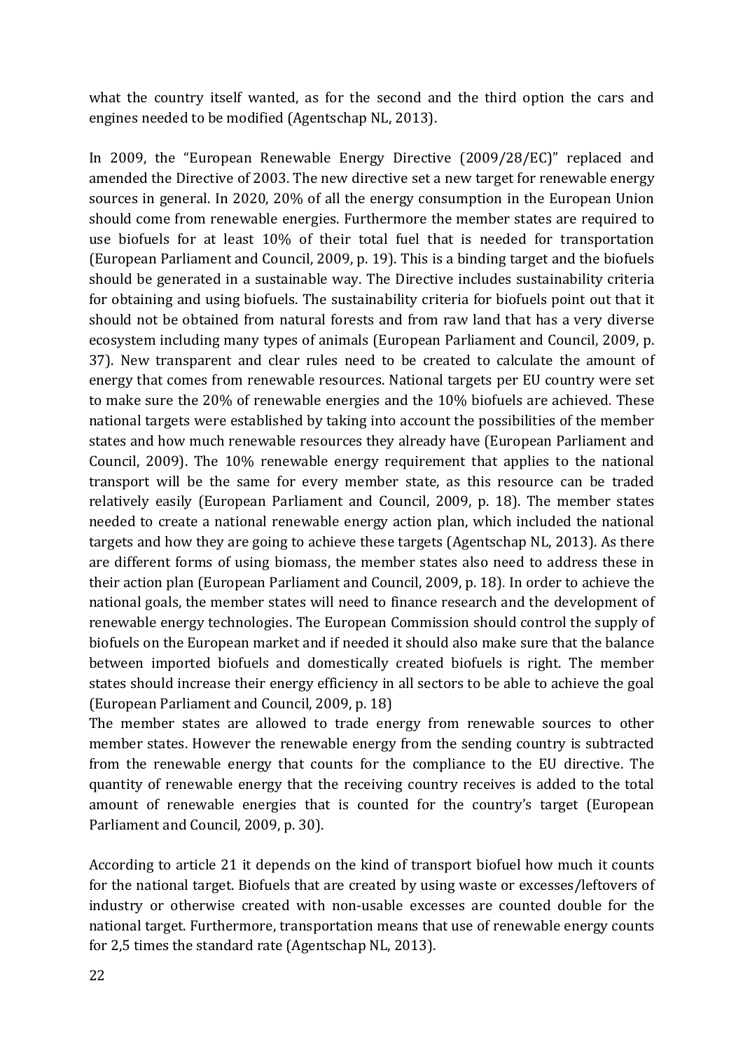what the country itself wanted, as for the second and the third option the cars and engines needed to be modified (Agentschap NL, 2013).

In 2009, the "European Renewable Energy Directive (2009/28/EC)" replaced and amended the Directive of 2003. The new directive set a new target for renewable energy sources in general. In 2020, 20% of all the energy consumption in the European Union should come from renewable energies. Furthermore the member states are required to use biofuels for at least 10% of their total fuel that is needed for transportation (European Parliament and Council, 2009, p. 19). This is a binding target and the biofuels should be generated in a sustainable way. The Directive includes sustainability criteria for obtaining and using biofuels. The sustainability criteria for biofuels point out that it should not be obtained from natural forests and from raw land that has a very diverse ecosystem including many types of animals (European Parliament and Council, 2009, p. 37). New transparent and clear rules need to be created to calculate the amount of energy that comes from renewable resources. National targets per EU country were set to make sure the 20% of renewable energies and the 10% biofuels are achieved. These national targets were established by taking into account the possibilities of the member states and how much renewable resources they already have (European Parliament and Council, 2009). The 10% renewable energy requirement that applies to the national transport will be the same for every member state, as this resource can be traded relatively easily (European Parliament and Council, 2009, p. 18). The member states needed to create a national renewable energy action plan, which included the national targets and how they are going to achieve these targets (Agentschap NL, 2013). As there are different forms of using biomass, the member states also need to address these in their action plan (European Parliament and Council, 2009, p. 18). In order to achieve the national goals, the member states will need to finance research and the development of renewable energy technologies. The European Commission should control the supply of biofuels on the European market and if needed it should also make sure that the balance between imported biofuels and domestically created biofuels is right. The member states should increase their energy efficiency in all sectors to be able to achieve the goal (European Parliament and Council, 2009, p. 18)
The member states are allowed to trade energy from renewable sources to other member states. However the renewable energy from the sending country is subtracted from the renewable energy that counts for the compliance to the EU directive. The quantity of renewable energy that the receiving country receives is added to the total amount of renewable energies that is counted for the country's target (European Parliament and Council, 2009, p. 30).

According to article 21 it depends on the kind of transport biofuel how much it counts for the national target. Biofuels that are created by using waste or excesses/leftovers of industry or otherwise created with non-usable excesses are counted double for the national target. Furthermore, transportation means that use of renewable energy counts for 2,5 times the standard rate (Agentschap NL, 2013).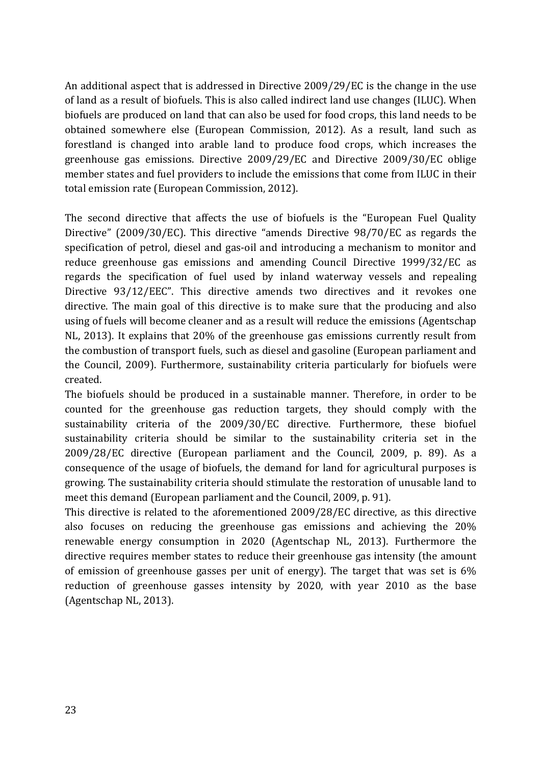An additional aspect that is addressed in Directive 2009/29/EC is the change in the use of land as a result of biofuels. This is also called indirect land use changes (ILUC). When biofuels are produced on land that can also be used for food crops, this land needs to be obtained somewhere else (European Commission, 2012). As a result, land such as forestland is changed into arable land to produce food crops, which increases the greenhouse gas emissions. Directive 2009/29/EC and Directive 2009/30/EC oblige member states and fuel providers to include the emissions that come from ILUC in their total emission rate (European Commission, 2012).

The second directive that affects the use of biofuels is the "European Fuel Quality Directive" (2009/30/EC). This directive "amends Directive 98/70/EC as regards the specification of petrol, diesel and gas-oil and introducing a mechanism to monitor and reduce greenhouse gas emissions and amending Council Directive 1999/32/EC as regards the specification of fuel used by inland waterway vessels and repealing Directive 93/12/EEC". This directive amends two directives and it revokes one directive. The main goal of this directive is to make sure that the producing and also using of fuels will become cleaner and as a result will reduce the emissions (Agentschap NL, 2013). It explains that 20% of the greenhouse gas emissions currently result from the combustion of transport fuels, such as diesel and gasoline (European parliament and the Council, 2009). Furthermore, sustainability criteria particularly for biofuels were created.

The biofuels should be produced in a sustainable manner. Therefore, in order to be counted for the greenhouse gas reduction targets, they should comply with the sustainability criteria of the 2009/30/EC directive. Furthermore, these biofuel sustainability criteria should be similar to the sustainability criteria set in the 2009/28/EC directive (European parliament and the Council, 2009, p. 89). As a consequence of the usage of biofuels, the demand for land for agricultural purposes is growing. The sustainability criteria should stimulate the restoration of unusable land to meet this demand (European parliament and the Council, 2009, p. 91).

This directive is related to the aforementioned 2009/28/EC directive, as this directive also focuses on reducing the greenhouse gas emissions and achieving the 20% renewable energy consumption in 2020 (Agentschap NL, 2013). Furthermore the directive requires member states to reduce their greenhouse gas intensity (the amount of emission of greenhouse gasses per unit of energy). The target that was set is 6% reduction of greenhouse gasses intensity by 2020, with year 2010 as the base (Agentschap NL, 2013).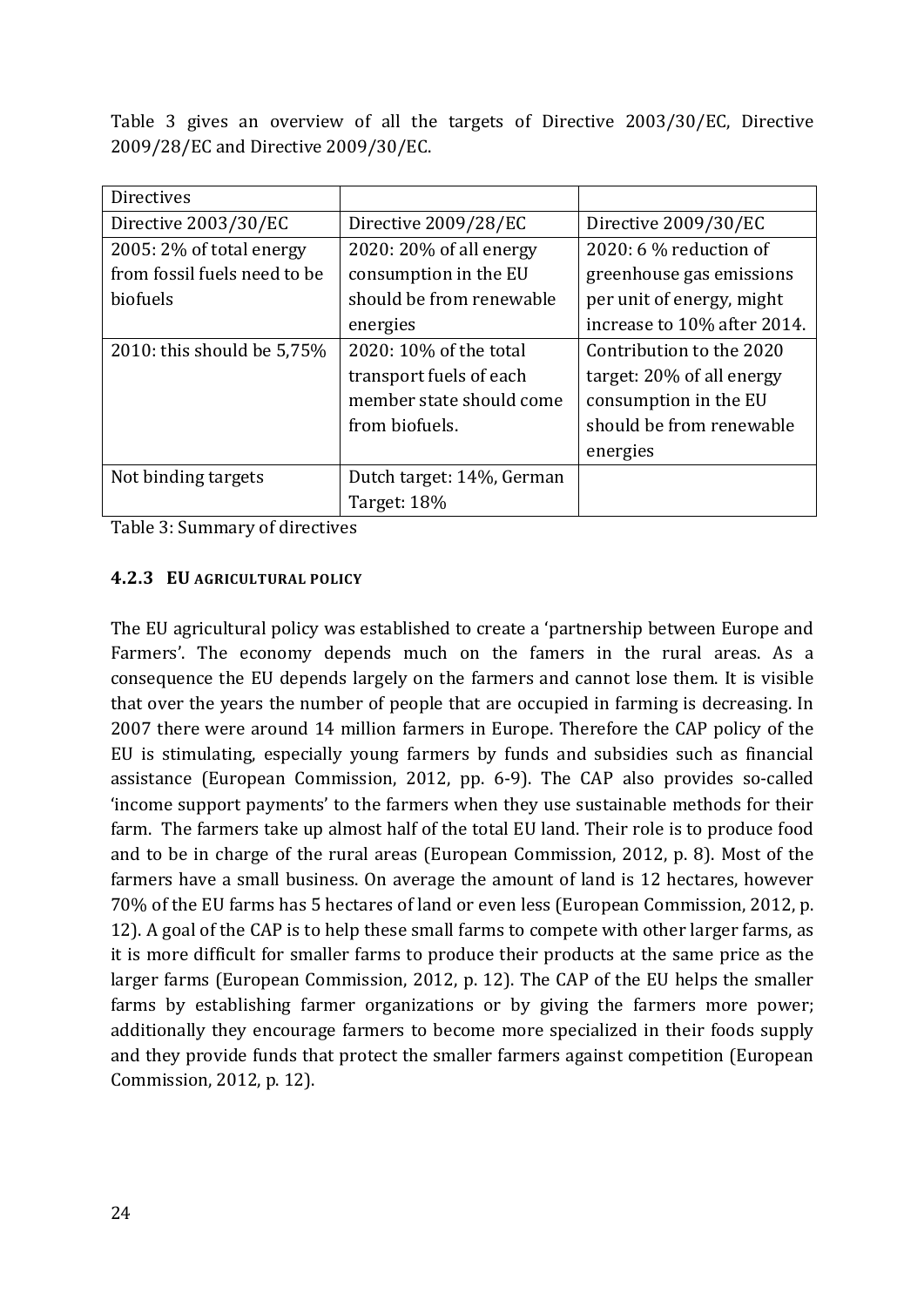Table 3 gives an overview of all the targets of Directive 2003/30/EC, Directive 2009/28/EC and Directive 2009/30/EC.

| Directives | | |
|---|---|---|
| Directive 2003/30/EC | Directive 2009/28/EC | Directive 2009/30/EC |
| 2005: 2% of total energy from fossil fuels need to be biofuels | 2020: 20% of all energy consumption in the EU should be from renewable energies | 2020: 6 % reduction of greenhouse gas emissions per unit of energy, might increase to 10% after 2014. |
| 2010: this should be 5,75% | 2020: 10% of the total transport fuels of each member state should come from biofuels. | Contribution to the 2020 target: 20% of all energy consumption in the EU should be from renewable energies |
| Not binding targets | Dutch target: 14%, German Target: 18% | |

Table 3: Summary of directives

### 4.2.3 EU AGRICULTURAL POLICY

The EU agricultural policy was established to create a 'partnership between Europe and Farmers'. The economy depends much on the famers in the rural areas. As a consequence the EU depends largely on the farmers and cannot lose them. It is visible that over the years the number of people that are occupied in farming is decreasing. In 2007 there were around 14 million farmers in Europe. Therefore the CAP policy of the EU is stimulating, especially young farmers by funds and subsidies such as financial assistance (European Commission, 2012, pp. 6-9). The CAP also provides so-called 'income support payments' to the farmers when they use sustainable methods for their farm. The farmers take up almost half of the total EU land. Their role is to produce food and to be in charge of the rural areas (European Commission, 2012, p. 8). Most of the farmers have a small business. On average the amount of land is 12 hectares, however 70% of the EU farms has 5 hectares of land or even less (European Commission, 2012, p. 12). A goal of the CAP is to help these small farms to compete with other larger farms, as it is more difficult for smaller farms to produce their products at the same price as the larger farms (European Commission, 2012, p. 12). The CAP of the EU helps the smaller farms by establishing farmer organizations or by giving the farmers more power; additionally they encourage farmers to become more specialized in their foods supply and they provide funds that protect the smaller farmers against competition (European Commission, 2012, p. 12).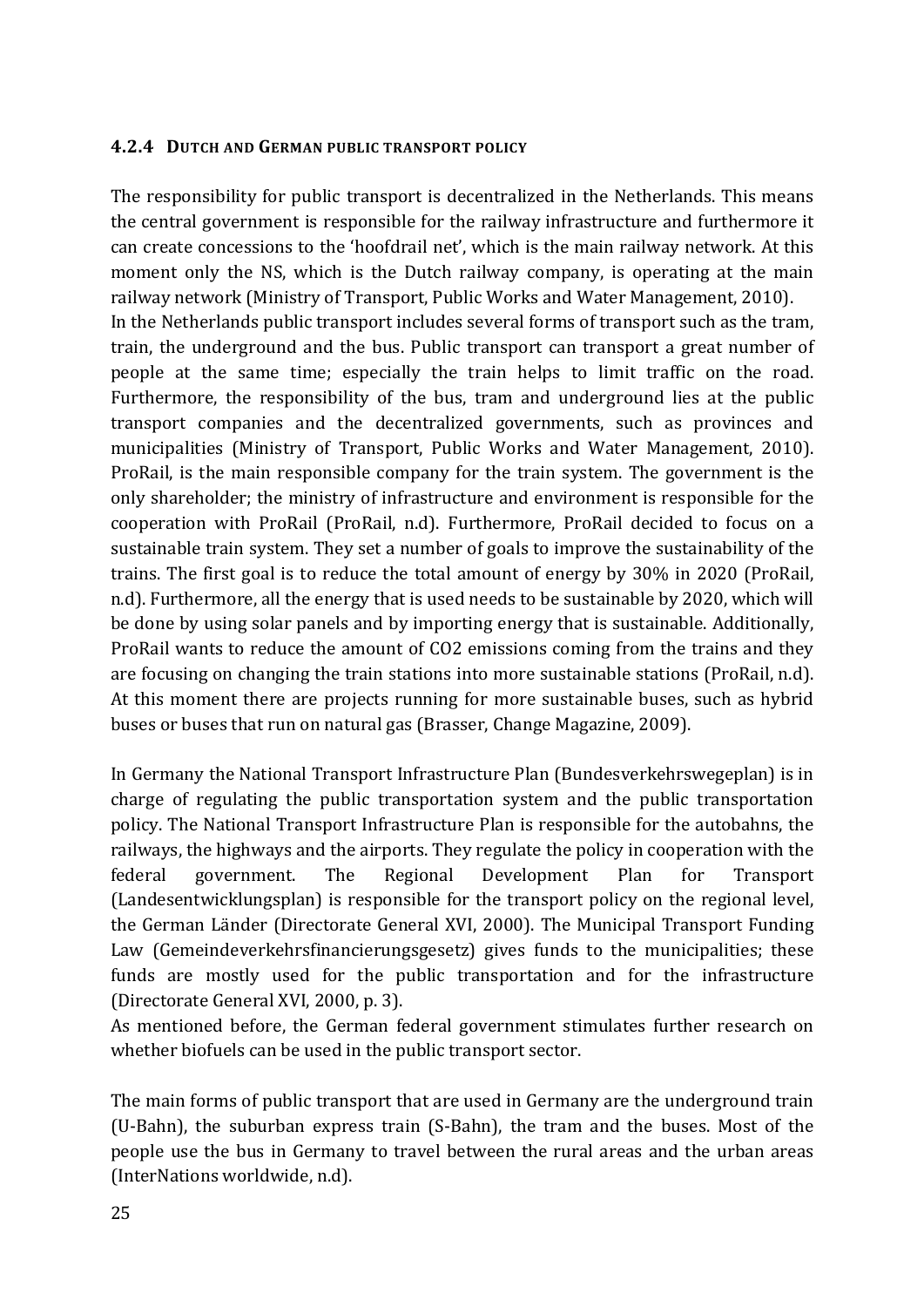### 4.2.4 Dutch and German public transport policy

The responsibility for public transport is decentralized in the Netherlands. This means the central government is responsible for the railway infrastructure and furthermore it can create concessions to the 'hoofdrail net', which is the main railway network. At this moment only the NS, which is the Dutch railway company, is operating at the main railway network (Ministry of Transport, Public Works and Water Management, 2010).
In the Netherlands public transport includes several forms of transport such as the tram, train, the underground and the bus. Public transport can transport a great number of people at the same time; especially the train helps to limit traffic on the road. Furthermore, the responsibility of the bus, tram and underground lies at the public transport companies and the decentralized governments, such as provinces and municipalities (Ministry of Transport, Public Works and Water Management, 2010).
ProRail, is the main responsible company for the train system. The government is the only shareholder; the ministry of infrastructure and environment is responsible for the cooperation with ProRail (ProRail, n.d). Furthermore, ProRail decided to focus on a sustainable train system. They set a number of goals to improve the sustainability of the trains. The first goal is to reduce the total amount of energy by 30% in 2020 (ProRail, n.d). Furthermore, all the energy that is used needs to be sustainable by 2020, which will be done by using solar panels and by importing energy that is sustainable. Additionally, ProRail wants to reduce the amount of $CO_2$ emissions coming from the trains and they are focusing on changing the train stations into more sustainable stations (ProRail, n.d).
At this moment there are projects running for more sustainable buses, such as hybrid buses or buses that run on natural gas (Brasser, Change Magazine, 2009).

In Germany the National Transport Infrastructure Plan (Bundesverkehrswegeplan) is in charge of regulating the public transportation system and the public transportation policy. The National Transport Infrastructure Plan is responsible for the autobahns, the railways, the highways and the airports. They regulate the policy in cooperation with the federal government. The Regional Development Plan for Transport (Landesentwicklungsplan) is responsible for the transport policy on the regional level, the German Länder (Directorate General XVI, 2000). The Municipal Transport Funding Law (Gemeindeverkehrsfinancierungsgesetz) gives funds to the municipalities; these funds are mostly used for the public transportation and for the infrastructure (Directorate General XVI, 2000, p. 3).
As mentioned before, the German federal government stimulates further research on whether biofuels can be used in the public transport sector.

The main forms of public transport that are used in Germany are the underground train (U-Bahn), the suburban express train (S-Bahn), the tram and the buses. Most of the people use the bus in Germany to travel between the rural areas and the urban areas (InterNations worldwide, n.d).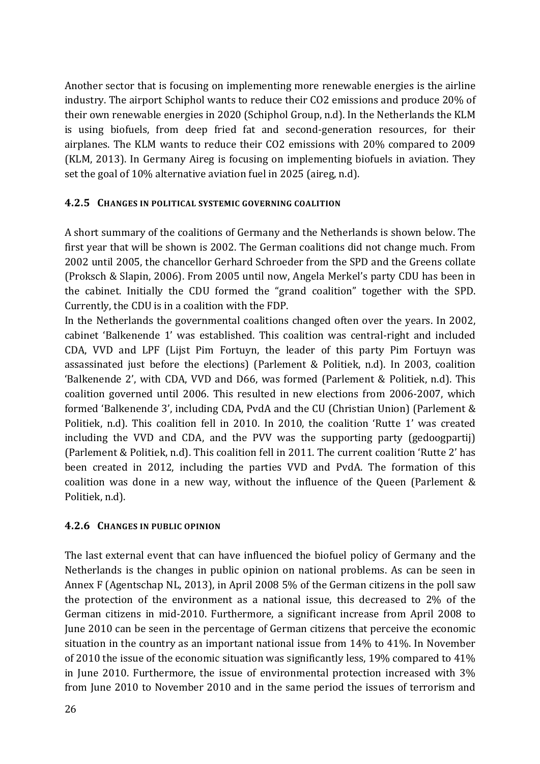Another sector that is focusing on implementing more renewable energies is the airline industry. The airport Schiphol wants to reduce their $CO_2$ emissions and produce 20% of their own renewable energies in 2020 (Schiphol Group, n.d). In the Netherlands the KLM is using biofuels, from deep fried fat and second-generation resources, for their airplanes. The KLM wants to reduce their $CO_2$ emissions with 20% compared to 2009 (KLM, 2013). In Germany Aireg is focusing on implementing biofuels in aviation. They set the goal of 10% alternative aviation fuel in 2025 (aireg, n.d).

### 4.2.5 Changes in political systemic governing coalition

A short summary of the coalitions of Germany and the Netherlands is shown below. The first year that will be shown is 2002. The German coalitions did not change much. From 2002 until 2005, the chancellor Gerhard Schroeder from the SPD and the Greens collate (Proksch & Slapin, 2006). From 2005 until now, Angela Merkel's party CDU has been in the cabinet. Initially the CDU formed the "grand coalition" together with the SPD. Currently, the CDU is in a coalition with the FDP.

In the Netherlands the governmental coalitions changed often over the years. In 2002, cabinet 'Balkenende 1' was established. This coalition was central-right and included CDA, VVD and LPF (Lijst Pim Fortuyn, the leader of this party Pim Fortuyn was assassinated just before the elections) (Parlement & Politiek, n.d). In 2003, coalition 'Balkenende 2', with CDA, VVD and D66, was formed (Parlement & Politiek, n.d). This coalition governed until 2006. This resulted in new elections from 2006-2007, which formed 'Balkenende 3', including CDA, PvdA and the CU (Christian Union) (Parlement & Politiek, n.d). This coalition fell in 2010. In 2010, the coalition 'Rutte 1' was created including the VVD and CDA, and the PVV was the supporting party (gedoogpartij) (Parlement & Politiek, n.d). This coalition fell in 2011. The current coalition 'Rutte 2' has been created in 2012, including the parties VVD and PvdA. The formation of this coalition was done in a new way, without the influence of the Queen (Parlement & Politiek, n.d).

### 4.2.6 Changes in public opinion

The last external event that can have influenced the biofuel policy of Germany and the Netherlands is the changes in public opinion on national problems. As can be seen in Annex F (Agentschap NL, 2013), in April 2008 5% of the German citizens in the poll saw the protection of the environment as a national issue, this decreased to 2% of the German citizens in mid-2010. Furthermore, a significant increase from April 2008 to June 2010 can be seen in the percentage of German citizens that perceive the economic situation in the country as an important national issue from 14% to 41%. In November of 2010 the issue of the economic situation was significantly less, 19% compared to 41% in June 2010. Furthermore, the issue of environmental protection increased with 3% from June 2010 to November 2010 and in the same period the issues of terrorism and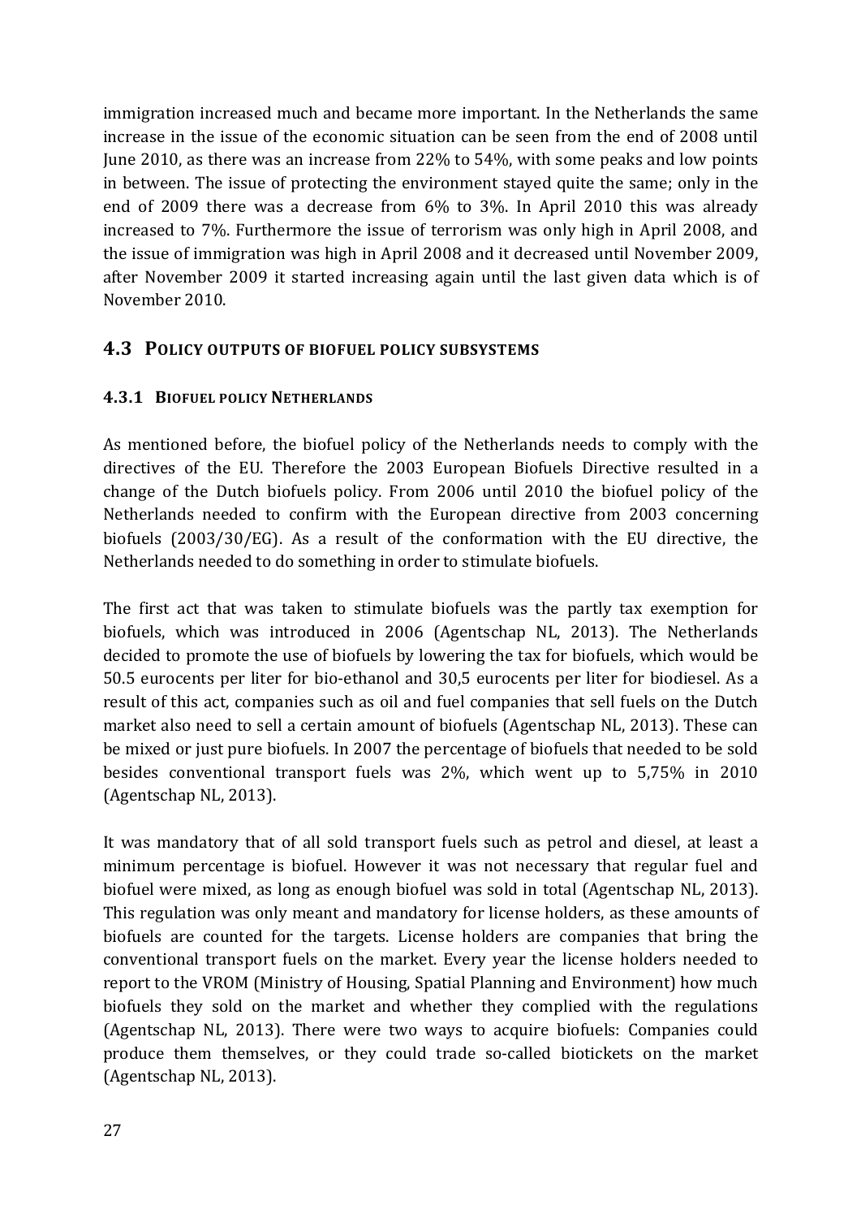immigration increased much and became more important. In the Netherlands the same increase in the issue of the economic situation can be seen from the end of 2008 until June 2010, as there was an increase from 22% to 54%, with some peaks and low points in between. The issue of protecting the environment stayed quite the same; only in the end of 2009 there was a decrease from 6% to 3%. In April 2010 this was already increased to 7%. Furthermore the issue of terrorism was only high in April 2008, and the issue of immigration was high in April 2008 and it decreased until November 2009, after November 2009 it started increasing again until the last given data which is of November 2010.

## 4.3 Policy outputs of biofuel policy subsystems

### 4.3.1 Biofuel policy Netherlands

As mentioned before, the biofuel policy of the Netherlands needs to comply with the directives of the EU. Therefore the 2003 European Biofuels Directive resulted in a change of the Dutch biofuels policy. From 2006 until 2010 the biofuel policy of the Netherlands needed to confirm with the European directive from 2003 concerning biofuels (2003/30/EG). As a result of the conformation with the EU directive, the Netherlands needed to do something in order to stimulate biofuels.

The first act that was taken to stimulate biofuels was the partly tax exemption for biofuels, which was introduced in 2006 (Agentschap NL, 2013). The Netherlands decided to promote the use of biofuels by lowering the tax for biofuels, which would be 50.5 eurocents per liter for bio-ethanol and 30,5 eurocents per liter for biodiesel. As a result of this act, companies such as oil and fuel companies that sell fuels on the Dutch market also need to sell a certain amount of biofuels (Agentschap NL, 2013). These can be mixed or just pure biofuels. In 2007 the percentage of biofuels that needed to be sold besides conventional transport fuels was 2%, which went up to 5,75% in 2010 (Agentschap NL, 2013).

It was mandatory that of all sold transport fuels such as petrol and diesel, at least a minimum percentage is biofuel. However it was not necessary that regular fuel and biofuel were mixed, as long as enough biofuel was sold in total (Agentschap NL, 2013). This regulation was only meant and mandatory for license holders, as these amounts of biofuels are counted for the targets. License holders are companies that bring the conventional transport fuels on the market. Every year the license holders needed to report to the VROM (Ministry of Housing, Spatial Planning and Environment) how much biofuels they sold on the market and whether they complied with the regulations (Agentschap NL, 2013). There were two ways to acquire biofuels: Companies could produce them themselves, or they could trade so-called biotickets on the market (Agentschap NL, 2013).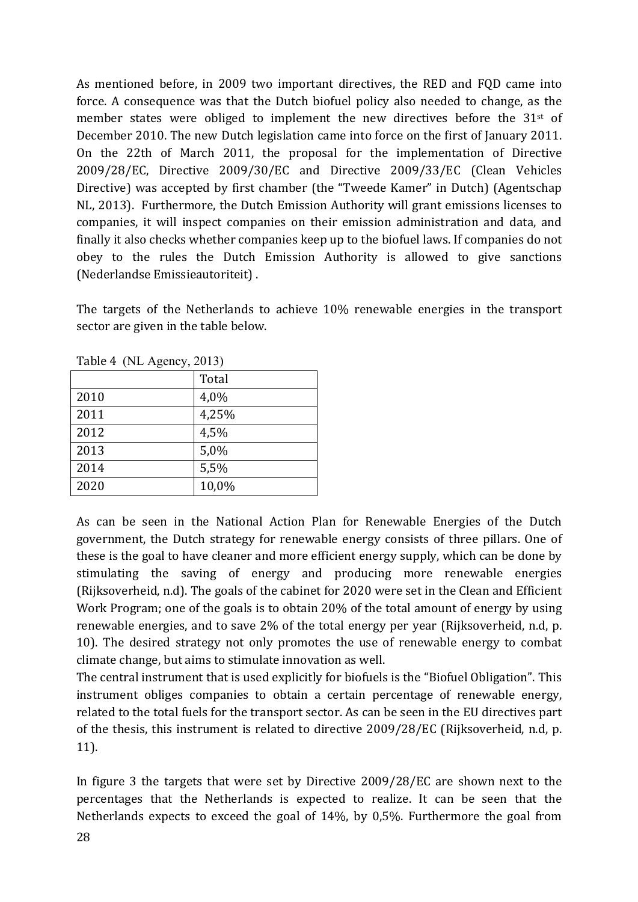As mentioned before, in 2009 two important directives, the RED and FQD came into force. A consequence was that the Dutch biofuel policy also needed to change, as the member states were obliged to implement the new directives before the 31st of December 2010. The new Dutch legislation came into force on the first of January 2011. On the 22th of March 2011, the proposal for the implementation of Directive 2009/28/EC, Directive 2009/30/EC and Directive 2009/33/EC (Clean Vehicles Directive) was accepted by first chamber (the "Tweede Kamer" in Dutch) (Agentschap NL, 2013). Furthermore, the Dutch Emission Authority will grant emissions licenses to companies, it will inspect companies on their emission administration and data, and finally it also checks whether companies keep up to the biofuel laws. If companies do not obey to the rules the Dutch Emission Authority is allowed to give sanctions (Nederlandse Emissieautoriteit) .

The targets of the Netherlands to achieve 10% renewable energies in the transport sector are given in the table below.

Table 4 (NL Agency, 2013)

| | Total |
|---|---|
| 2010 | 4,0% |
| 2011 | 4,25% |
| 2012 | 4,5% |
| 2013 | 5,0% |
| 2014 | 5,5% |
| 2020 | 10,0% |

As can be seen in the National Action Plan for Renewable Energies of the Dutch government, the Dutch strategy for renewable energy consists of three pillars. One of these is the goal to have cleaner and more efficient energy supply, which can be done by stimulating the saving of energy and producing more renewable energies (Rijksoverheid, n.d). The goals of the cabinet for 2020 were set in the Clean and Efficient Work Program; one of the goals is to obtain 20% of the total amount of energy by using renewable energies, and to save 2% of the total energy per year (Rijksoverheid, n.d, p. 10). The desired strategy not only promotes the use of renewable energy to combat climate change, but aims to stimulate innovation as well.
The central instrument that is used explicitly for biofuels is the "Biofuel Obligation". This instrument obliges companies to obtain a certain percentage of renewable energy, related to the total fuels for the transport sector. As can be seen in the EU directives part of the thesis, this instrument is related to directive 2009/28/EC (Rijksoverheid, n.d, p. 11).

In figure 3 the targets that were set by Directive 2009/28/EC are shown next to the percentages that the Netherlands is expected to realize. It can be seen that the Netherlands expects to exceed the goal of 14%, by 0,5%. Furthermore the goal from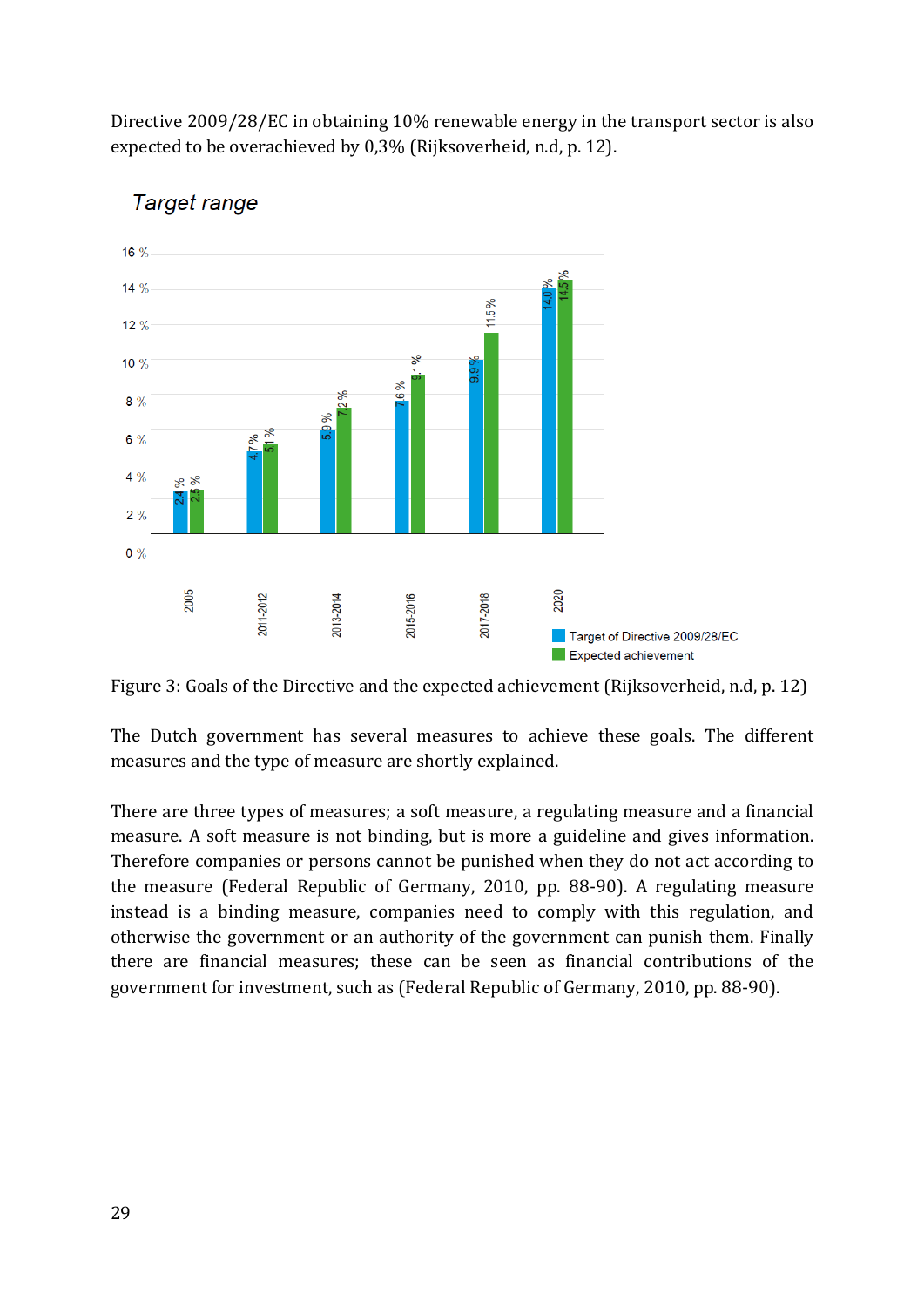Directive 2009/28/EC in obtaining 10% renewable energy in the transport sector is also expected to be overachieved by 0,3% (Rijksoverheid, n.d, p. 12).

*Target range*

| | Target of Directive 2009/28/EC | Expected achievement |
|---|---|---|
| 2005 | 2.4 % | 2.5 % |
| 2011-2012 | 4.7 % | 5.1 % |
| 2013-2014 | 5.9 % | 7.2 % |
| 2015-2016 | 7.6 % | 9.1 % |
| 2017-2018 | 9.9 % | 11.5 % |
| 2020 | 14.0 % | 14.5 % |

Figure 3: Goals of the Directive and the expected achievement (Rijksoverheid, n.d, p. 12)

The Dutch government has several measures to achieve these goals. The different measures and the type of measure are shortly explained.

There are three types of measures; a soft measure, a regulating measure and a financial measure. A soft measure is not binding, but is more a guideline and gives information. Therefore companies or persons cannot be punished when they do not act according to the measure (Federal Republic of Germany, 2010, pp. 88-90). A regulating measure instead is a binding measure, companies need to comply with this regulation, and otherwise the government or an authority of the government can punish them. Finally there are financial measures; these can be seen as financial contributions of the government for investment, such as (Federal Republic of Germany, 2010, pp. 88-90).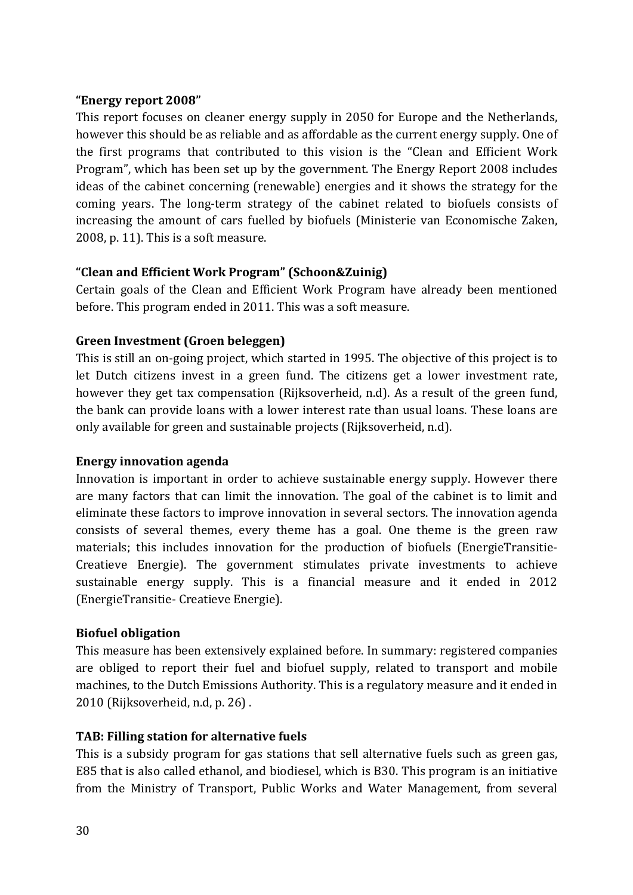### "Energy report 2008"

This report focuses on cleaner energy supply in 2050 for Europe and the Netherlands, however this should be as reliable and as affordable as the current energy supply. One of the first programs that contributed to this vision is the "Clean and Efficient Work Program", which has been set up by the government. The Energy Report 2008 includes ideas of the cabinet concerning (renewable) energies and it shows the strategy for the coming years. The long-term strategy of the cabinet related to biofuels consists of increasing the amount of cars fuelled by biofuels (Ministerie van Economische Zaken, 2008, p. 11). This is a soft measure.

### "Clean and Efficient Work Program" (Schoon&Zuinig)

Certain goals of the Clean and Efficient Work Program have already been mentioned before. This program ended in 2011. This was a soft measure.

### Green Investment (Groen beleggen)

This is still an on-going project, which started in 1995. The objective of this project is to let Dutch citizens invest in a green fund. The citizens get a lower investment rate, however they get tax compensation (Rijksoverheid, n.d). As a result of the green fund, the bank can provide loans with a lower interest rate than usual loans. These loans are only available for green and sustainable projects (Rijksoverheid, n.d).

### Energy innovation agenda

Innovation is important in order to achieve sustainable energy supply. However there are many factors that can limit the innovation. The goal of the cabinet is to limit and eliminate these factors to improve innovation in several sectors. The innovation agenda consists of several themes, every theme has a goal. One theme is the green raw materials; this includes innovation for the production of biofuels (EnergieTransitie-Creatieve Energie). The government stimulates private investments to achieve sustainable energy supply. This is a financial measure and it ended in 2012 (EnergieTransitie- Creatieve Energie).

### Biofuel obligation

This measure has been extensively explained before. In summary: registered companies are obliged to report their fuel and biofuel supply, related to transport and mobile machines, to the Dutch Emissions Authority. This is a regulatory measure and it ended in 2010 (Rijksoverheid, n.d, p. 26) .

### TAB: Filling station for alternative fuels

This is a subsidy program for gas stations that sell alternative fuels such as green gas, E85 that is also called ethanol, and biodiesel, which is B30. This program is an initiative from the Ministry of Transport, Public Works and Water Management, from several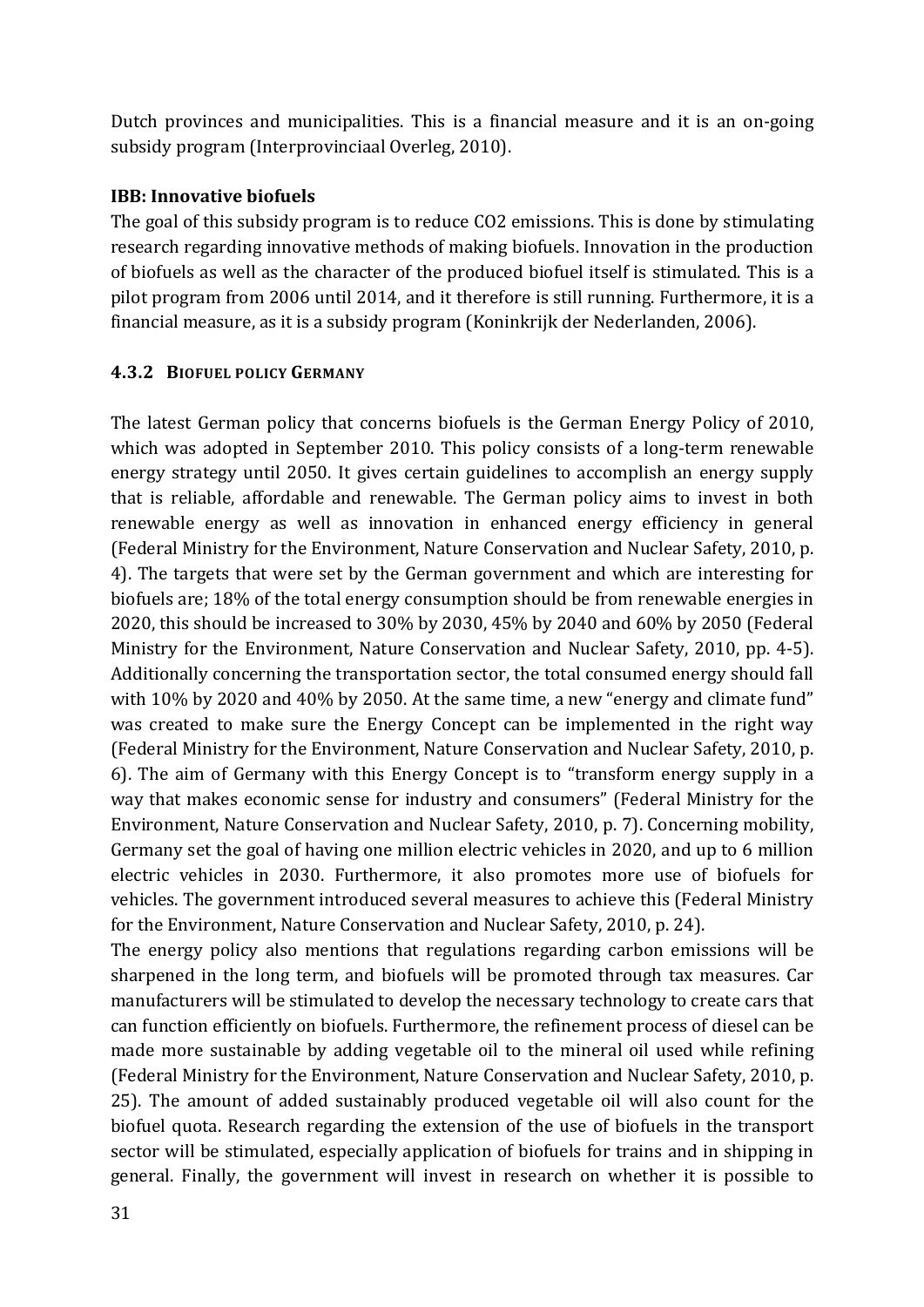Dutch provinces and municipalities. This is a financial measure and it is an on-going subsidy program (Interprovinciaal Overleg, 2010).

**IBB: Innovative biofuels**

The goal of this subsidy program is to reduce $CO_2$ emissions. This is done by stimulating research regarding innovative methods of making biofuels. Innovation in the production of biofuels as well as the character of the produced biofuel itself is stimulated. This is a pilot program from 2006 until 2014, and it therefore is still running. Furthermore, it is a financial measure, as it is a subsidy program (Koninkrijk der Nederlanden, 2006).

### 4.3.2 Biofuel policy Germany

The latest German policy that concerns biofuels is the German Energy Policy of 2010, which was adopted in September 2010. This policy consists of a long-term renewable energy strategy until 2050. It gives certain guidelines to accomplish an energy supply that is reliable, affordable and renewable. The German policy aims to invest in both renewable energy as well as innovation in enhanced energy efficiency in general (Federal Ministry for the Environment, Nature Conservation and Nuclear Safety, 2010, p. 4). The targets that were set by the German government and which are interesting for biofuels are; 18% of the total energy consumption should be from renewable energies in 2020, this should be increased to 30% by 2030, 45% by 2040 and 60% by 2050 (Federal Ministry for the Environment, Nature Conservation and Nuclear Safety, 2010, pp. 4-5). Additionally concerning the transportation sector, the total consumed energy should fall with 10% by 2020 and 40% by 2050. At the same time, a new "energy and climate fund" was created to make sure the Energy Concept can be implemented in the right way (Federal Ministry for the Environment, Nature Conservation and Nuclear Safety, 2010, p. 6). The aim of Germany with this Energy Concept is to "transform energy supply in a way that makes economic sense for industry and consumers" (Federal Ministry for the Environment, Nature Conservation and Nuclear Safety, 2010, p. 7). Concerning mobility, Germany set the goal of having one million electric vehicles in 2020, and up to 6 million electric vehicles in 2030. Furthermore, it also promotes more use of biofuels for vehicles. The government introduced several measures to achieve this (Federal Ministry for the Environment, Nature Conservation and Nuclear Safety, 2010, p. 24).

The energy policy also mentions that regulations regarding carbon emissions will be sharpened in the long term, and biofuels will be promoted through tax measures. Car manufacturers will be stimulated to develop the necessary technology to create cars that can function efficiently on biofuels. Furthermore, the refinement process of diesel can be made more sustainable by adding vegetable oil to the mineral oil used while refining (Federal Ministry for the Environment, Nature Conservation and Nuclear Safety, 2010, p. 25). The amount of added sustainably produced vegetable oil will also count for the biofuel quota. Research regarding the extension of the use of biofuels in the transport sector will be stimulated, especially application of biofuels for trains and in shipping in general. Finally, the government will invest in research on whether it is possible to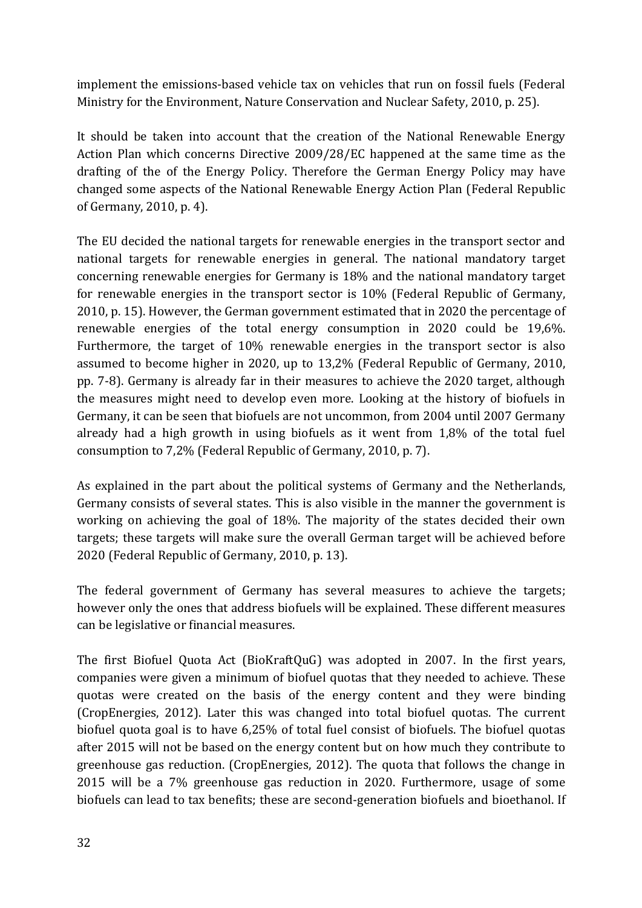implement the emissions-based vehicle tax on vehicles that run on fossil fuels (Federal Ministry for the Environment, Nature Conservation and Nuclear Safety, 2010, p. 25).

It should be taken into account that the creation of the National Renewable Energy Action Plan which concerns Directive 2009/28/EC happened at the same time as the drafting of the of the Energy Policy. Therefore the German Energy Policy may have changed some aspects of the National Renewable Energy Action Plan (Federal Republic of Germany, 2010, p. 4).

The EU decided the national targets for renewable energies in the transport sector and national targets for renewable energies in general. The national mandatory target concerning renewable energies for Germany is 18% and the national mandatory target for renewable energies in the transport sector is 10% (Federal Republic of Germany, 2010, p. 15). However, the German government estimated that in 2020 the percentage of renewable energies of the total energy consumption in 2020 could be 19,6%. Furthermore, the target of 10% renewable energies in the transport sector is also assumed to become higher in 2020, up to 13,2% (Federal Republic of Germany, 2010, pp. 7-8). Germany is already far in their measures to achieve the 2020 target, although the measures might need to develop even more. Looking at the history of biofuels in Germany, it can be seen that biofuels are not uncommon, from 2004 until 2007 Germany already had a high growth in using biofuels as it went from 1,8% of the total fuel consumption to 7,2% (Federal Republic of Germany, 2010, p. 7).

As explained in the part about the political systems of Germany and the Netherlands, Germany consists of several states. This is also visible in the manner the government is working on achieving the goal of 18%. The majority of the states decided their own targets; these targets will make sure the overall German target will be achieved before 2020 (Federal Republic of Germany, 2010, p. 13).

The federal government of Germany has several measures to achieve the targets; however only the ones that address biofuels will be explained. These different measures can be legislative or financial measures.

The first Biofuel Quota Act (BioKraftQuG) was adopted in 2007. In the first years, companies were given a minimum of biofuel quotas that they needed to achieve. These quotas were created on the basis of the energy content and they were binding (CropEnergies, 2012). Later this was changed into total biofuel quotas. The current biofuel quota goal is to have 6,25% of total fuel consist of biofuels. The biofuel quotas after 2015 will not be based on the energy content but on how much they contribute to greenhouse gas reduction. (CropEnergies, 2012). The quota that follows the change in 2015 will be a 7% greenhouse gas reduction in 2020. Furthermore, usage of some biofuels can lead to tax benefits; these are second-generation biofuels and bioethanol. If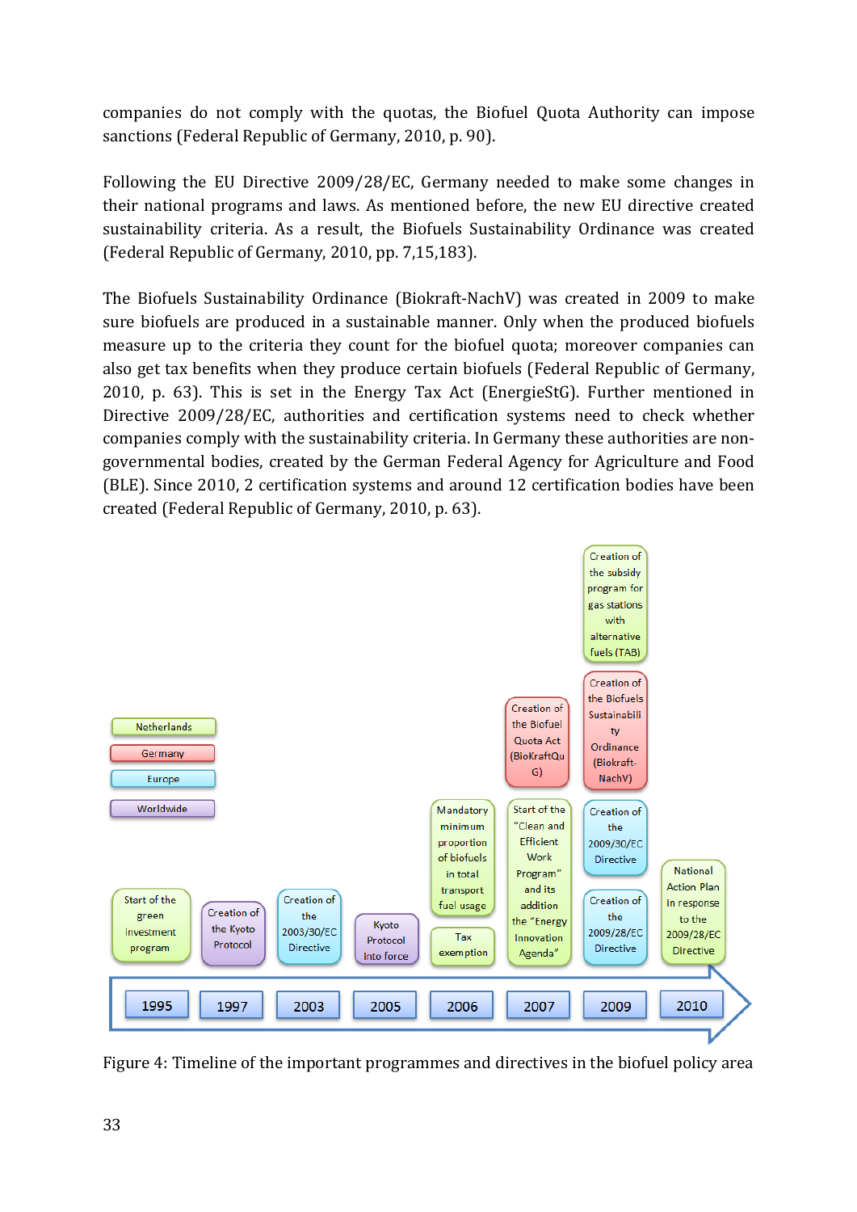companies do not comply with the quotas, the Biofuel Quota Authority can impose sanctions (Federal Republic of Germany, 2010, p. 90).

Following the EU Directive 2009/28/EC, Germany needed to make some changes in their national programs and laws. As mentioned before, the new EU directive created sustainability criteria. As a result, the Biofuels Sustainability Ordinance was created (Federal Republic of Germany, 2010, pp. 7,15,183).

The Biofuels Sustainability Ordinance (Biokraft-NachV) was created in 2009 to make sure biofuels are produced in a sustainable manner. Only when the produced biofuels measure up to the criteria they count for the biofuel quota; moreover companies can also get tax benefits when they produce certain biofuels (Federal Republic of Germany, 2010, p. 63). This is set in the Energy Tax Act (EnergieStG). Further mentioned in Directive 2009/28/EC, authorities and certification systems need to check whether companies comply with the sustainability criteria. In Germany these authorities are non-governmental bodies, created by the German Federal Agency for Agriculture and Food (BLE). Since 2010, 2 certification systems and around 12 certification bodies have been created (Federal Republic of Germany, 2010, p. 63).

Legend: Netherlands, Germany, Europe, Worldwide

| Year | Events |
|---|---|
| 1995 | Start of the green investment program |
| 1997 | Creation of the Kyoto Protocol |
| 2003 | Creation of the 2003/30/EC Directive |
| 2005 | Kyoto Protocol into force |
| 2006 | Tax exemption; Mandatory minimum proportion of biofuels in total transport fuel usage |
| 2007 | Start of the "Clean and Efficient Work Program" and its addition the "Energy Innovation Agenda"; Creation of the Biofuel Quota Act (BioKraftQuG) |
| 2009 | Creation of the 2009/28/EC Directive; Creation of the 2009/30/EC Directive; Creation of the Biofuels Sustainability Ordinance (Biokraft-NachV); Creation of the subsidy program for gas stations with alternative fuels (TAB) |
| 2010 | National Action Plan in response to the 2009/28/EC Directive |

Figure 4: Timeline of the important programmes and directives in the biofuel policy area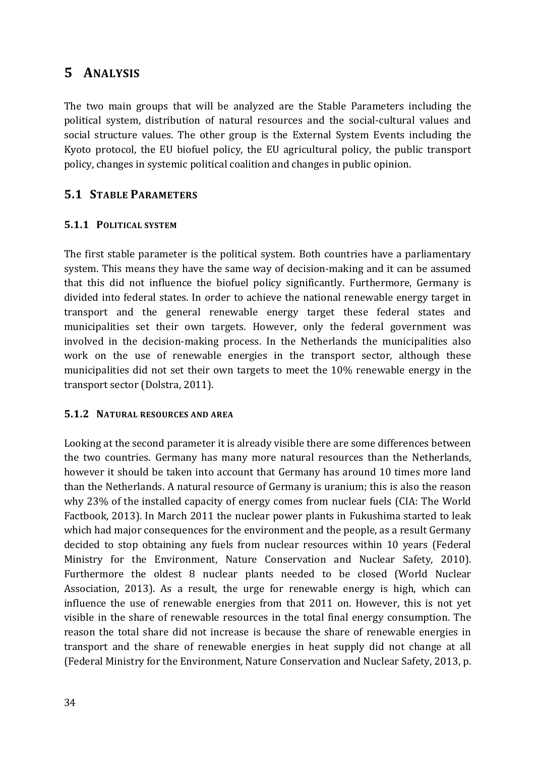# 5 ANALYSIS

The two main groups that will be analyzed are the Stable Parameters including the political system, distribution of natural resources and the social-cultural values and social structure values. The other group is the External System Events including the Kyoto protocol, the EU biofuel policy, the EU agricultural policy, the public transport policy, changes in systemic political coalition and changes in public opinion.

## 5.1 STABLE PARAMETERS

### 5.1.1 POLITICAL SYSTEM

The first stable parameter is the political system. Both countries have a parliamentary system. This means they have the same way of decision-making and it can be assumed that this did not influence the biofuel policy significantly. Furthermore, Germany is divided into federal states. In order to achieve the national renewable energy target in transport and the general renewable energy target these federal states and municipalities set their own targets. However, only the federal government was involved in the decision-making process. In the Netherlands the municipalities also work on the use of renewable energies in the transport sector, although these municipalities did not set their own targets to meet the 10% renewable energy in the transport sector (Dolstra, 2011).

### 5.1.2 NATURAL RESOURCES AND AREA

Looking at the second parameter it is already visible there are some differences between the two countries. Germany has many more natural resources than the Netherlands, however it should be taken into account that Germany has around 10 times more land than the Netherlands. A natural resource of Germany is uranium; this is also the reason why 23% of the installed capacity of energy comes from nuclear fuels (CIA: The World Factbook, 2013). In March 2011 the nuclear power plants in Fukushima started to leak which had major consequences for the environment and the people, as a result Germany decided to stop obtaining any fuels from nuclear resources within 10 years (Federal Ministry for the Environment, Nature Conservation and Nuclear Safety, 2010). Furthermore the oldest 8 nuclear plants needed to be closed (World Nuclear Association, 2013). As a result, the urge for renewable energy is high, which can influence the use of renewable energies from that 2011 on. However, this is not yet visible in the share of renewable resources in the total final energy consumption. The reason the total share did not increase is because the share of renewable energies in transport and the share of renewable energies in heat supply did not change at all (Federal Ministry for the Environment, Nature Conservation and Nuclear Safety, 2013, p.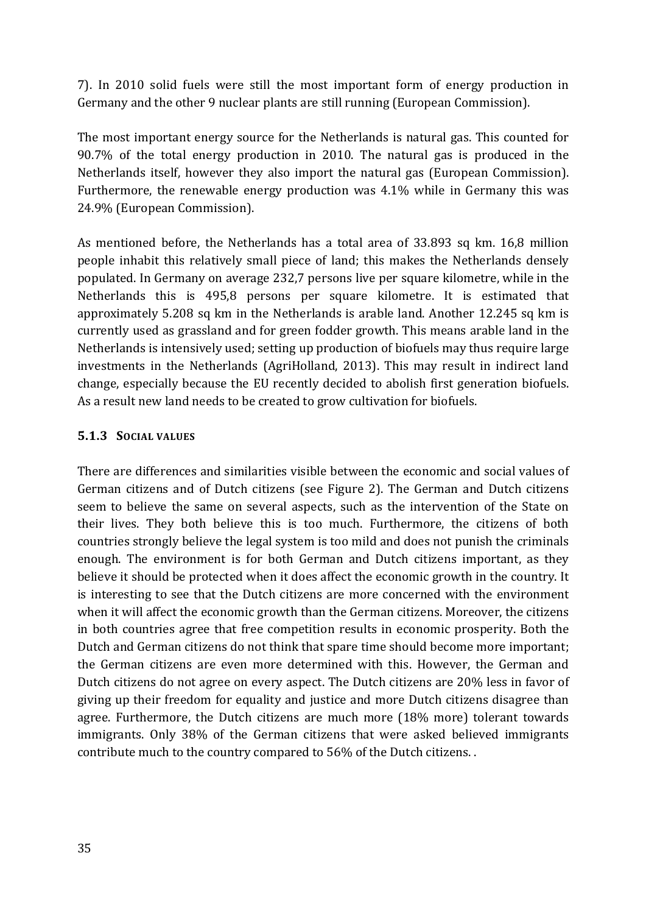7). In 2010 solid fuels were still the most important form of energy production in Germany and the other 9 nuclear plants are still running (European Commission).

The most important energy source for the Netherlands is natural gas. This counted for 90.7% of the total energy production in 2010. The natural gas is produced in the Netherlands itself, however they also import the natural gas (European Commission). Furthermore, the renewable energy production was 4.1% while in Germany this was 24.9% (European Commission).

As mentioned before, the Netherlands has a total area of 33.893 sq km. 16,8 million people inhabit this relatively small piece of land; this makes the Netherlands densely populated. In Germany on average 232,7 persons live per square kilometre, while in the Netherlands this is 495,8 persons per square kilometre. It is estimated that approximately 5.208 sq km in the Netherlands is arable land. Another 12.245 sq km is currently used as grassland and for green fodder growth. This means arable land in the Netherlands is intensively used; setting up production of biofuels may thus require large investments in the Netherlands (AgriHolland, 2013). This may result in indirect land change, especially because the EU recently decided to abolish first generation biofuels. As a result new land needs to be created to grow cultivation for biofuels.

### 5.1.3 Social values

There are differences and similarities visible between the economic and social values of German citizens and of Dutch citizens (see Figure 2). The German and Dutch citizens seem to believe the same on several aspects, such as the intervention of the State on their lives. They both believe this is too much. Furthermore, the citizens of both countries strongly believe the legal system is too mild and does not punish the criminals enough. The environment is for both German and Dutch citizens important, as they believe it should be protected when it does affect the economic growth in the country. It is interesting to see that the Dutch citizens are more concerned with the environment when it will affect the economic growth than the German citizens. Moreover, the citizens in both countries agree that free competition results in economic prosperity. Both the Dutch and German citizens do not think that spare time should become more important; the German citizens are even more determined with this. However, the German and Dutch citizens do not agree on every aspect. The Dutch citizens are 20% less in favor of giving up their freedom for equality and justice and more Dutch citizens disagree than agree. Furthermore, the Dutch citizens are much more (18% more) tolerant towards immigrants. Only 38% of the German citizens that were asked believed immigrants contribute much to the country compared to 56% of the Dutch citizens. .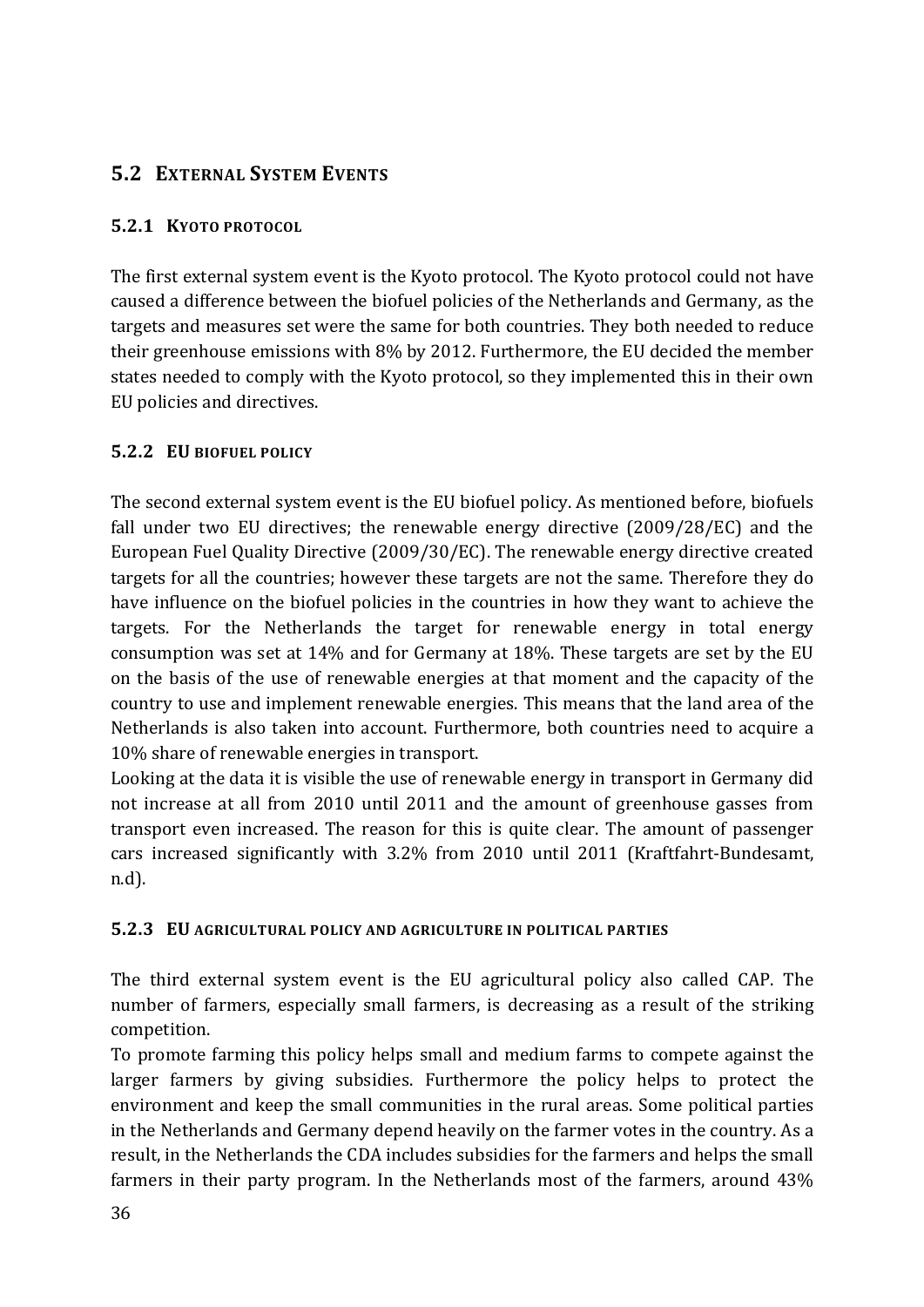## 5.2 External System Events

### 5.2.1 Kyoto protocol

The first external system event is the Kyoto protocol. The Kyoto protocol could not have caused a difference between the biofuel policies of the Netherlands and Germany, as the targets and measures set were the same for both countries. They both needed to reduce their greenhouse emissions with 8% by 2012. Furthermore, the EU decided the member states needed to comply with the Kyoto protocol, so they implemented this in their own EU policies and directives.

### 5.2.2 EU biofuel policy

The second external system event is the EU biofuel policy. As mentioned before, biofuels fall under two EU directives; the renewable energy directive (2009/28/EC) and the European Fuel Quality Directive (2009/30/EC). The renewable energy directive created targets for all the countries; however these targets are not the same. Therefore they do have influence on the biofuel policies in the countries in how they want to achieve the targets. For the Netherlands the target for renewable energy in total energy consumption was set at 14% and for Germany at 18%. These targets are set by the EU on the basis of the use of renewable energies at that moment and the capacity of the country to use and implement renewable energies. This means that the land area of the Netherlands is also taken into account. Furthermore, both countries need to acquire a 10% share of renewable energies in transport.

Looking at the data it is visible the use of renewable energy in transport in Germany did not increase at all from 2010 until 2011 and the amount of greenhouse gasses from transport even increased. The reason for this is quite clear. The amount of passenger cars increased significantly with 3.2% from 2010 until 2011 (Kraftfahrt-Bundesamt, n.d).

### 5.2.3 EU agricultural policy and agriculture in political parties

The third external system event is the EU agricultural policy also called CAP. The number of farmers, especially small farmers, is decreasing as a result of the striking competition.

To promote farming this policy helps small and medium farms to compete against the larger farmers by giving subsidies. Furthermore the policy helps to protect the environment and keep the small communities in the rural areas. Some political parties in the Netherlands and Germany depend heavily on the farmer votes in the country. As a result, in the Netherlands the CDA includes subsidies for the farmers and helps the small farmers in their party program. In the Netherlands most of the farmers, around 43%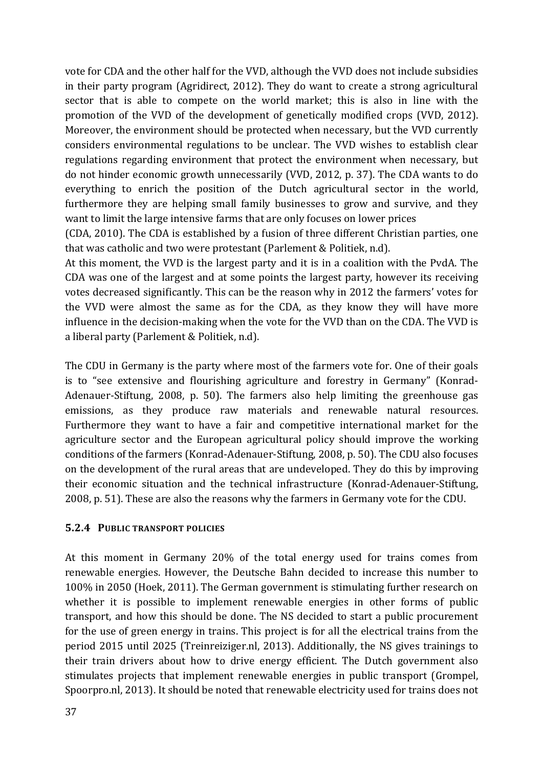vote for CDA and the other half for the VVD, although the VVD does not include subsidies in their party program (Agridirect, 2012). They do want to create a strong agricultural sector that is able to compete on the world market; this is also in line with the promotion of the VVD of the development of genetically modified crops (VVD, 2012). Moreover, the environment should be protected when necessary, but the VVD currently considers environmental regulations to be unclear. The VVD wishes to establish clear regulations regarding environment that protect the environment when necessary, but do not hinder economic growth unnecessarily (VVD, 2012, p. 37). The CDA wants to do everything to enrich the position of the Dutch agricultural sector in the world, furthermore they are helping small family businesses to grow and survive, and they want to limit the large intensive farms that are only focuses on lower prices (CDA, 2010). The CDA is established by a fusion of three different Christian parties, one that was catholic and two were protestant (Parlement & Politiek, n.d).

At this moment, the VVD is the largest party and it is in a coalition with the PvdA. The CDA was one of the largest and at some points the largest party, however its receiving votes decreased significantly. This can be the reason why in 2012 the farmers' votes for the VVD were almost the same as for the CDA, as they know they will have more influence in the decision-making when the vote for the VVD than on the CDA. The VVD is a liberal party (Parlement & Politiek, n.d).

The CDU in Germany is the party where most of the farmers vote for. One of their goals is to "see extensive and flourishing agriculture and forestry in Germany" (Konrad-Adenauer-Stiftung, 2008, p. 50). The farmers also help limiting the greenhouse gas emissions, as they produce raw materials and renewable natural resources. Furthermore they want to have a fair and competitive international market for the agriculture sector and the European agricultural policy should improve the working conditions of the farmers (Konrad-Adenauer-Stiftung, 2008, p. 50). The CDU also focuses on the development of the rural areas that are undeveloped. They do this by improving their economic situation and the technical infrastructure (Konrad-Adenauer-Stiftung, 2008, p. 51). These are also the reasons why the farmers in Germany vote for the CDU.

### 5.2.4 Public transport policies

At this moment in Germany 20% of the total energy used for trains comes from renewable energies. However, the Deutsche Bahn decided to increase this number to 100% in 2050 (Hoek, 2011). The German government is stimulating further research on whether it is possible to implement renewable energies in other forms of public transport, and how this should be done. The NS decided to start a public procurement for the use of green energy in trains. This project is for all the electrical trains from the period 2015 until 2025 (Treinreiziger.nl, 2013). Additionally, the NS gives trainings to their train drivers about how to drive energy efficient. The Dutch government also stimulates projects that implement renewable energies in public transport (Grompel, Spoorpro.nl, 2013). It should be noted that renewable electricity used for trains does not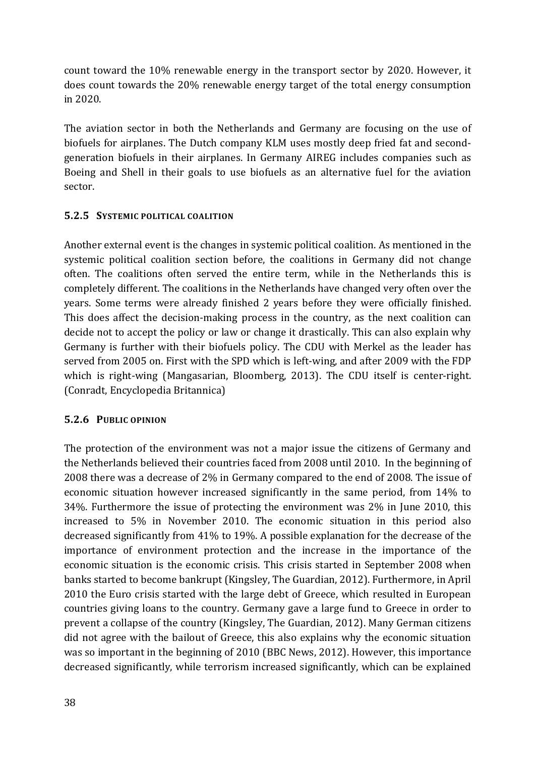count toward the 10% renewable energy in the transport sector by 2020. However, it does count towards the 20% renewable energy target of the total energy consumption in 2020.

The aviation sector in both the Netherlands and Germany are focusing on the use of biofuels for airplanes. The Dutch company KLM uses mostly deep fried fat and second-generation biofuels in their airplanes. In Germany AIREG includes companies such as Boeing and Shell in their goals to use biofuels as an alternative fuel for the aviation sector.

### 5.2.5 Systemic political coalition

Another external event is the changes in systemic political coalition. As mentioned in the systemic political coalition section before, the coalitions in Germany did not change often. The coalitions often served the entire term, while in the Netherlands this is completely different. The coalitions in the Netherlands have changed very often over the years. Some terms were already finished 2 years before they were officially finished. This does affect the decision-making process in the country, as the next coalition can decide not to accept the policy or law or change it drastically. This can also explain why Germany is further with their biofuels policy. The CDU with Merkel as the leader has served from 2005 on. First with the SPD which is left-wing, and after 2009 with the FDP which is right-wing (Mangasarian, Bloomberg, 2013). The CDU itself is center-right. (Conradt, Encyclopedia Britannica)

### 5.2.6 Public opinion

The protection of the environment was not a major issue the citizens of Germany and the Netherlands believed their countries faced from 2008 until 2010. In the beginning of 2008 there was a decrease of 2% in Germany compared to the end of 2008. The issue of economic situation however increased significantly in the same period, from 14% to 34%. Furthermore the issue of protecting the environment was 2% in June 2010, this increased to 5% in November 2010. The economic situation in this period also decreased significantly from 41% to 19%. A possible explanation for the decrease of the importance of environment protection and the increase in the importance of the economic situation is the economic crisis. This crisis started in September 2008 when banks started to become bankrupt (Kingsley, The Guardian, 2012). Furthermore, in April 2010 the Euro crisis started with the large debt of Greece, which resulted in European countries giving loans to the country. Germany gave a large fund to Greece in order to prevent a collapse of the country (Kingsley, The Guardian, 2012). Many German citizens did not agree with the bailout of Greece, this also explains why the economic situation was so important in the beginning of 2010 (BBC News, 2012). However, this importance decreased significantly, while terrorism increased significantly, which can be explained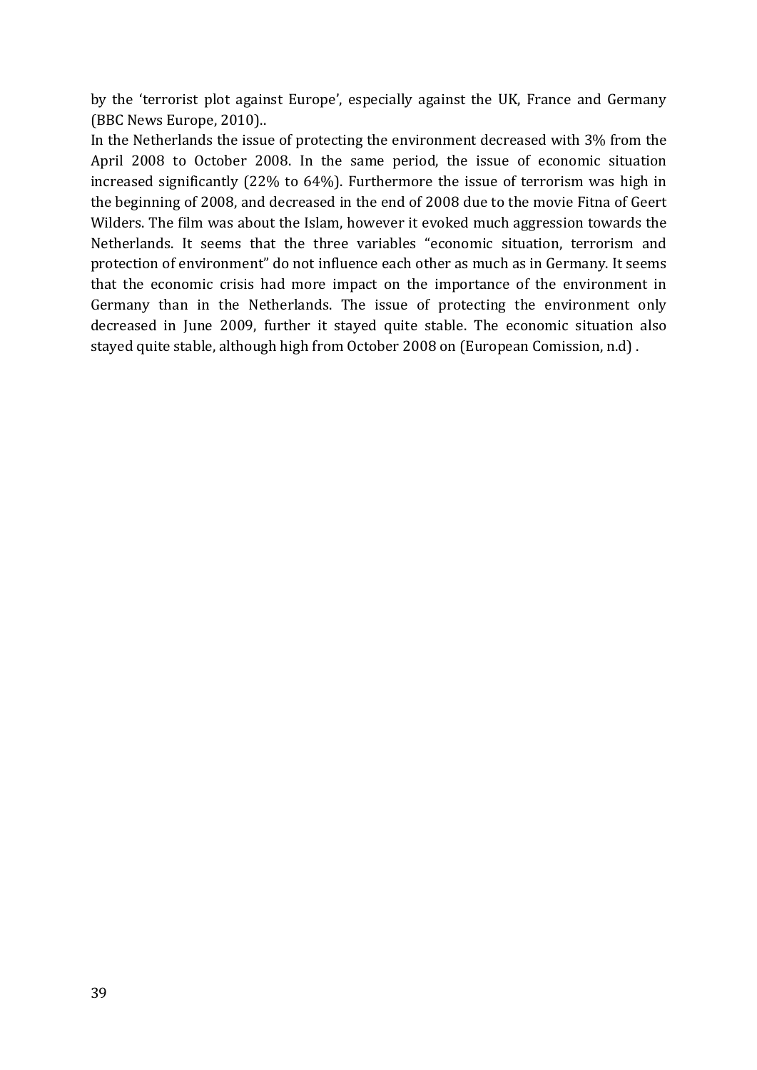by the 'terrorist plot against Europe', especially against the UK, France and Germany (BBC News Europe, 2010)..

In the Netherlands the issue of protecting the environment decreased with 3% from the April 2008 to October 2008. In the same period, the issue of economic situation increased significantly (22% to 64%). Furthermore the issue of terrorism was high in the beginning of 2008, and decreased in the end of 2008 due to the movie Fitna of Geert Wilders. The film was about the Islam, however it evoked much aggression towards the Netherlands. It seems that the three variables "economic situation, terrorism and protection of environment" do not influence each other as much as in Germany. It seems that the economic crisis had more impact on the importance of the environment in Germany than in the Netherlands. The issue of protecting the environment only decreased in June 2009, further it stayed quite stable. The economic situation also stayed quite stable, although high from October 2008 on (European Comission, n.d) .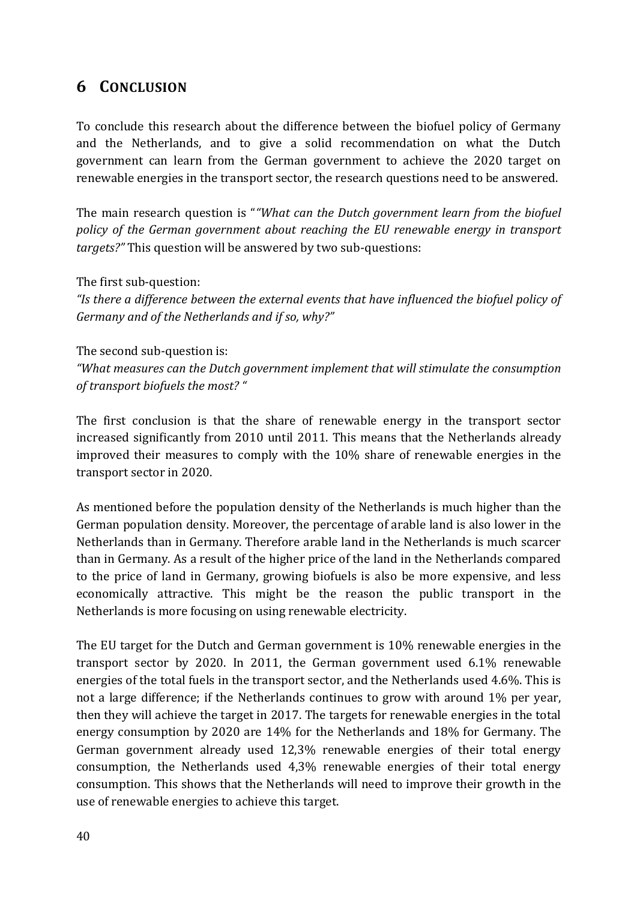# 6 Conclusion

To conclude this research about the difference between the biofuel policy of Germany and the Netherlands, and to give a solid recommendation on what the Dutch government can learn from the German government to achieve the 2020 target on renewable energies in the transport sector, the research questions need to be answered.

The main research question is "*"What can the Dutch government learn from the biofuel policy of the German government about reaching the EU renewable energy in transport targets?"* This question will be answered by two sub-questions:

The first sub-question:
*"Is there a difference between the external events that have influenced the biofuel policy of Germany and of the Netherlands and if so, why?"*

The second sub-question is:
*"What measures can the Dutch government implement that will stimulate the consumption of transport biofuels the most? "*

The first conclusion is that the share of renewable energy in the transport sector increased significantly from 2010 until 2011. This means that the Netherlands already improved their measures to comply with the 10% share of renewable energies in the transport sector in 2020.

As mentioned before the population density of the Netherlands is much higher than the German population density. Moreover, the percentage of arable land is also lower in the Netherlands than in Germany. Therefore arable land in the Netherlands is much scarcer than in Germany. As a result of the higher price of the land in the Netherlands compared to the price of land in Germany, growing biofuels is also be more expensive, and less economically attractive. This might be the reason the public transport in the Netherlands is more focusing on using renewable electricity.

The EU target for the Dutch and German government is 10% renewable energies in the transport sector by 2020. In 2011, the German government used 6.1% renewable energies of the total fuels in the transport sector, and the Netherlands used 4.6%. This is not a large difference; if the Netherlands continues to grow with around 1% per year, then they will achieve the target in 2017. The targets for renewable energies in the total energy consumption by 2020 are 14% for the Netherlands and 18% for Germany. The German government already used 12,3% renewable energies of their total energy consumption, the Netherlands used 4,3% renewable energies of their total energy consumption. This shows that the Netherlands will need to improve their growth in the use of renewable energies to achieve this target.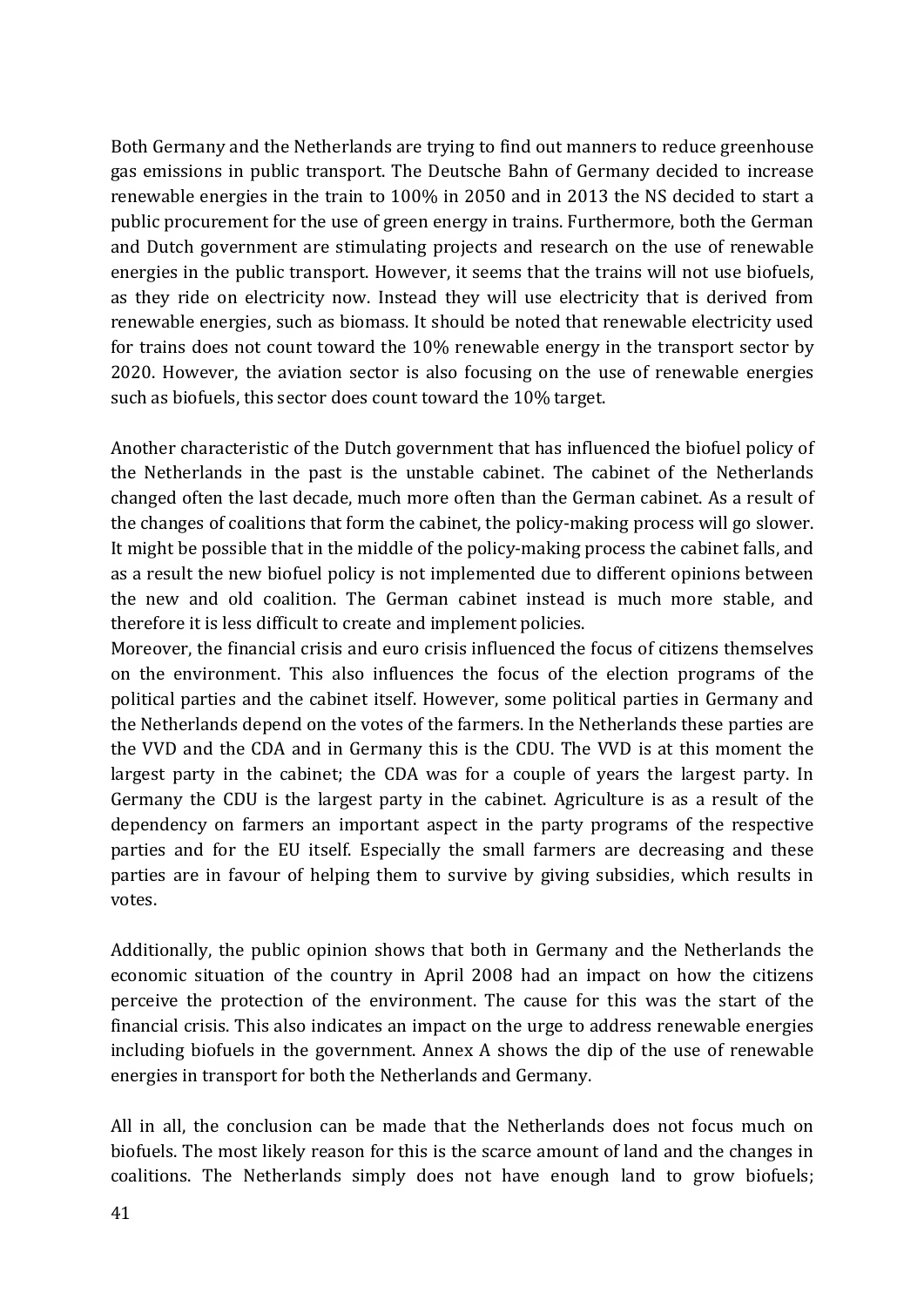Both Germany and the Netherlands are trying to find out manners to reduce greenhouse gas emissions in public transport. The Deutsche Bahn of Germany decided to increase renewable energies in the train to 100% in 2050 and in 2013 the NS decided to start a public procurement for the use of green energy in trains. Furthermore, both the German and Dutch government are stimulating projects and research on the use of renewable energies in the public transport. However, it seems that the trains will not use biofuels, as they ride on electricity now. Instead they will use electricity that is derived from renewable energies, such as biomass. It should be noted that renewable electricity used for trains does not count toward the 10% renewable energy in the transport sector by 2020. However, the aviation sector is also focusing on the use of renewable energies such as biofuels, this sector does count toward the 10% target.

Another characteristic of the Dutch government that has influenced the biofuel policy of the Netherlands in the past is the unstable cabinet. The cabinet of the Netherlands changed often the last decade, much more often than the German cabinet. As a result of the changes of coalitions that form the cabinet, the policy-making process will go slower. It might be possible that in the middle of the policy-making process the cabinet falls, and as a result the new biofuel policy is not implemented due to different opinions between the new and old coalition. The German cabinet instead is much more stable, and therefore it is less difficult to create and implement policies.
Moreover, the financial crisis and euro crisis influenced the focus of citizens themselves on the environment. This also influences the focus of the election programs of the political parties and the cabinet itself. However, some political parties in Germany and the Netherlands depend on the votes of the farmers. In the Netherlands these parties are the VVD and the CDA and in Germany this is the CDU. The VVD is at this moment the largest party in the cabinet; the CDA was for a couple of years the largest party. In Germany the CDU is the largest party in the cabinet. Agriculture is as a result of the dependency on farmers an important aspect in the party programs of the respective parties and for the EU itself. Especially the small farmers are decreasing and these parties are in favour of helping them to survive by giving subsidies, which results in votes.

Additionally, the public opinion shows that both in Germany and the Netherlands the economic situation of the country in April 2008 had an impact on how the citizens perceive the protection of the environment. The cause for this was the start of the financial crisis. This also indicates an impact on the urge to address renewable energies including biofuels in the government. Annex A shows the dip of the use of renewable energies in transport for both the Netherlands and Germany.

All in all, the conclusion can be made that the Netherlands does not focus much on biofuels. The most likely reason for this is the scarce amount of land and the changes in coalitions. The Netherlands simply does not have enough land to grow biofuels;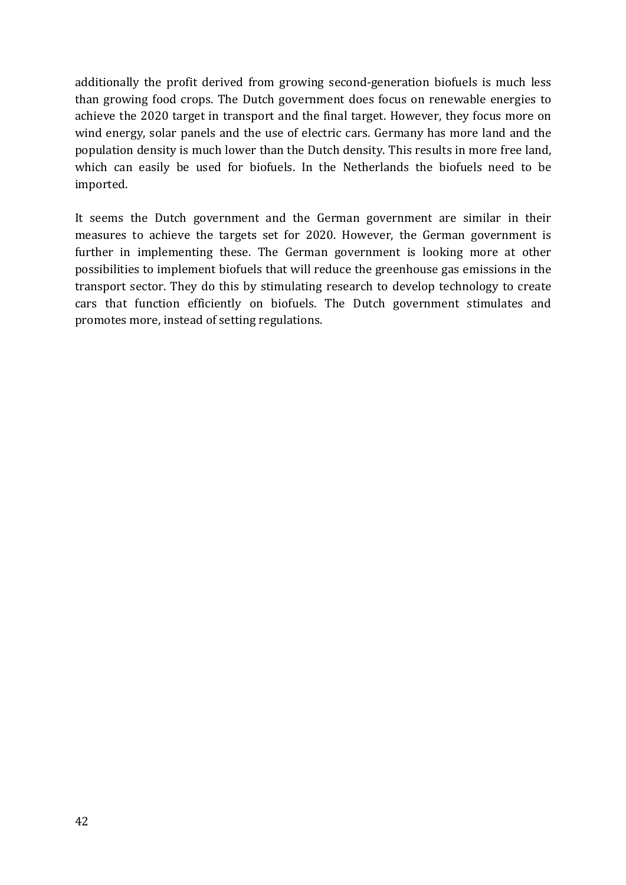additionally the profit derived from growing second-generation biofuels is much less than growing food crops. The Dutch government does focus on renewable energies to achieve the 2020 target in transport and the final target. However, they focus more on wind energy, solar panels and the use of electric cars. Germany has more land and the population density is much lower than the Dutch density. This results in more free land, which can easily be used for biofuels. In the Netherlands the biofuels need to be imported.

It seems the Dutch government and the German government are similar in their measures to achieve the targets set for 2020. However, the German government is further in implementing these. The German government is looking more at other possibilities to implement biofuels that will reduce the greenhouse gas emissions in the transport sector. They do this by stimulating research to develop technology to create cars that function efficiently on biofuels. The Dutch government stimulates and promotes more, instead of setting regulations.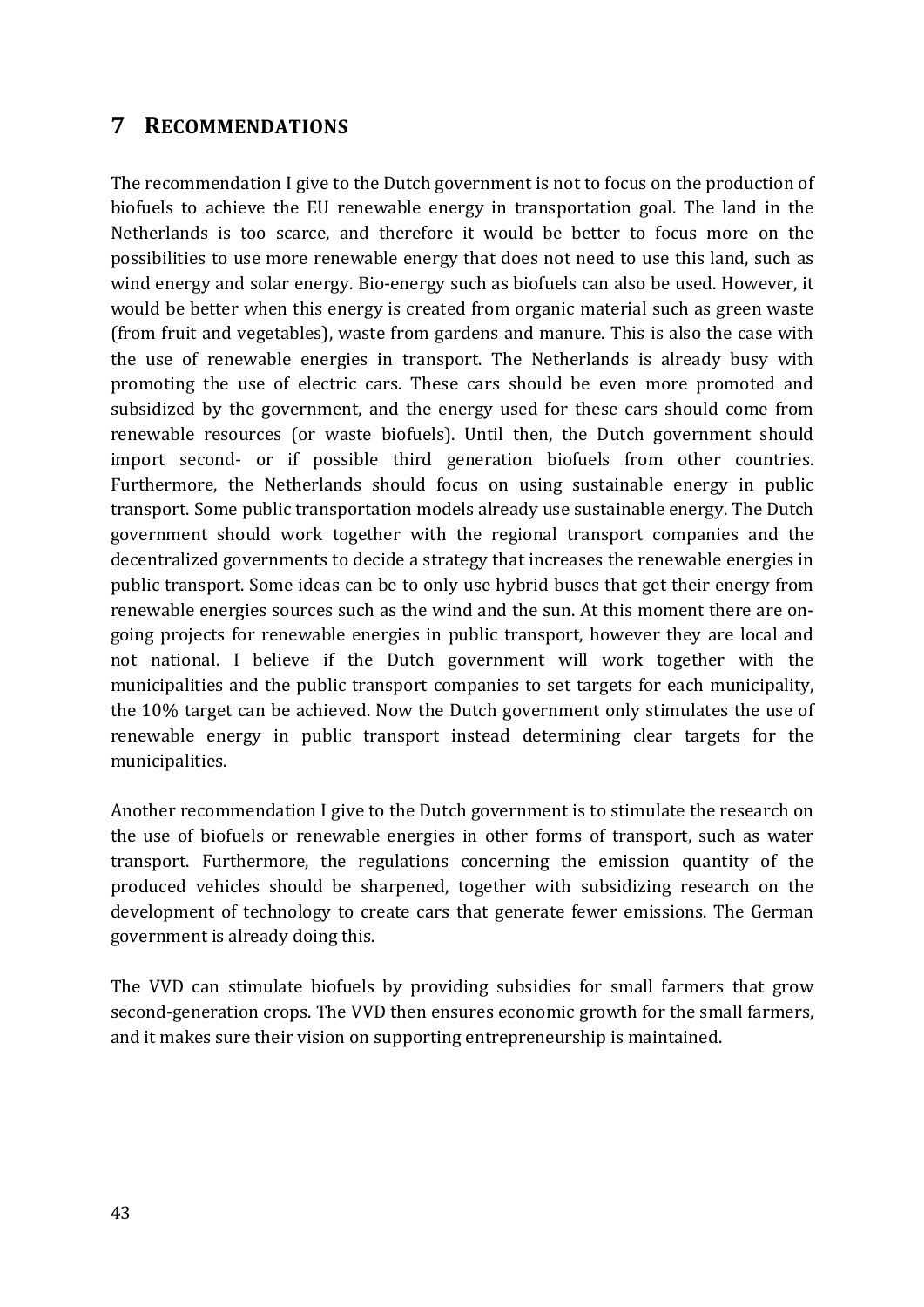# 7 RECOMMENDATIONS

The recommendation I give to the Dutch government is not to focus on the production of biofuels to achieve the EU renewable energy in transportation goal. The land in the Netherlands is too scarce, and therefore it would be better to focus more on the possibilities to use more renewable energy that does not need to use this land, such as wind energy and solar energy. Bio-energy such as biofuels can also be used. However, it would be better when this energy is created from organic material such as green waste (from fruit and vegetables), waste from gardens and manure. This is also the case with the use of renewable energies in transport. The Netherlands is already busy with promoting the use of electric cars. These cars should be even more promoted and subsidized by the government, and the energy used for these cars should come from renewable resources (or waste biofuels). Until then, the Dutch government should import second- or if possible third generation biofuels from other countries. Furthermore, the Netherlands should focus on using sustainable energy in public transport. Some public transportation models already use sustainable energy. The Dutch government should work together with the regional transport companies and the decentralized governments to decide a strategy that increases the renewable energies in public transport. Some ideas can be to only use hybrid buses that get their energy from renewable energies sources such as the wind and the sun. At this moment there are on-going projects for renewable energies in public transport, however they are local and not national. I believe if the Dutch government will work together with the municipalities and the public transport companies to set targets for each municipality, the 10% target can be achieved. Now the Dutch government only stimulates the use of renewable energy in public transport instead determining clear targets for the municipalities.

Another recommendation I give to the Dutch government is to stimulate the research on the use of biofuels or renewable energies in other forms of transport, such as water transport. Furthermore, the regulations concerning the emission quantity of the produced vehicles should be sharpened, together with subsidizing research on the development of technology to create cars that generate fewer emissions. The German government is already doing this.

The VVD can stimulate biofuels by providing subsidies for small farmers that grow second-generation crops. The VVD then ensures economic growth for the small farmers, and it makes sure their vision on supporting entrepreneurship is maintained.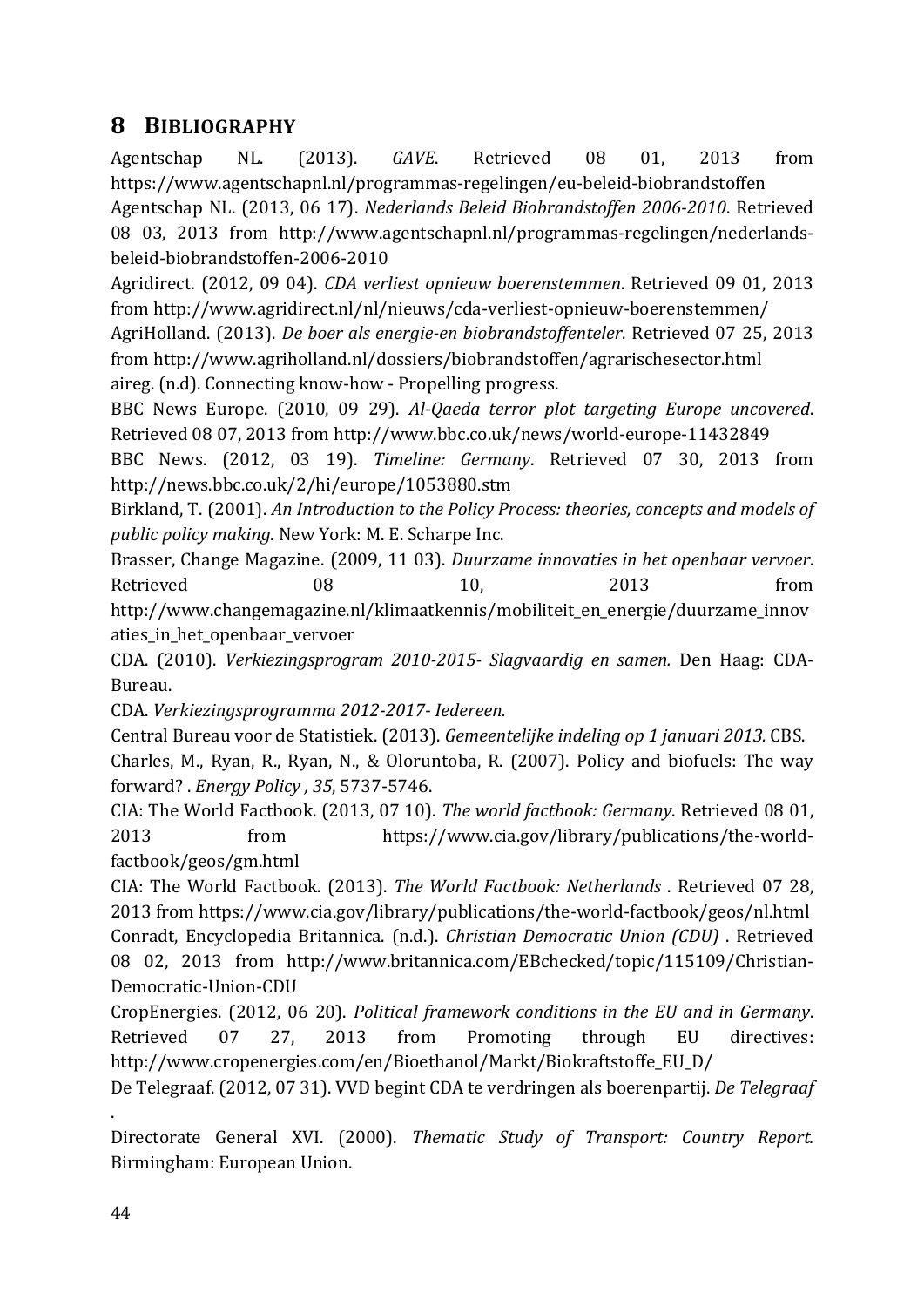# 8 BIBLIOGRAPHY

Agentschap NL. (2013). *GAVE*. Retrieved 08 01, 2013 from https://www.agentschapnl.nl/programmas-regelingen/eu-beleid-biobrandstoffen

Agentschap NL. (2013, 06 17). *Nederlands Beleid Biobrandstoffen 2006-2010*. Retrieved 08 03, 2013 from http://www.agentschapnl.nl/programmas-regelingen/nederlands-beleid-biobrandstoffen-2006-2010

Agridirect. (2012, 09 04). *CDA verliest opnieuw boerenstemmen*. Retrieved 09 01, 2013 from http://www.agridirect.nl/nl/nieuws/cda-verliest-opnieuw-boerenstemmen/

AgriHolland. (2013). *De boer als energie-en biobrandstoffenteler*. Retrieved 07 25, 2013 from http://www.agriholland.nl/dossiers/biobrandstoffen/agrarischesector.html

aireg. (n.d). Connecting know-how - Propelling progress.

BBC News Europe. (2010, 09 29). *Al-Qaeda terror plot targeting Europe uncovered*. Retrieved 08 07, 2013 from http://www.bbc.co.uk/news/world-europe-11432849

BBC News. (2012, 03 19). *Timeline: Germany*. Retrieved 07 30, 2013 from http://news.bbc.co.uk/2/hi/europe/1053880.stm

Birkland, T. (2001). *An Introduction to the Policy Process: theories, concepts and models of public policy making.* New York: M. E. Scharpe Inc.

Brasser, Change Magazine. (2009, 11 03). *Duurzame innovaties in het openbaar vervoer*. Retrieved 08 10, 2013 from http://www.changemagazine.nl/klimaatkennis/mobiliteit_en_energie/duurzame_innovaties_in_het_openbaar_vervoer

CDA. (2010). *Verkiezingsprogram 2010-2015- Slagvaardig en samen.* Den Haag: CDA-Bureau.

CDA. *Verkiezingsprogramma 2012-2017- Iedereen.*

Central Bureau voor de Statistiek. (2013). *Gemeentelijke indeling op 1 januari 2013.* CBS.

Charles, M., Ryan, R., Ryan, N., & Oloruntoba, R. (2007). Policy and biofuels: The way forward? . *Energy Policy , 35*, 5737-5746.

CIA: The World Factbook. (2013, 07 10). *The world factbook: Germany*. Retrieved 08 01, 2013 from https://www.cia.gov/library/publications/the-world-factbook/geos/gm.html

CIA: The World Factbook. (2013). *The World Factbook: Netherlands* . Retrieved 07 28, 2013 from https://www.cia.gov/library/publications/the-world-factbook/geos/nl.html

Conradt, Encyclopedia Britannica. (n.d.). *Christian Democratic Union (CDU)* . Retrieved 08 02, 2013 from http://www.britannica.com/EBchecked/topic/115109/Christian-Democratic-Union-CDU

CropEnergies. (2012, 06 20). *Political framework conditions in the EU and in Germany*. Retrieved 07 27, 2013 from Promoting through EU directives: http://www.cropenergies.com/en/Bioethanol/Markt/Biokraftstoffe_EU_D/

De Telegraaf. (2012, 07 31). VVD begint CDA te verdringen als boerenpartij. *De Telegraaf* .

Directorate General XVI. (2000). *Thematic Study of Transport: Country Report.* Birmingham: European Union.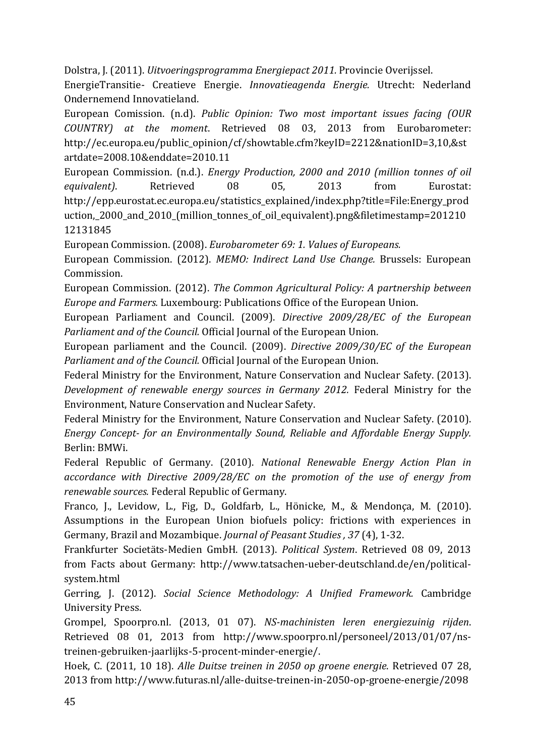Dolstra, J. (2011). *Uitvoeringsprogramma Energiepact 2011.* Provincie Overijssel.

EnergieTransitie- Creatieve Energie. *Innovatieagenda Energie.* Utrecht: Nederland Ondernemend Innovatieland.

European Comission. (n.d). *Public Opinion: Two most important issues facing (OUR COUNTRY) at the moment*. Retrieved 08 03, 2013 from Eurobarometer: http://ec.europa.eu/public_opinion/cf/showtable.cfm?keyID=2212&nationID=3,10,&startdate=2008.10&enddate=2010.11

European Commission. (n.d.). *Energy Production, 2000 and 2010 (million tonnes of oil equivalent)*. Retrieved 08 05, 2013 from Eurostat: http://epp.eurostat.ec.europa.eu/statistics_explained/index.php?title=File:Energy_production,_2000_and_2010_(million_tonnes_of_oil_equivalent).png&filetimestamp=20121012131845

European Commission. (2008). *Eurobarometer 69: 1. Values of Europeans.*

European Commission. (2012). *MEMO: Indirect Land Use Change.* Brussels: European Commission.

European Commission. (2012). *The Common Agricultural Policy: A partnership between Europe and Farmers.* Luxembourg: Publications Office of the European Union.

European Parliament and Council. (2009). *Directive 2009/28/EC of the European Parliament and of the Council.* Official Journal of the European Union.

European parliament and the Council. (2009). *Directive 2009/30/EC of the European Parliament and of the Council.* Official Journal of the European Union.

Federal Ministry for the Environment, Nature Conservation and Nuclear Safety. (2013). *Development of renewable energy sources in Germany 2012.* Federal Ministry for the Environment, Nature Conservation and Nuclear Safety.

Federal Ministry for the Environment, Nature Conservation and Nuclear Safety. (2010). *Energy Concept- for an Environmentally Sound, Reliable and Affordable Energy Supply.* Berlin: BMWi.

Federal Republic of Germany. (2010). *National Renewable Energy Action Plan in accordance with Directive 2009/28/EC on the promotion of the use of energy from renewable sources.* Federal Republic of Germany.

Franco, J., Levidow, L., Fig, D., Goldfarb, L., Hönicke, M., & Mendonça, M. (2010). Assumptions in the European Union biofuels policy: frictions with experiences in Germany, Brazil and Mozambique. *Journal of Peasant Studies , 37* (4), 1-32.

Frankfurter Societäts-Medien GmbH. (2013). *Political System*. Retrieved 08 09, 2013 from Facts about Germany: http://www.tatsachen-ueber-deutschland.de/en/political-system.html

Gerring, J. (2012). *Social Science Methodology: A Unified Framework.* Cambridge University Press.

Grompel, Spoorpro.nl. (2013, 01 07). *NS-machinisten leren energiezuinig rijden*. Retrieved 08 01, 2013 from http://www.spoorpro.nl/personeel/2013/01/07/ns-treinen-gebruiken-jaarlijks-5-procent-minder-energie/.

Hoek, C. (2011, 10 18). *Alle Duitse treinen in 2050 op groene energie*. Retrieved 07 28, 2013 from http://www.futuras.nl/alle-duitse-treinen-in-2050-op-groene-energie/2098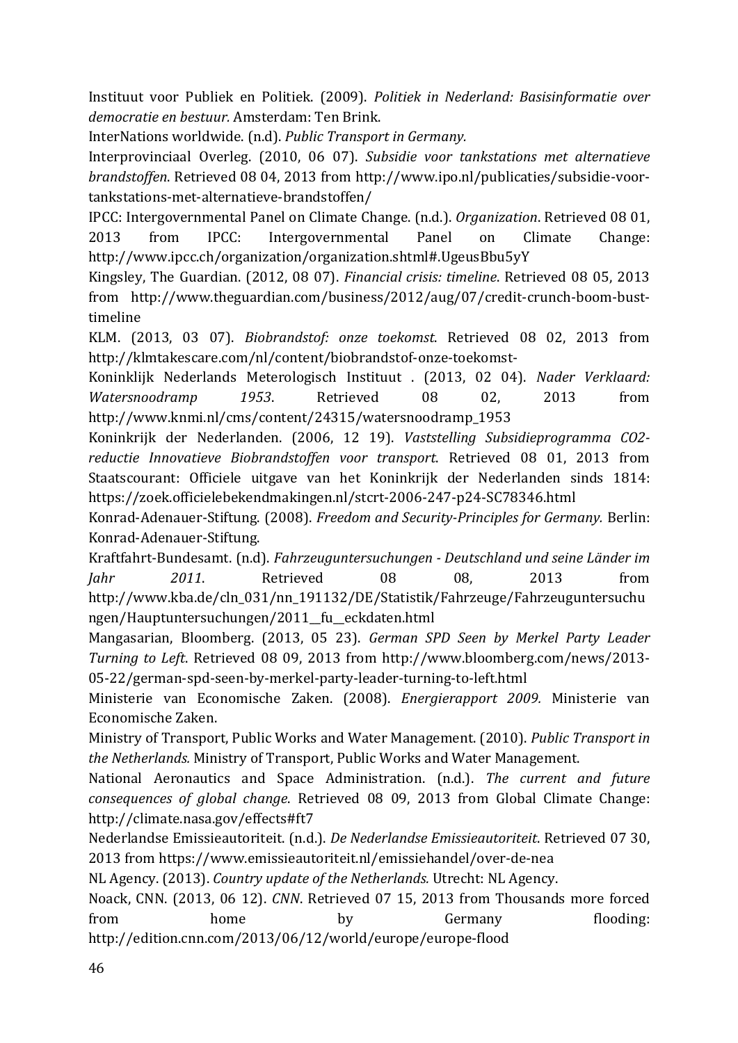Instituut voor Publiek en Politiek. (2009). *Politiek in Nederland: Basisinformatie over democratie en bestuur.* Amsterdam: Ten Brink.

InterNations worldwide. (n.d). *Public Transport in Germany.*

Interprovinciaal Overleg. (2010, 06 07). *Subsidie voor tankstations met alternatieve brandstoffen*. Retrieved 08 04, 2013 from http://www.ipo.nl/publicaties/subsidie-voor-tankstations-met-alternatieve-brandstoffen/

IPCC: Intergovernmental Panel on Climate Change. (n.d.). *Organization*. Retrieved 08 01, 2013 from IPCC: Intergovernmental Panel on Climate Change: http://www.ipcc.ch/organization/organization.shtml#.UgeusBbu5yY

Kingsley, The Guardian. (2012, 08 07). *Financial crisis: timeline*. Retrieved 08 05, 2013 from http://www.theguardian.com/business/2012/aug/07/credit-crunch-boom-bust-timeline

KLM. (2013, 03 07). *Biobrandstof: onze toekomst*. Retrieved 08 02, 2013 from http://klmtakescare.com/nl/content/biobrandstof-onze-toekomst-

Koninklijk Nederlands Meterologisch Instituut . (2013, 02 04). *Nader Verklaard: Watersnoodramp 1953*. Retrieved 08 02, 2013 from http://www.knmi.nl/cms/content/24315/watersnoodramp_1953

Koninkrijk der Nederlanden. (2006, 12 19). *Vaststelling Subsidieprogramma CO2-reductie Innovatieve Biobrandstoffen voor transport*. Retrieved 08 01, 2013 from Staatscourant: Officiele uitgave van het Koninkrijk der Nederlanden sinds 1814: https://zoek.officielebekendmakingen.nl/stcrt-2006-247-p24-SC78346.html

Konrad-Adenauer-Stiftung. (2008). *Freedom and Security-Principles for Germany.* Berlin: Konrad-Adenauer-Stiftung.

Kraftfahrt-Bundesamt. (n.d). *Fahrzeuguntersuchungen - Deutschland und seine Länder im Jahr 2011*. Retrieved 08 08, 2013 from http://www.kba.de/cln_031/nn_191132/DE/Statistik/Fahrzeuge/Fahrzeuguntersuchungen/Hauptuntersuchungen/2011__fu__eckdaten.html

Mangasarian, Bloomberg. (2013, 05 23). *German SPD Seen by Merkel Party Leader Turning to Left*. Retrieved 08 09, 2013 from http://www.bloomberg.com/news/2013-05-22/german-spd-seen-by-merkel-party-leader-turning-to-left.html

Ministerie van Economische Zaken. (2008). *Energierapport 2009.* Ministerie van Economische Zaken.

Ministry of Transport, Public Works and Water Management. (2010). *Public Transport in the Netherlands.* Ministry of Transport, Public Works and Water Management.

National Aeronautics and Space Administration. (n.d.). *The current and future consequences of global change*. Retrieved 08 09, 2013 from Global Climate Change: http://climate.nasa.gov/effects#ft7

Nederlandse Emissieautoriteit. (n.d.). *De Nederlandse Emissieautoriteit*. Retrieved 07 30, 2013 from https://www.emissieautoriteit.nl/emissiehandel/over-de-nea

NL Agency. (2013). *Country update of the Netherlands.* Utrecht: NL Agency.

Noack, CNN. (2013, 06 12). *CNN*. Retrieved 07 15, 2013 from Thousands more forced from home by Germany flooding: http://edition.cnn.com/2013/06/12/world/europe/europe-flood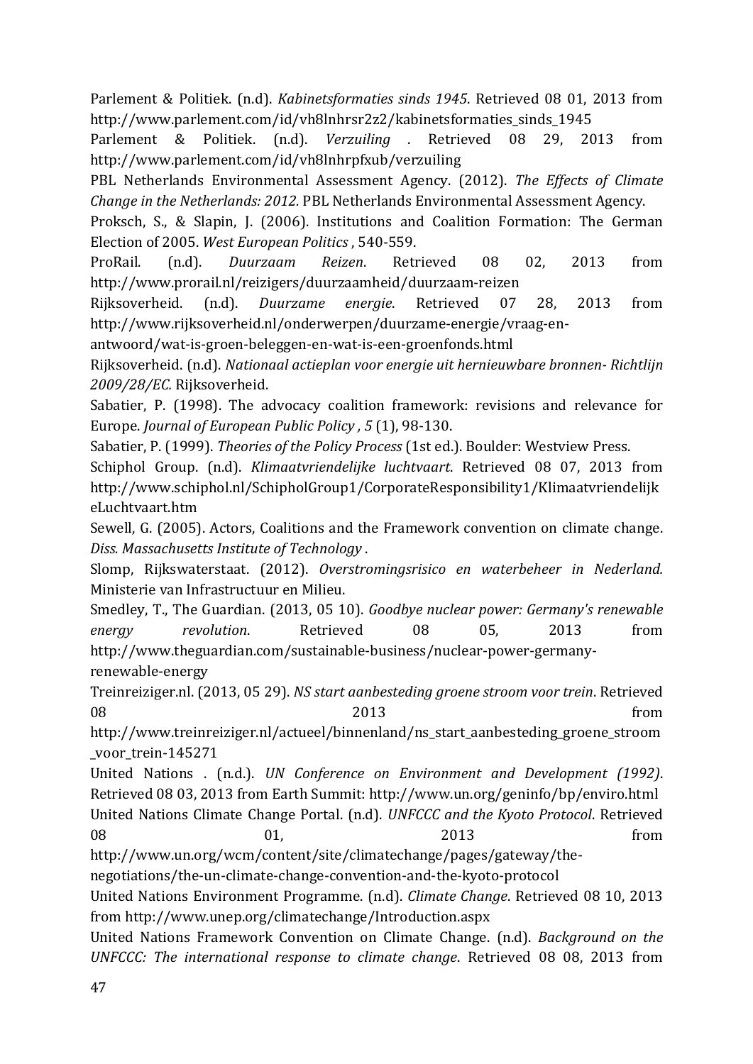Parlement & Politiek. (n.d). *Kabinetsformaties sinds 1945*. Retrieved 08 01, 2013 from http://www.parlement.com/id/vh8lnhrsr2z2/kabinetsformaties_sinds_1945

Parlement & Politiek. (n.d). *Verzuiling* . Retrieved 08 29, 2013 from http://www.parlement.com/id/vh8lnhrpfxub/verzuiling

PBL Netherlands Environmental Assessment Agency. (2012). *The Effects of Climate Change in the Netherlands: 2012.* PBL Netherlands Environmental Assessment Agency.

Proksch, S., & Slapin, J. (2006). Institutions and Coalition Formation: The German Election of 2005. *West European Politics* , 540-559.

ProRail. (n.d). *Duurzaam Reizen*. Retrieved 08 02, 2013 from http://www.prorail.nl/reizigers/duurzaamheid/duurzaam-reizen

Rijksoverheid. (n.d). *Duurzame energie*. Retrieved 07 28, 2013 from http://www.rijksoverheid.nl/onderwerpen/duurzame-energie/vraag-en-antwoord/wat-is-groen-beleggen-en-wat-is-een-groenfonds.html

Rijksoverheid. (n.d). *Nationaal actieplan voor energie uit hernieuwbare bronnen- Richtlijn 2009/28/EC.* Rijksoverheid.

Sabatier, P. (1998). The advocacy coalition framework: revisions and relevance for Europe. *Journal of European Public Policy , 5* (1), 98-130.

Sabatier, P. (1999). *Theories of the Policy Process* (1st ed.). Boulder: Westview Press.

Schiphol Group. (n.d). *Klimaatvriendelijke luchtvaart*. Retrieved 08 07, 2013 from http://www.schiphol.nl/SchipholGroup1/CorporateResponsibility1/KlimaatvriendelijkeLuchtvaart.htm

Sewell, G. (2005). Actors, Coalitions and the Framework convention on climate change. *Diss. Massachusetts Institute of Technology* .

Slomp, Rijkswaterstaat. (2012). *Overstromingsrisico en waterbeheer in Nederland.* Ministerie van Infrastructuur en Milieu.

Smedley, T., The Guardian. (2013, 05 10). *Goodbye nuclear power: Germany's renewable energy revolution*. Retrieved 08 05, 2013 from http://www.theguardian.com/sustainable-business/nuclear-power-germany-renewable-energy

Treinreiziger.nl. (2013, 05 29). *NS start aanbesteding groene stroom voor trein*. Retrieved 08 2013 from http://www.treinreiziger.nl/actueel/binnenland/ns_start_aanbesteding_groene_stroom_voor_trein-145271

United Nations . (n.d.). *UN Conference on Environment and Development (1992)*. Retrieved 08 03, 2013 from Earth Summit: http://www.un.org/geninfo/bp/enviro.html

United Nations Climate Change Portal. (n.d). *UNFCCC and the Kyoto Protocol*. Retrieved 08 01, 2013 from http://www.un.org/wcm/content/site/climatechange/pages/gateway/the-negotiations/the-un-climate-change-convention-and-the-kyoto-protocol

United Nations Environment Programme. (n.d). *Climate Change*. Retrieved 08 10, 2013 from http://www.unep.org/climatechange/Introduction.aspx

United Nations Framework Convention on Climate Change. (n.d). *Background on the UNFCCC: The international response to climate change*. Retrieved 08 08, 2013 from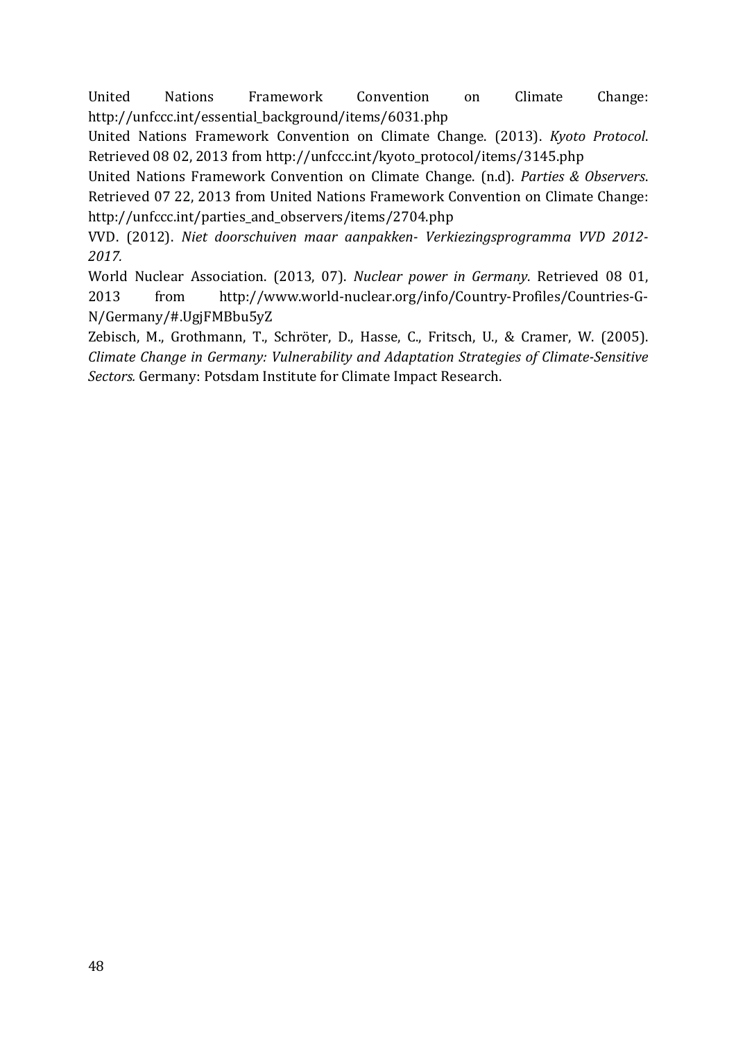United Nations Framework Convention on Climate Change: http://unfccc.int/essential_background/items/6031.php

United Nations Framework Convention on Climate Change. (2013). *Kyoto Protocol*. Retrieved 08 02, 2013 from http://unfccc.int/kyoto_protocol/items/3145.php

United Nations Framework Convention on Climate Change. (n.d). *Parties & Observers*. Retrieved 07 22, 2013 from United Nations Framework Convention on Climate Change: http://unfccc.int/parties_and_observers/items/2704.php

VVD. (2012). *Niet doorschuiven maar aanpakken- Verkiezingsprogramma VVD 2012-2017.*

World Nuclear Association. (2013, 07). *Nuclear power in Germany*. Retrieved 08 01, 2013 from http://www.world-nuclear.org/info/Country-Profiles/Countries-G-N/Germany/#.UgjFMBbu5yZ

Zebisch, M., Grothmann, T., Schröter, D., Hasse, C., Fritsch, U., & Cramer, W. (2005). *Climate Change in Germany: Vulnerability and Adaptation Strategies of Climate-Sensitive Sectors.* Germany: Potsdam Institute for Climate Impact Research.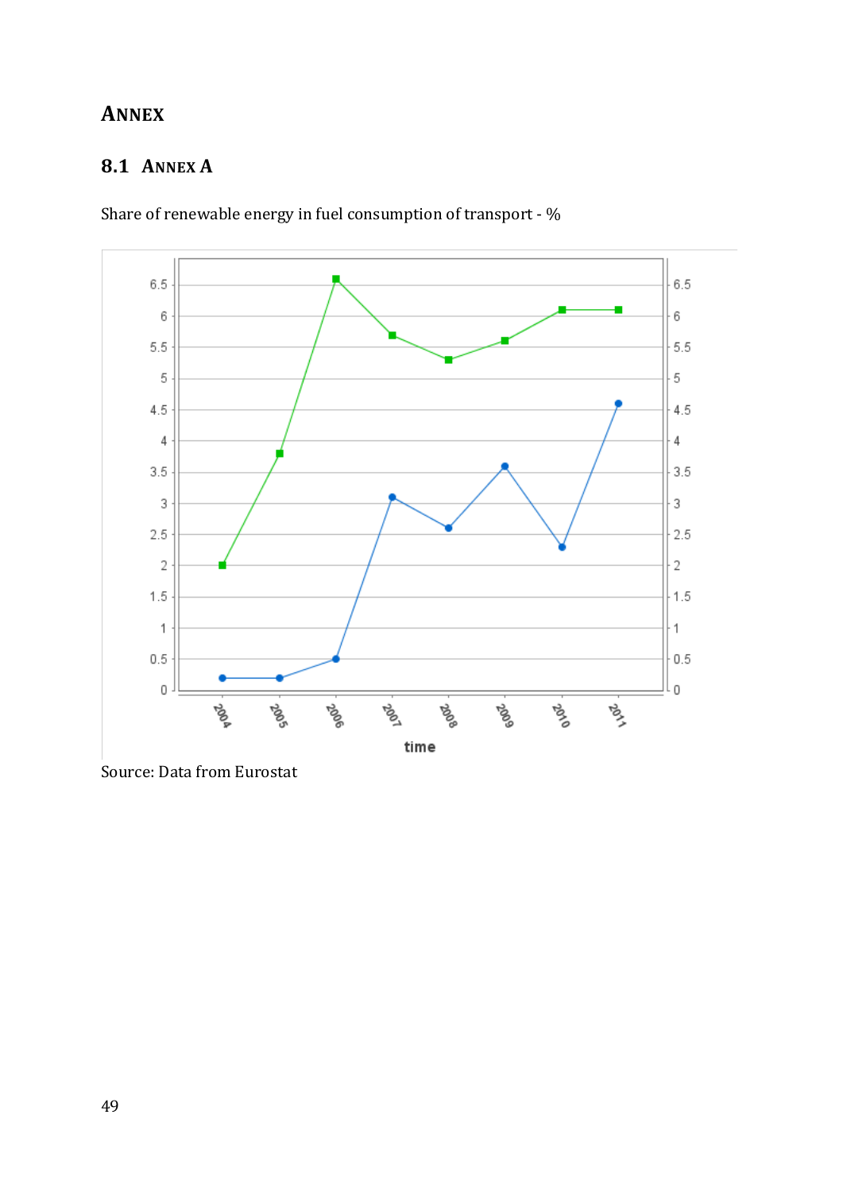# Annex

## 8.1 Annex A

Share of renewable energy in fuel consumption of transport - %

Source: Data from Eurostat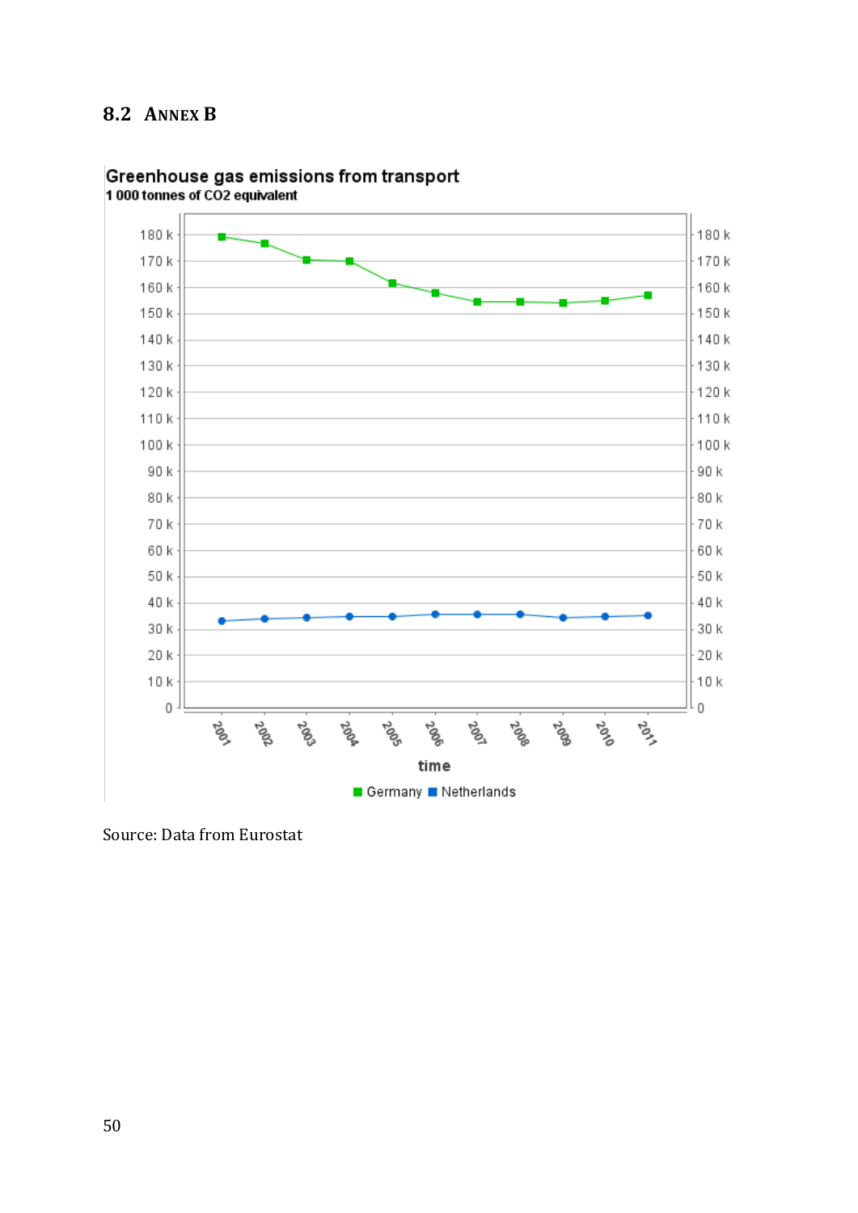## 8.2 ANNEX B

Greenhouse gas emissions from transport

1 000 tonnes of CO2 equivalent

Source: Data from Eurostat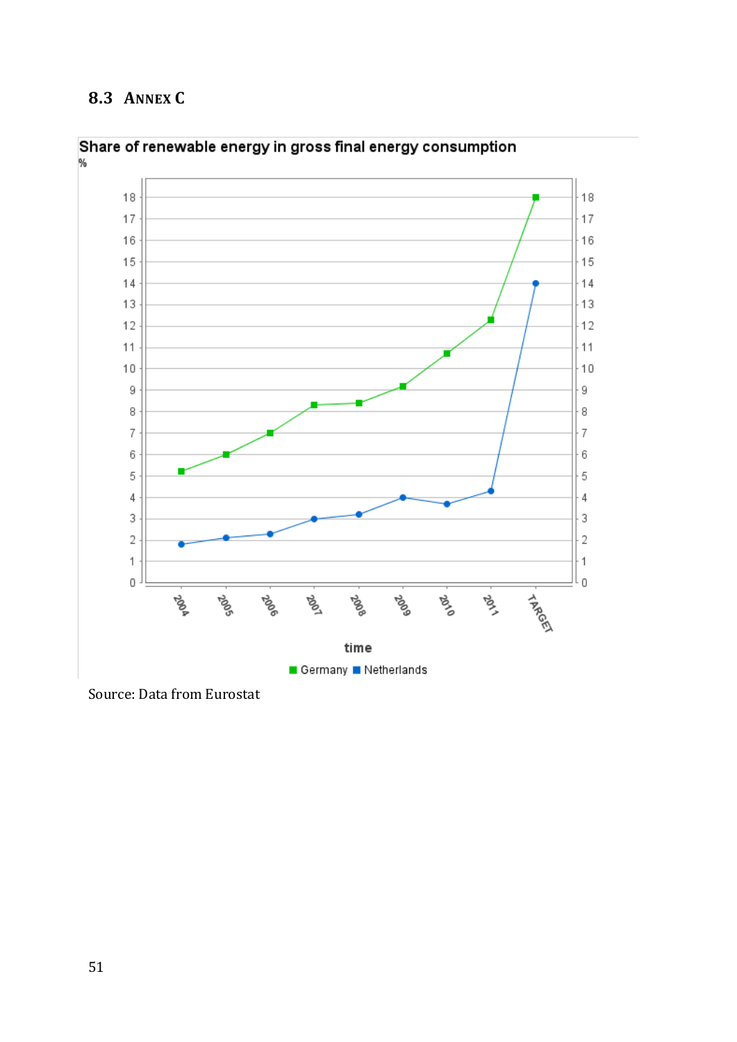## 8.3 Annex C

Share of renewable energy in gross final energy consumption

Source: Data from Eurostat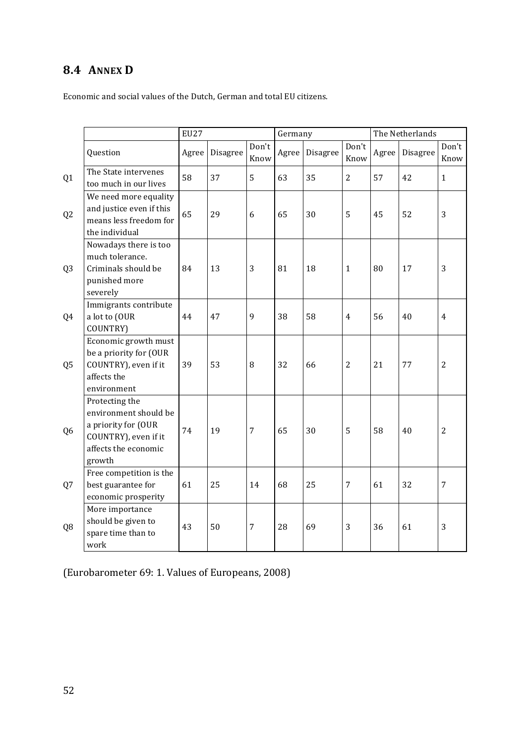## 8.4 ANNEX D

Economic and social values of the Dutch, German and total EU citizens.

| | | EU27 | | | Germany | | | The Netherlands | | |
|---|---|---|---|---|---|---|---|---|---|---|
| | Question | Agree | Disagree | Don't Know | Agree | Disagree | Don't Know | Agree | Disagree | Don't Know |
| Q1 | The State intervenes too much in our lives | 58 | 37 | 5 | 63 | 35 | 2 | 57 | 42 | 1 |
| Q2 | We need more equality and justice even if this means less freedom for the individual | 65 | 29 | 6 | 65 | 30 | 5 | 45 | 52 | 3 |
| Q3 | Nowadays there is too much tolerance. Criminals should be punished more severely | 84 | 13 | 3 | 81 | 18 | 1 | 80 | 17 | 3 |
| Q4 | Immigrants contribute a lot to (OUR COUNTRY) | 44 | 47 | 9 | 38 | 58 | 4 | 56 | 40 | 4 |
| Q5 | Economic growth must be a priority for (OUR COUNTRY), even if it affects the environment | 39 | 53 | 8 | 32 | 66 | 2 | 21 | 77 | 2 |
| Q6 | Protecting the environment should be a priority for (OUR COUNTRY), even if it affects the economic growth | 74 | 19 | 7 | 65 | 30 | 5 | 58 | 40 | 2 |
| Q7 | Free competition is the best guarantee for economic prosperity | 61 | 25 | 14 | 68 | 25 | 7 | 61 | 32 | 7 |
| Q8 | More importance should be given to spare time than to work | 43 | 50 | 7 | 28 | 69 | 3 | 36 | 61 | 3 |

(Eurobarometer 69: 1. Values of Europeans, 2008)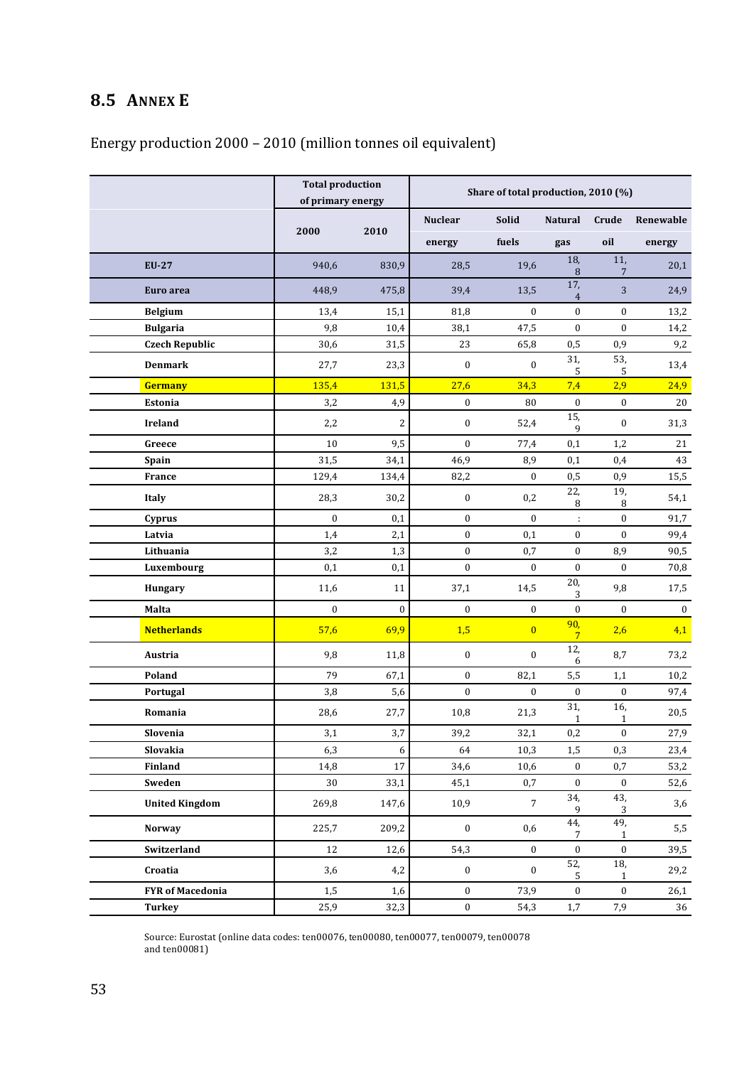## 8.5 ANNEX E

Energy production 2000 – 2010 (million tonnes oil equivalent)

| | Total production of primary energy | | Share of total production, 2010 (%) | | | | |
|---|---|---|---|---|---|---|---|
| | 2000 | 2010 | Nuclear energy | Solid fuels | Natural gas | Crude oil | Renewable energy |
| **EU-27** | 940,6 | 830,9 | 28,5 | 19,6 | 18,8 | 11,7 | 20,1 |
| **Euro area** | 448,9 | 475,8 | 39,4 | 13,5 | 17,4 | 3 | 24,9 |
| **Belgium** | 13,4 | 15,1 | 81,8 | 0 | 0 | 0 | 13,2 |
| **Bulgaria** | 9,8 | 10,4 | 38,1 | 47,5 | 0 | 0 | 14,2 |
| **Czech Republic** | 30,6 | 31,5 | 23 | 65,8 | 0,5 | 0,9 | 9,2 |
| **Denmark** | 27,7 | 23,3 | 0 | 0 | 31,5 | 53,5 | 13,4 |
| **Germany** | 135,4 | 131,5 | 27,6 | 34,3 | 7,4 | 2,9 | 24,9 |
| **Estonia** | 3,2 | 4,9 | 0 | 80 | 0 | 0 | 20 |
| **Ireland** | 2,2 | 2 | 0 | 52,4 | 15,9 | 0 | 31,3 |
| **Greece** | 10 | 9,5 | 0 | 77,4 | 0,1 | 1,2 | 21 |
| **Spain** | 31,5 | 34,1 | 46,9 | 8,9 | 0,1 | 0,4 | 43 |
| **France** | 129,4 | 134,4 | 82,2 | 0 | 0,5 | 0,9 | 15,5 |
| **Italy** | 28,3 | 30,2 | 0 | 0,2 | 22,8 | 19,8 | 54,1 |
| **Cyprus** | 0 | 0,1 | 0 | 0 | : | 0 | 91,7 |
| **Latvia** | 1,4 | 2,1 | 0 | 0,1 | 0 | 0 | 99,4 |
| **Lithuania** | 3,2 | 1,3 | 0 | 0,7 | 0 | 8,9 | 90,5 |
| **Luxembourg** | 0,1 | 0,1 | 0 | 0 | 0 | 0 | 70,8 |
| **Hungary** | 11,6 | 11 | 37,1 | 14,5 | 20,3 | 9,8 | 17,5 |
| **Malta** | 0 | 0 | 0 | 0 | 0 | 0 | 0 |
| **Netherlands** | 57,6 | 69,9 | 1,5 | 0 | 90,7 | 2,6 | 4,1 |
| **Austria** | 9,8 | 11,8 | 0 | 0 | 12,6 | 8,7 | 73,2 |
| **Poland** | 79 | 67,1 | 0 | 82,1 | 5,5 | 1,1 | 10,2 |
| **Portugal** | 3,8 | 5,6 | 0 | 0 | 0 | 0 | 97,4 |
| **Romania** | 28,6 | 27,7 | 10,8 | 21,3 | 31,1 | 16,1 | 20,5 |
| **Slovenia** | 3,1 | 3,7 | 39,2 | 32,1 | 0,2 | 0 | 27,9 |
| **Slovakia** | 6,3 | 6 | 64 | 10,3 | 1,5 | 0,3 | 23,4 |
| **Finland** | 14,8 | 17 | 34,6 | 10,6 | 0 | 0,7 | 53,2 |
| **Sweden** | 30 | 33,1 | 45,1 | 0,7 | 0 | 0 | 52,6 |
| **United Kingdom** | 269,8 | 147,6 | 10,9 | 7 | 34,9 | 43,3 | 3,6 |
| **Norway** | 225,7 | 209,2 | 0 | 0,6 | 44,7 | 49,1 | 5,5 |
| **Switzerland** | 12 | 12,6 | 54,3 | 0 | 0 | 0 | 39,5 |
| **Croatia** | 3,6 | 4,2 | 0 | 0 | 52,5 | 18,1 | 29,2 |
| **FYR of Macedonia** | 1,5 | 1,6 | 0 | 73,9 | 0 | 0 | 26,1 |
| **Turkey** | 25,9 | 32,3 | 0 | 54,3 | 1,7 | 7,9 | 36 |

Source: Eurostat (online data codes: ten00076, ten00080, ten00077, ten00079, ten00078 and ten00081)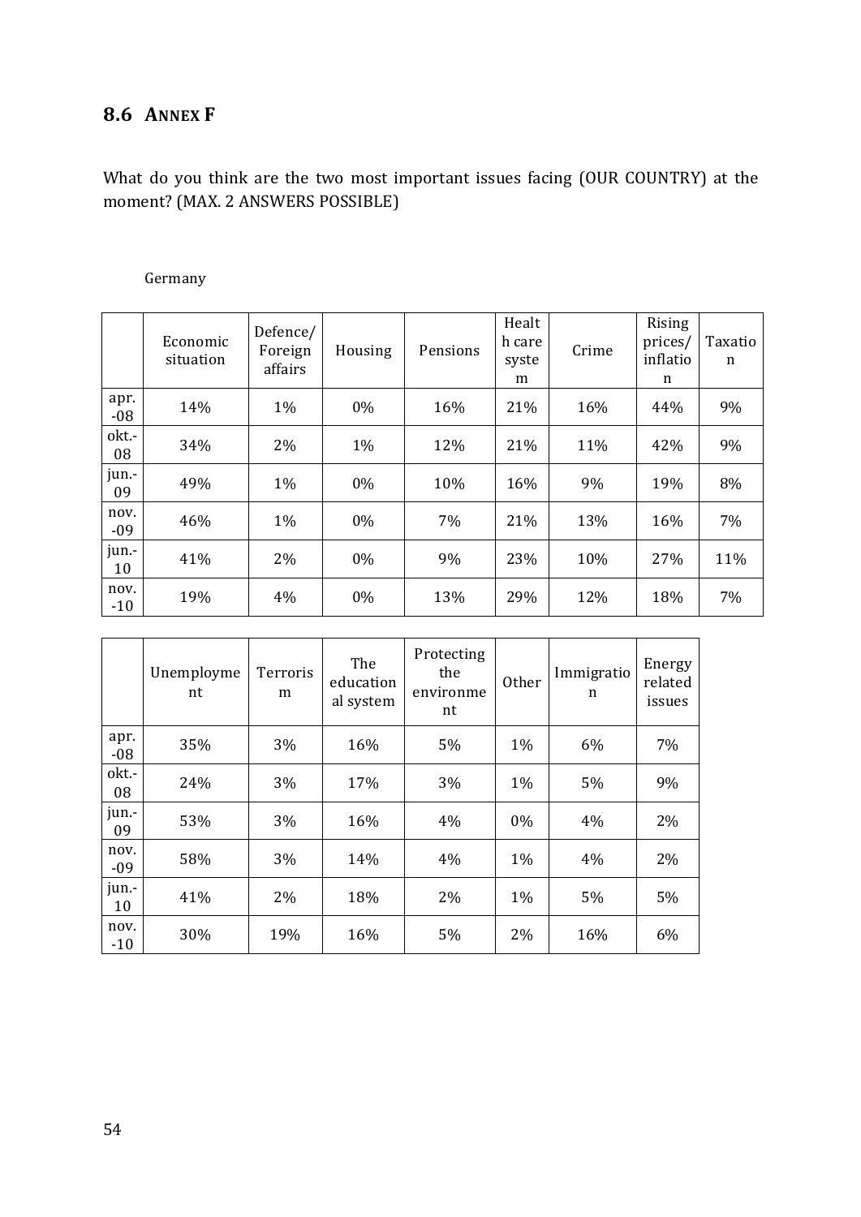## 8.6 Annex F

What do you think are the two most important issues facing (OUR COUNTRY) at the moment? (MAX. 2 ANSWERS POSSIBLE)

Germany

| | Economic situation | Defence/ Foreign affairs | Housing | Pensions | Health care system | Crime | Rising prices/ inflation | Taxation |
|---|---|---|---|---|---|---|---|---|
| apr.-08 | 14% | 1% | 0% | 16% | 21% | 16% | 44% | 9% |
| okt.-08 | 34% | 2% | 1% | 12% | 21% | 11% | 42% | 9% |
| jun.-09 | 49% | 1% | 0% | 10% | 16% | 9% | 19% | 8% |
| nov.-09 | 46% | 1% | 0% | 7% | 21% | 13% | 16% | 7% |
| jun.-10 | 41% | 2% | 0% | 9% | 23% | 10% | 27% | 11% |
| nov.-10 | 19% | 4% | 0% | 13% | 29% | 12% | 18% | 7% |

| | Unemployment | Terrorism | The educational system | Protecting the environment | Other | Immigration | Energy related issues |
|---|---|---|---|---|---|---|---|
| apr.-08 | 35% | 3% | 16% | 5% | 1% | 6% | 7% |
| okt.-08 | 24% | 3% | 17% | 3% | 1% | 5% | 9% |
| jun.-09 | 53% | 3% | 16% | 4% | 0% | 4% | 2% |
| nov.-09 | 58% | 3% | 14% | 4% | 1% | 4% | 2% |
| jun.-10 | 41% | 2% | 18% | 2% | 1% | 5% | 5% |
| nov.-10 | 30% | 19% | 16% | 5% | 2% | 16% | 6% |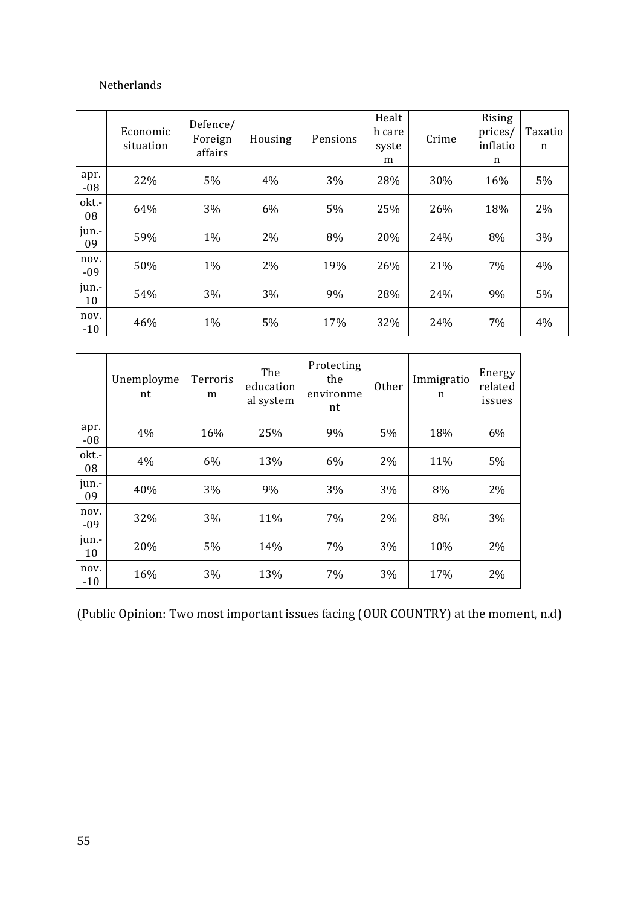Netherlands

| | Economic situation | Defence/ Foreign affairs | Housing | Pensions | Health care system | Crime | Rising prices/ inflation | Taxation |
|---|---|---|---|---|---|---|---|---|
| apr.-08 | 22% | 5% | 4% | 3% | 28% | 30% | 16% | 5% |
| okt.-08 | 64% | 3% | 6% | 5% | 25% | 26% | 18% | 2% |
| jun.-09 | 59% | 1% | 2% | 8% | 20% | 24% | 8% | 3% |
| nov.-09 | 50% | 1% | 2% | 19% | 26% | 21% | 7% | 4% |
| jun.-10 | 54% | 3% | 3% | 9% | 28% | 24% | 9% | 5% |
| nov.-10 | 46% | 1% | 5% | 17% | 32% | 24% | 7% | 4% |

| | Unemployment | Terrorism | The educational system | Protecting the environment | Other | Immigration | Energy related issues |
|---|---|---|---|---|---|---|---|
| apr.-08 | 4% | 16% | 25% | 9% | 5% | 18% | 6% |
| okt.-08 | 4% | 6% | 13% | 6% | 2% | 11% | 5% |
| jun.-09 | 40% | 3% | 9% | 3% | 3% | 8% | 2% |
| nov.-09 | 32% | 3% | 11% | 7% | 2% | 8% | 3% |
| jun.-10 | 20% | 5% | 14% | 7% | 3% | 10% | 2% |
| nov.-10 | 16% | 3% | 13% | 7% | 3% | 17% | 2% |

(Public Opinion: Two most important issues facing (OUR COUNTRY) at the moment, n.d)